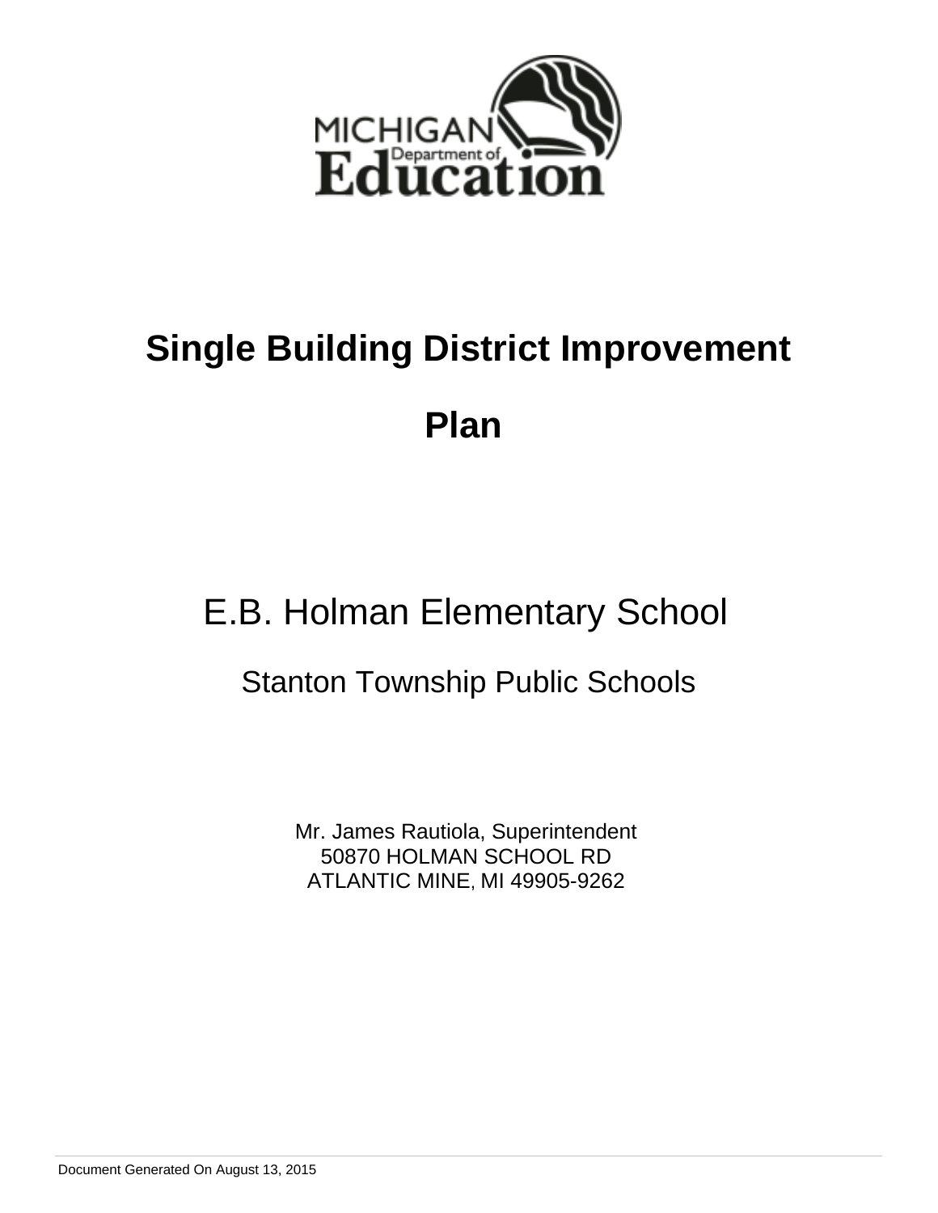# Single Building District Improvement Plan

## E.B. Holman Elementary School

### Stanton Township Public Schools

Mr. James Rautiola, Superintendent
50870 HOLMAN SCHOOL RD
ATLANTIC MINE, MI 49905-9262

Document Generated On August 13, 2015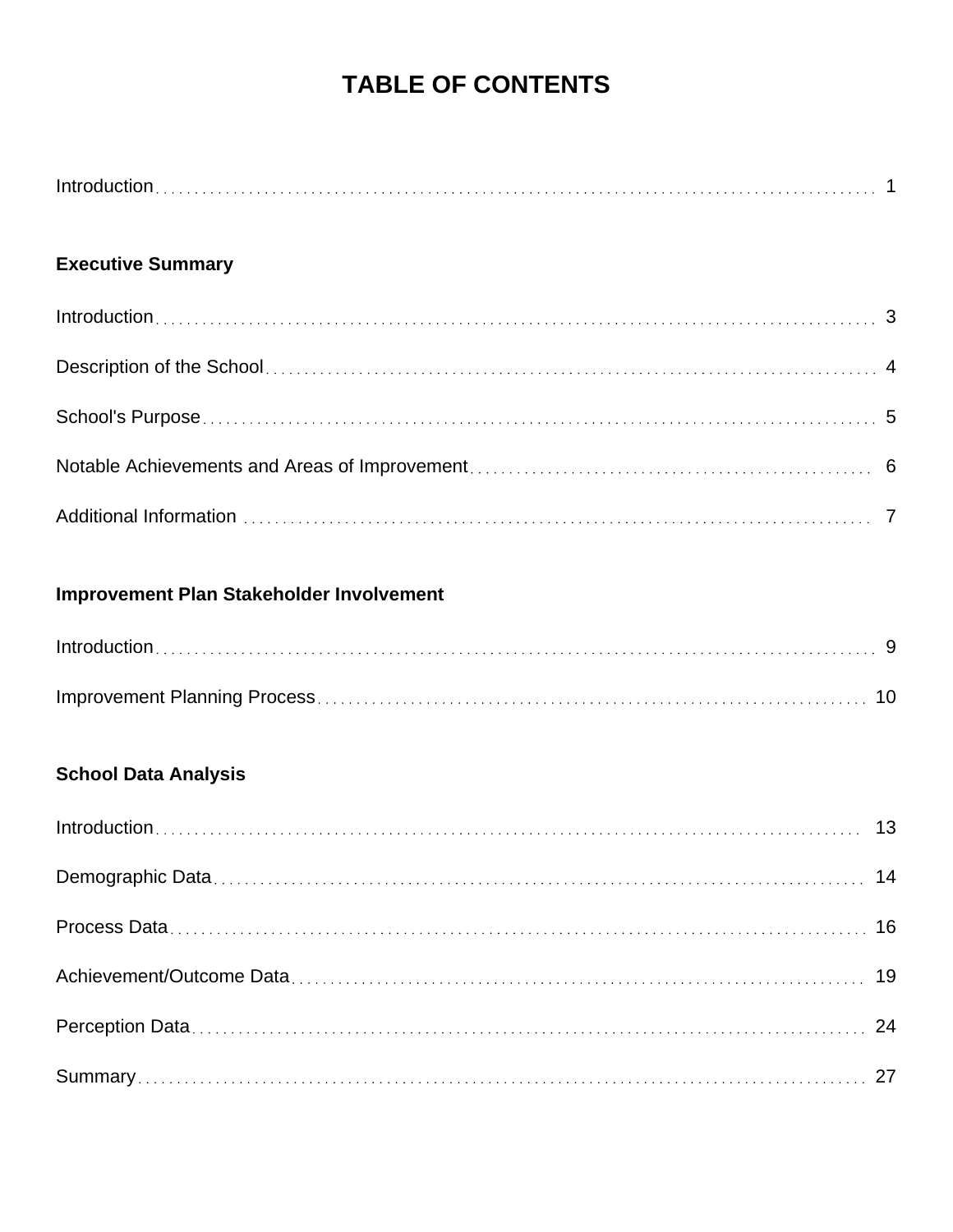# TABLE OF CONTENTS

Introduction . . . . . . . . . . 1

**Executive Summary**

Introduction . . . . . . . . . . 3

Description of the School . . . . . . . . . . 4

School's Purpose . . . . . . . . . . 5

Notable Achievements and Areas of Improvement . . . . . . . . . . 6

Additional Information . . . . . . . . . . 7

**Improvement Plan Stakeholder Involvement**

Introduction . . . . . . . . . . 9

Improvement Planning Process . . . . . . . . . . 10

**School Data Analysis**

Introduction . . . . . . . . . . 13

Demographic Data . . . . . . . . . . 14

Process Data . . . . . . . . . . 16

Achievement/Outcome Data . . . . . . . . . . 19

Perception Data . . . . . . . . . . 24

Summary . . . . . . . . . . 27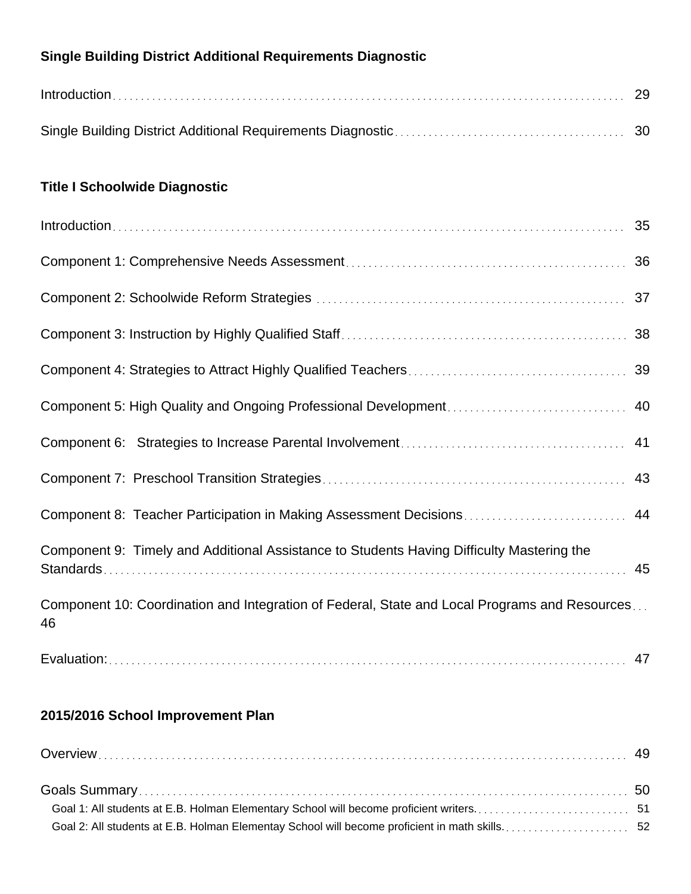**Single Building District Additional Requirements Diagnostic**

Introduction . . . . . . . . . . 29

Single Building District Additional Requirements Diagnostic . . . . . . . . . . 30

**Title I Schoolwide Diagnostic**

Introduction . . . . . . . . . . 35

Component 1: Comprehensive Needs Assessment . . . . . . . . . . 36

Component 2: Schoolwide Reform Strategies . . . . . . . . . . 37

Component 3: Instruction by Highly Qualified Staff . . . . . . . . . . 38

Component 4: Strategies to Attract Highly Qualified Teachers . . . . . . . . . . 39

Component 5: High Quality and Ongoing Professional Development . . . . . . . . . . 40

Component 6: Strategies to Increase Parental Involvement . . . . . . . . . . 41

Component 7: Preschool Transition Strategies . . . . . . . . . . 43

Component 8: Teacher Participation in Making Assessment Decisions . . . . . . . . . . 44

Component 9: Timely and Additional Assistance to Students Having Difficulty Mastering the Standards . . . . . . . . . . 45

Component 10: Coordination and Integration of Federal, State and Local Programs and Resources . . . 46

Evaluation: . . . . . . . . . . 47

**2015/2016 School Improvement Plan**

Overview . . . . . . . . . . 49

Goals Summary . . . . . . . . . . 50

- Goal 1: All students at E.B. Holman Elementary School will become proficient writers. . . . . . . . . . . 51
- Goal 2: All students at E.B. Holman Elementay School will become proficient in math skills. . . . . . . . . . . 52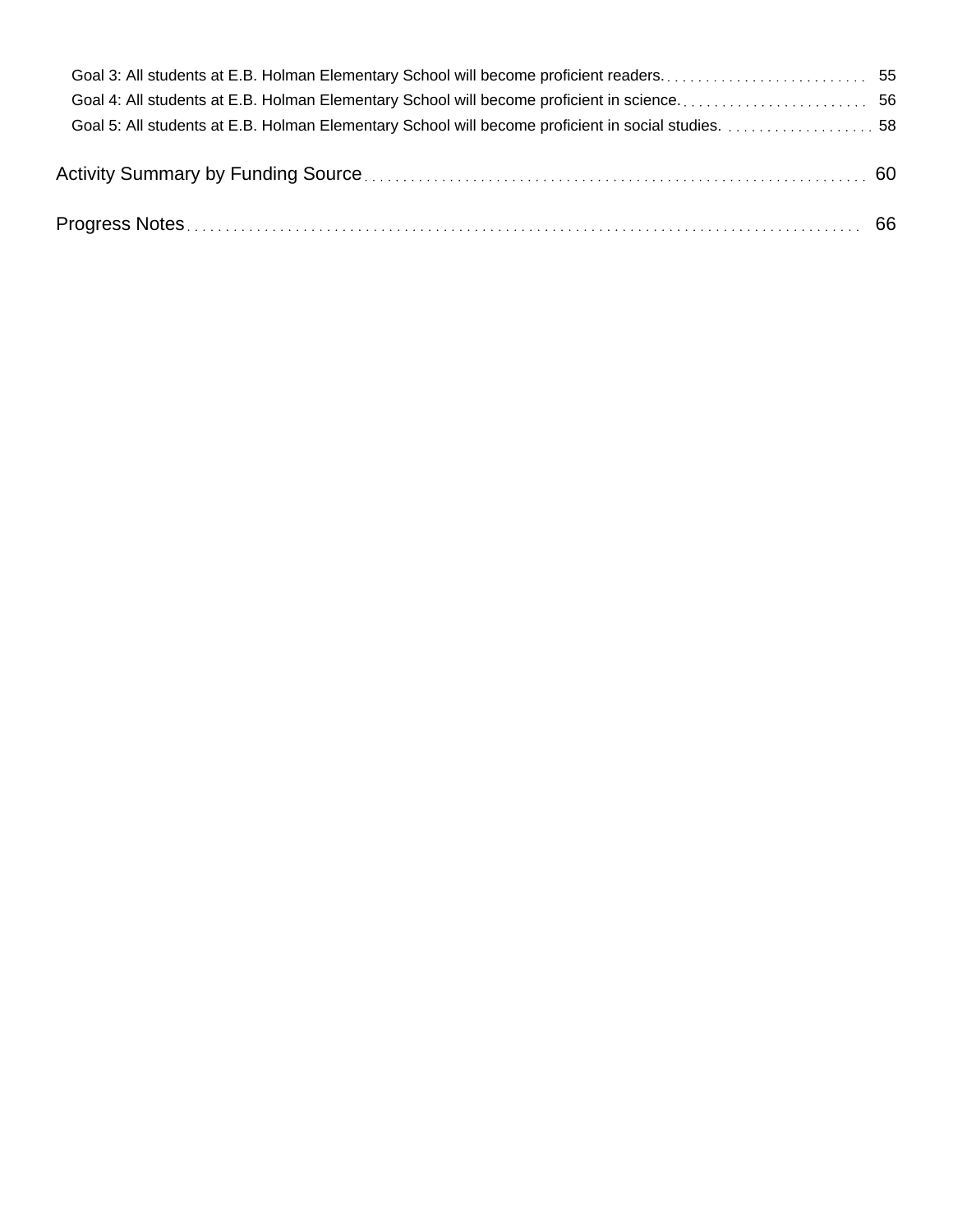Goal 3: All students at E.B. Holman Elementary School will become proficient readers. . . . . . . . . . . . . . . . . . . . . . . . . . . . 55

Goal 4: All students at E.B. Holman Elementary School will become proficient in science. . . . . . . . . . . . . . . . . . . . . . . . . . 56

Goal 5: All students at E.B. Holman Elementary School will become proficient in social studies. . . . . . . . . . . . . . . . . . . . . 58

Activity Summary by Funding Source . . . . . . . . . . . . . . . . . . . . . . . . . . . . . . . . . . . . . . . . . . . . . . . . . . . . . . . . . . . . . . . . 60

Progress Notes . . . . . . . . . . . . . . . . . . . . . . . . . . . . . . . . . . . . . . . . . . . . . . . . . . . . . . . . . . . . . . . . . . . . . . . . . . . . . . . . . . . 66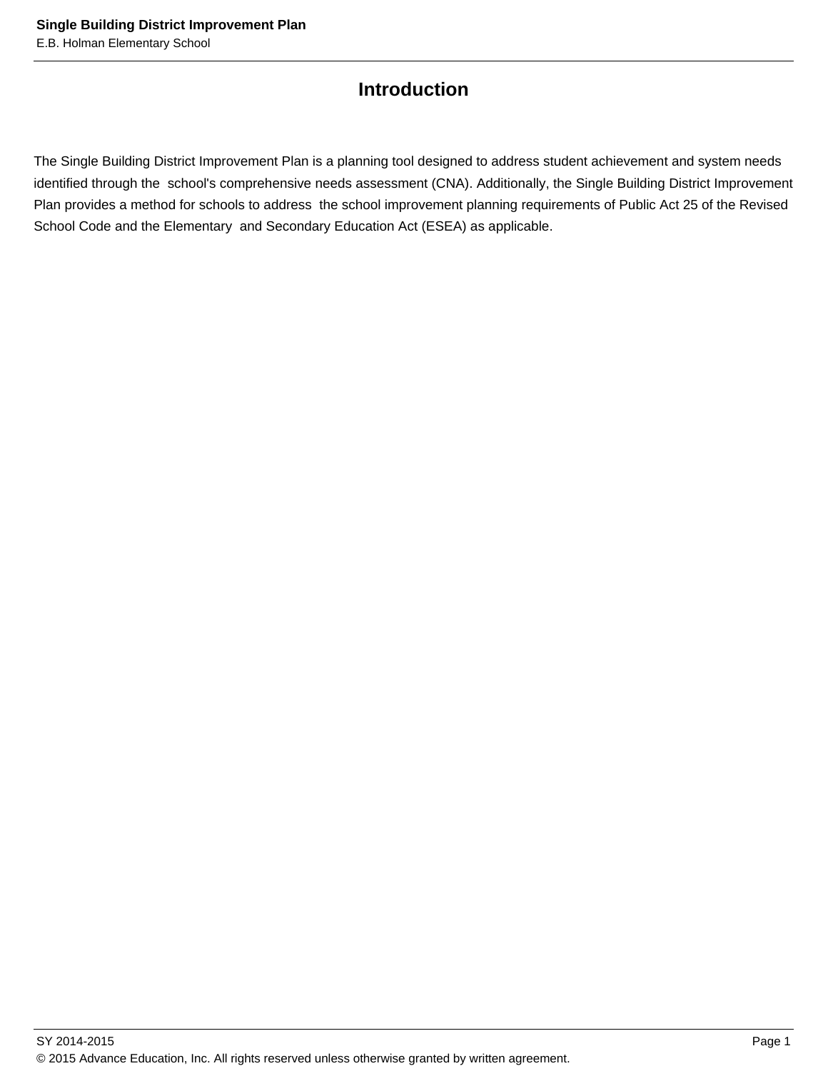# Introduction

The Single Building District Improvement Plan is a planning tool designed to address student achievement and system needs identified through the school's comprehensive needs assessment (CNA). Additionally, the Single Building District Improvement Plan provides a method for schools to address the school improvement planning requirements of Public Act 25 of the Revised School Code and the Elementary and Secondary Education Act (ESEA) as applicable.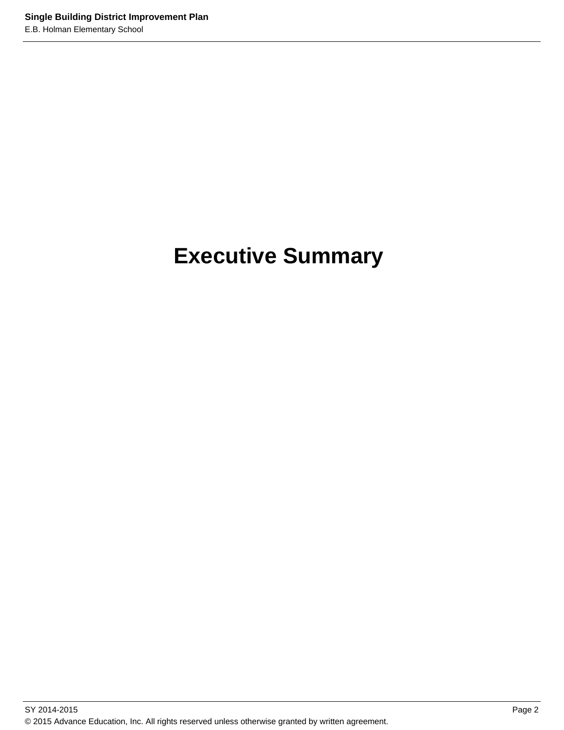# Executive Summary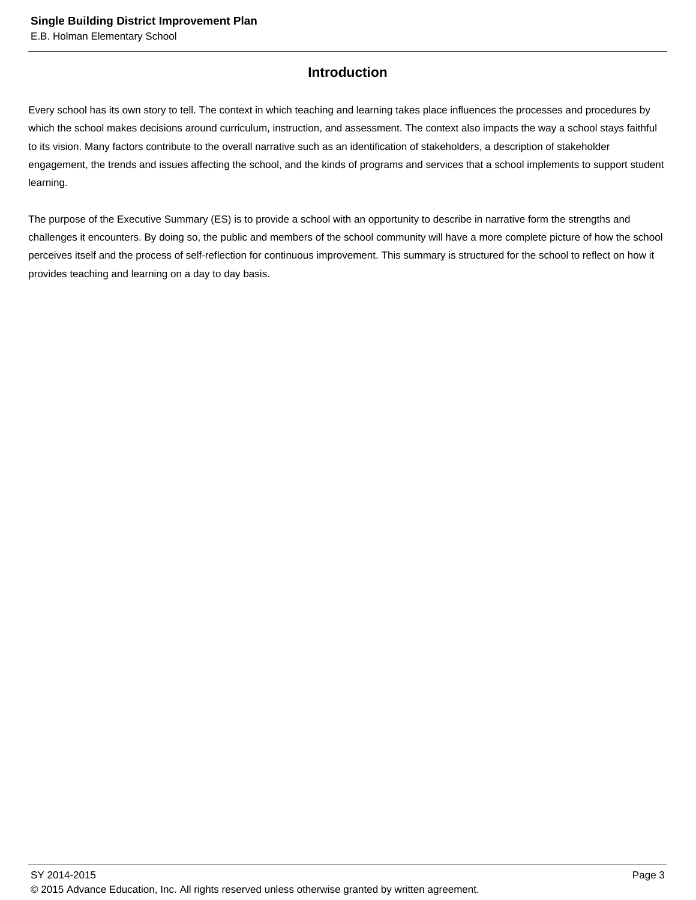## Introduction

Every school has its own story to tell. The context in which teaching and learning takes place influences the processes and procedures by which the school makes decisions around curriculum, instruction, and assessment. The context also impacts the way a school stays faithful to its vision. Many factors contribute to the overall narrative such as an identification of stakeholders, a description of stakeholder engagement, the trends and issues affecting the school, and the kinds of programs and services that a school implements to support student learning.

The purpose of the Executive Summary (ES) is to provide a school with an opportunity to describe in narrative form the strengths and challenges it encounters. By doing so, the public and members of the school community will have a more complete picture of how the school perceives itself and the process of self-reflection for continuous improvement. This summary is structured for the school to reflect on how it provides teaching and learning on a day to day basis.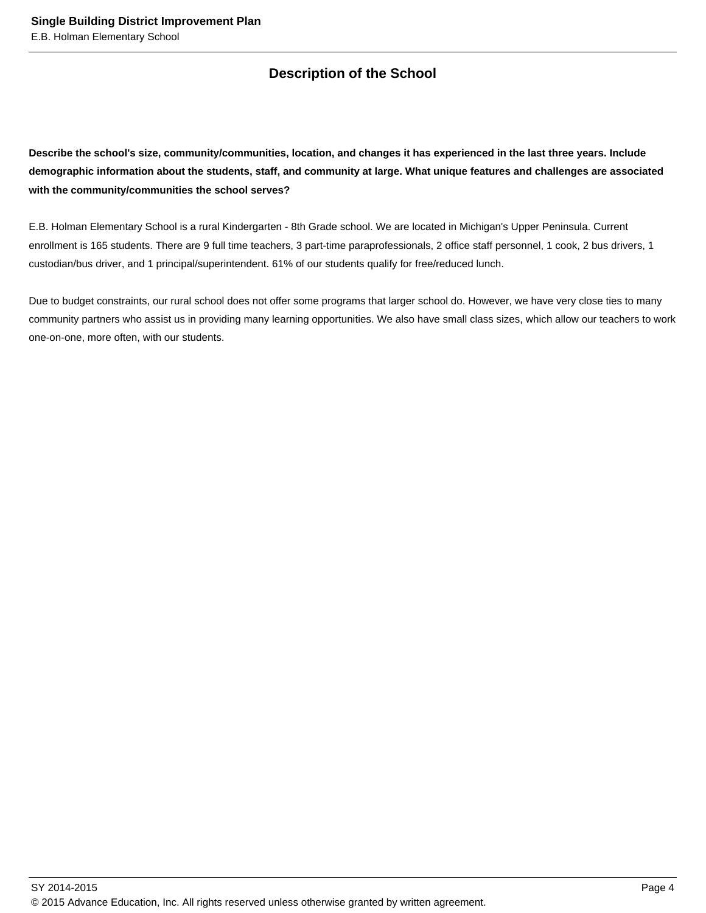## Description of the School

**Describe the school's size, community/communities, location, and changes it has experienced in the last three years. Include demographic information about the students, staff, and community at large. What unique features and challenges are associated with the community/communities the school serves?**

E.B. Holman Elementary School is a rural Kindergarten - 8th Grade school. We are located in Michigan's Upper Peninsula. Current enrollment is 165 students. There are 9 full time teachers, 3 part-time paraprofessionals, 2 office staff personnel, 1 cook, 2 bus drivers, 1 custodian/bus driver, and 1 principal/superintendent. 61% of our students qualify for free/reduced lunch.

Due to budget constraints, our rural school does not offer some programs that larger school do. However, we have very close ties to many community partners who assist us in providing many learning opportunities. We also have small class sizes, which allow our teachers to work one-on-one, more often, with our students.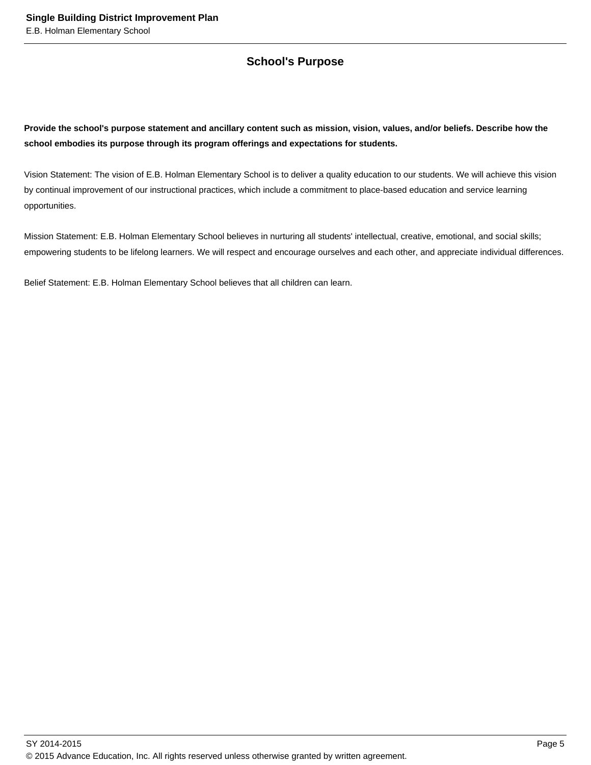## School's Purpose

**Provide the school's purpose statement and ancillary content such as mission, vision, values, and/or beliefs. Describe how the school embodies its purpose through its program offerings and expectations for students.**

Vision Statement: The vision of E.B. Holman Elementary School is to deliver a quality education to our students. We will achieve this vision by continual improvement of our instructional practices, which include a commitment to place-based education and service learning opportunities.

Mission Statement: E.B. Holman Elementary School believes in nurturing all students' intellectual, creative, emotional, and social skills; empowering students to be lifelong learners. We will respect and encourage ourselves and each other, and appreciate individual differences.

Belief Statement: E.B. Holman Elementary School believes that all children can learn.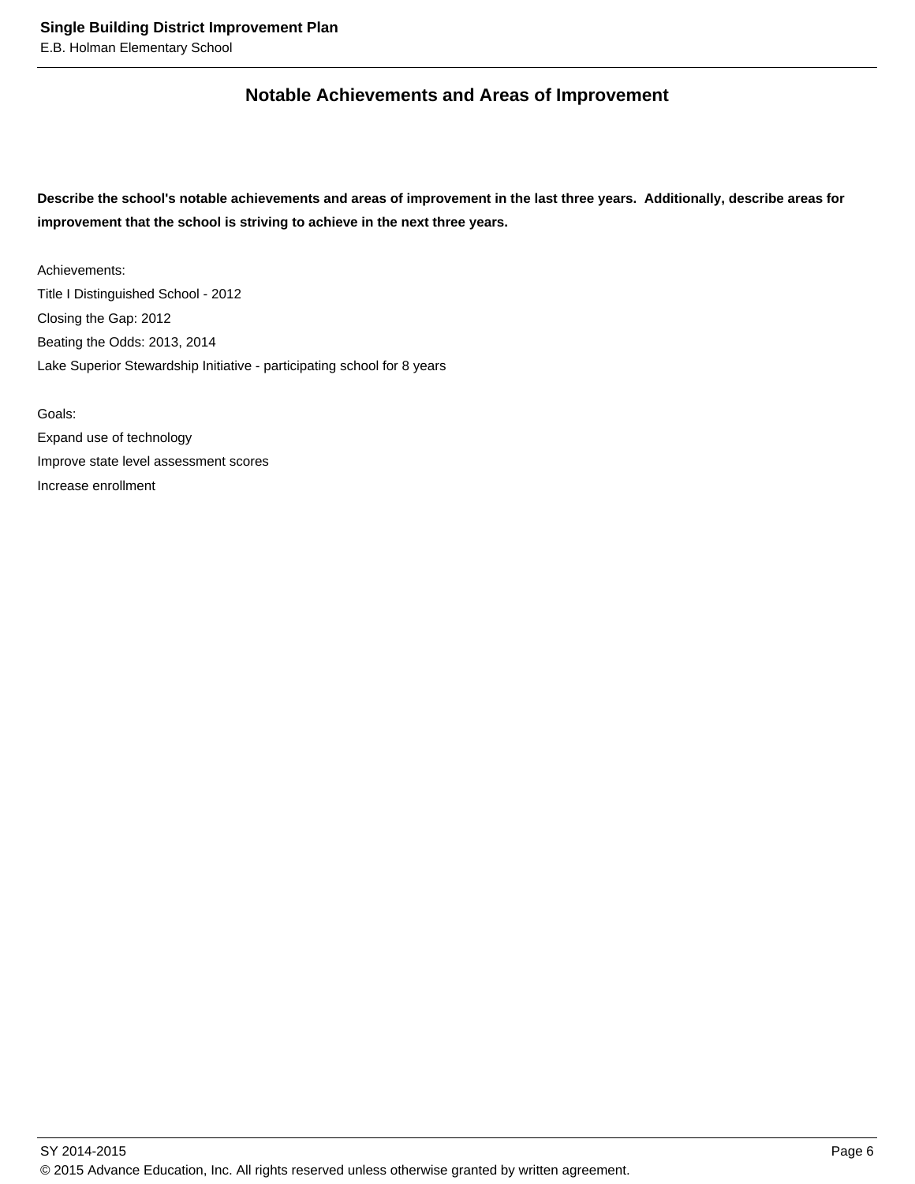## Notable Achievements and Areas of Improvement

**Describe the school's notable achievements and areas of improvement in the last three years. Additionally, describe areas for improvement that the school is striving to achieve in the next three years.**

Achievements:
Title I Distinguished School - 2012
Closing the Gap: 2012
Beating the Odds: 2013, 2014
Lake Superior Stewardship Initiative - participating school for 8 years

Goals:
Expand use of technology
Improve state level assessment scores
Increase enrollment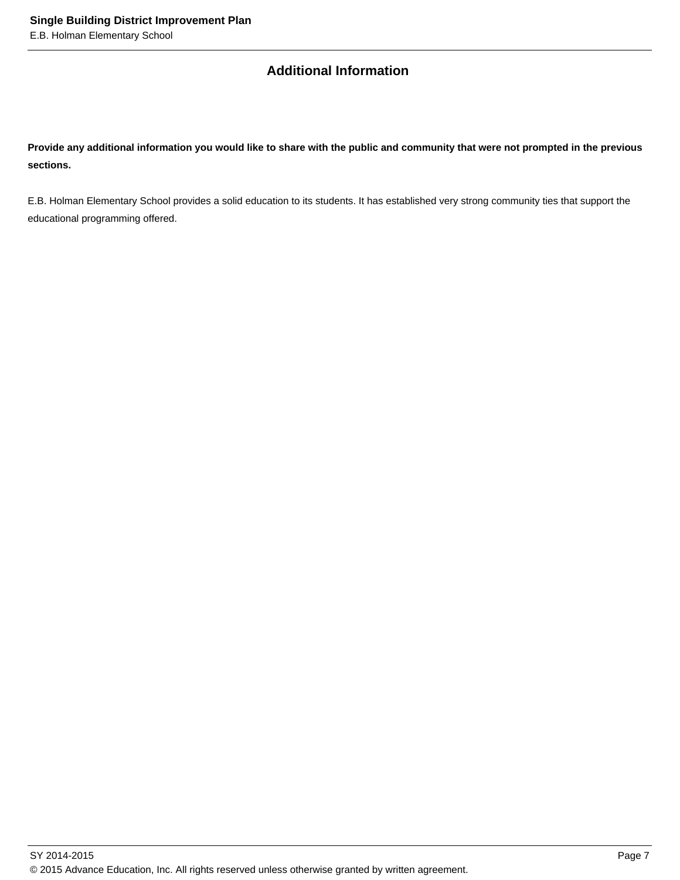## Additional Information

**Provide any additional information you would like to share with the public and community that were not prompted in the previous sections.**

E.B. Holman Elementary School provides a solid education to its students. It has established very strong community ties that support the educational programming offered.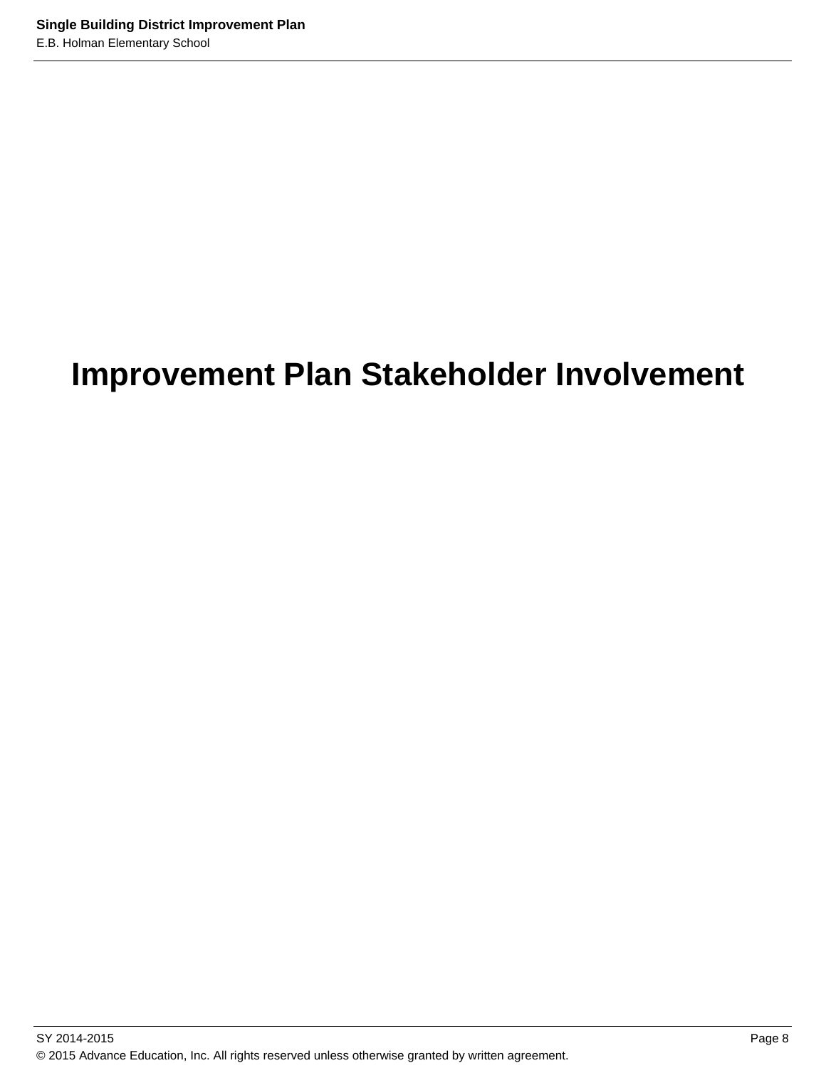# Improvement Plan Stakeholder Involvement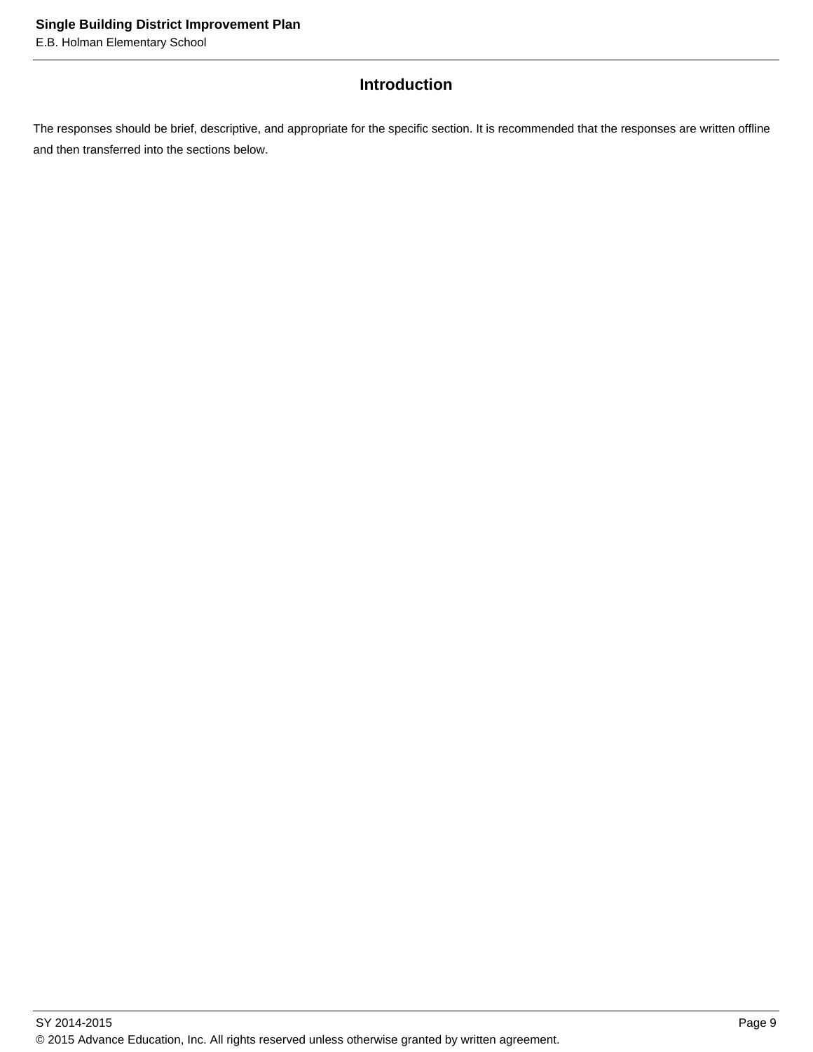## Introduction

The responses should be brief, descriptive, and appropriate for the specific section. It is recommended that the responses are written offline and then transferred into the sections below.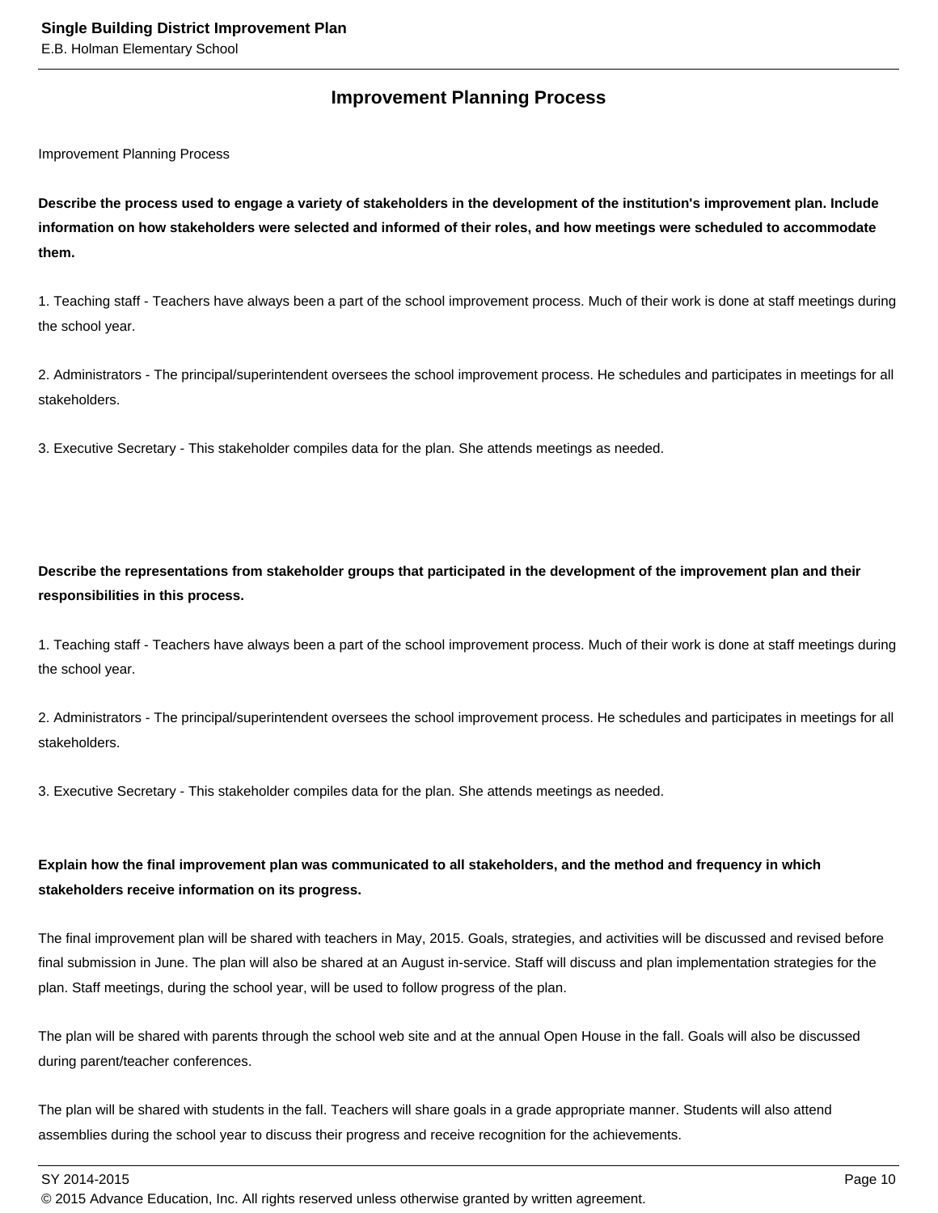## Improvement Planning Process

Improvement Planning Process

**Describe the process used to engage a variety of stakeholders in the development of the institution's improvement plan. Include information on how stakeholders were selected and informed of their roles, and how meetings were scheduled to accommodate them.**

1. Teaching staff - Teachers have always been a part of the school improvement process. Much of their work is done at staff meetings during the school year.

2. Administrators - The principal/superintendent oversees the school improvement process. He schedules and participates in meetings for all stakeholders.

3. Executive Secretary - This stakeholder compiles data for the plan. She attends meetings as needed.

**Describe the representations from stakeholder groups that participated in the development of the improvement plan and their responsibilities in this process.**

1. Teaching staff - Teachers have always been a part of the school improvement process. Much of their work is done at staff meetings during the school year.

2. Administrators - The principal/superintendent oversees the school improvement process. He schedules and participates in meetings for all stakeholders.

3. Executive Secretary - This stakeholder compiles data for the plan. She attends meetings as needed.

**Explain how the final improvement plan was communicated to all stakeholders, and the method and frequency in which stakeholders receive information on its progress.**

The final improvement plan will be shared with teachers in May, 2015. Goals, strategies, and activities will be discussed and revised before final submission in June. The plan will also be shared at an August in-service. Staff will discuss and plan implementation strategies for the plan. Staff meetings, during the school year, will be used to follow progress of the plan.

The plan will be shared with parents through the school web site and at the annual Open House in the fall. Goals will also be discussed during parent/teacher conferences.

The plan will be shared with students in the fall. Teachers will share goals in a grade appropriate manner. Students will also attend assemblies during the school year to discuss their progress and receive recognition for the achievements.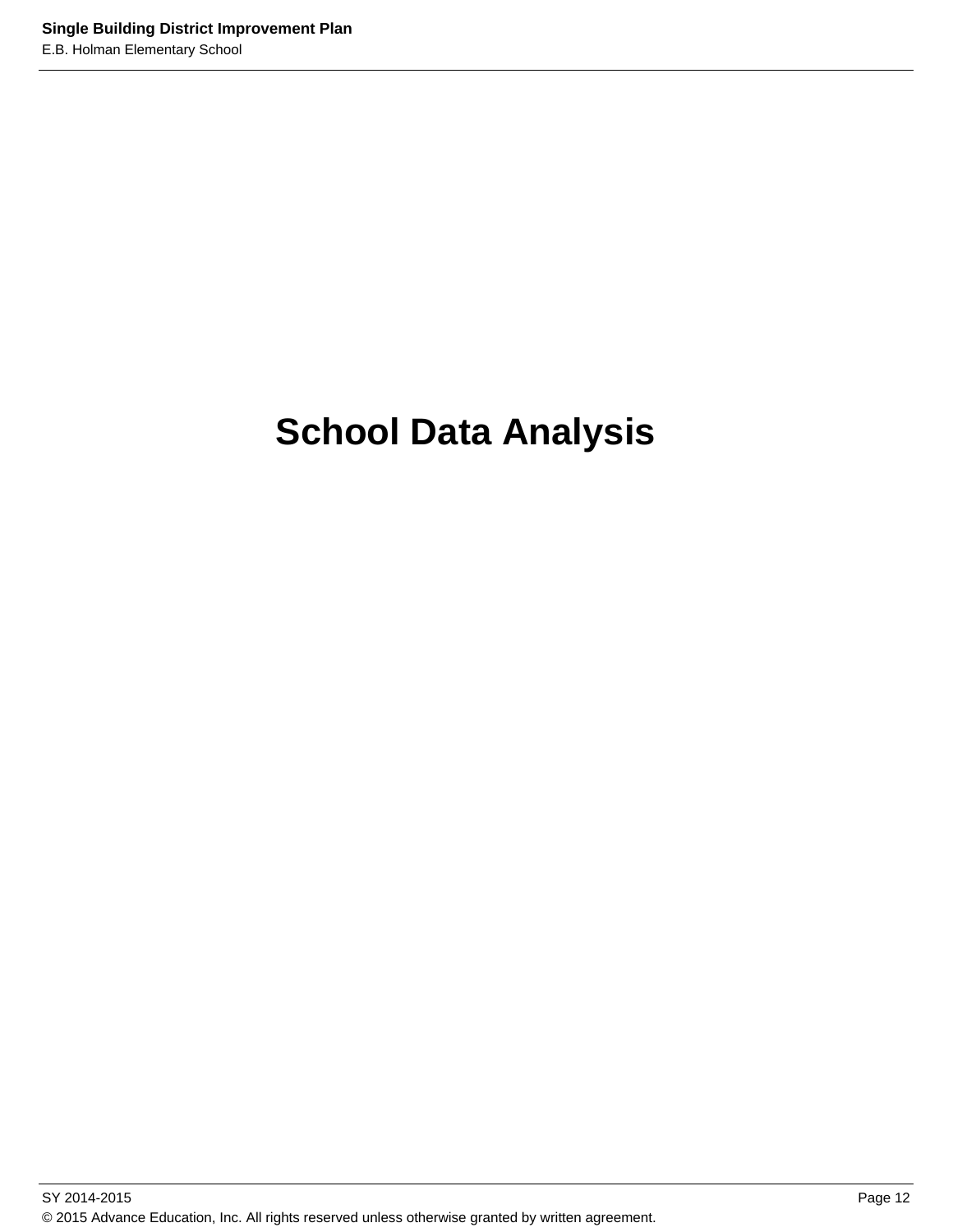# School Data Analysis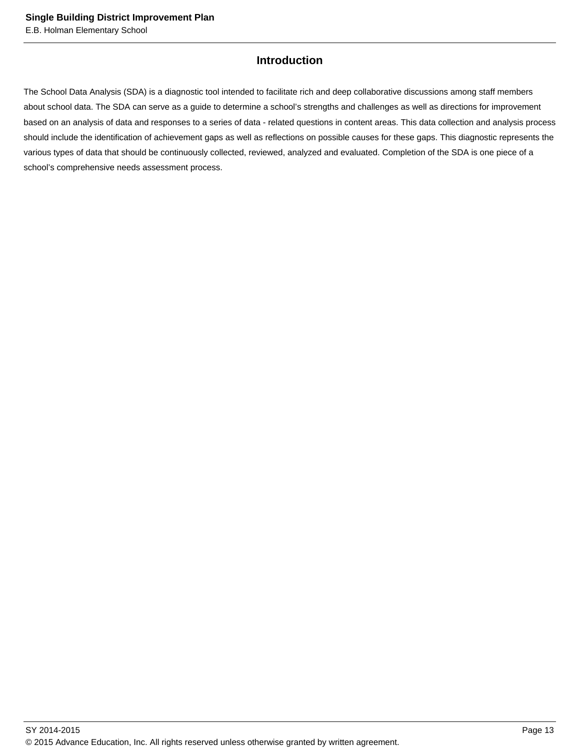## Introduction

The School Data Analysis (SDA) is a diagnostic tool intended to facilitate rich and deep collaborative discussions among staff members about school data. The SDA can serve as a guide to determine a school's strengths and challenges as well as directions for improvement based on an analysis of data and responses to a series of data - related questions in content areas. This data collection and analysis process should include the identification of achievement gaps as well as reflections on possible causes for these gaps. This diagnostic represents the various types of data that should be continuously collected, reviewed, analyzed and evaluated. Completion of the SDA is one piece of a school's comprehensive needs assessment process.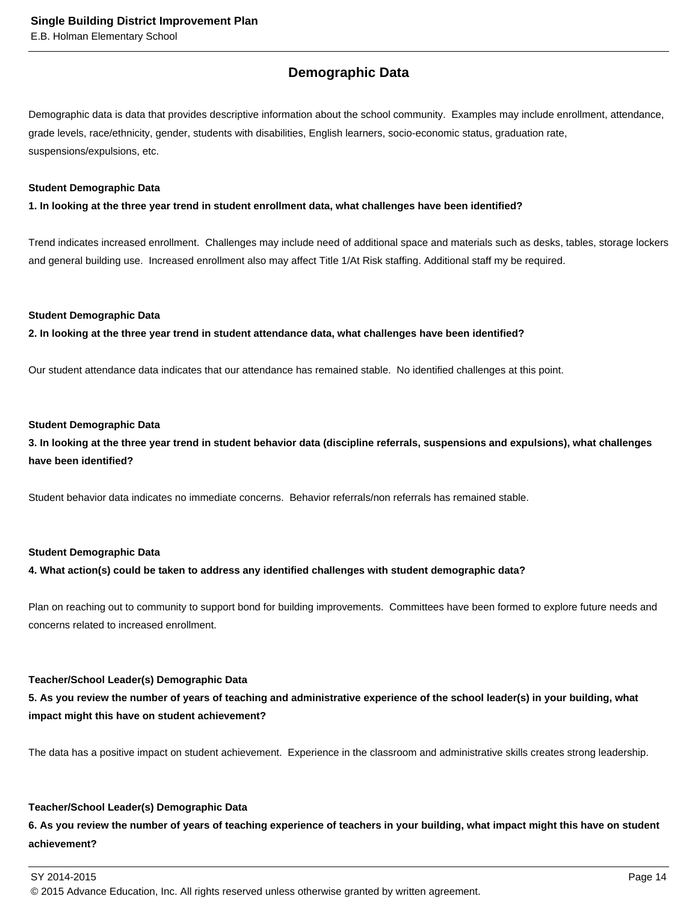## Demographic Data

Demographic data is data that provides descriptive information about the school community. Examples may include enrollment, attendance, grade levels, race/ethnicity, gender, students with disabilities, English learners, socio-economic status, graduation rate, suspensions/expulsions, etc.

**Student Demographic Data**

**1. In looking at the three year trend in student enrollment data, what challenges have been identified?**

Trend indicates increased enrollment. Challenges may include need of additional space and materials such as desks, tables, storage lockers and general building use. Increased enrollment also may affect Title 1/At Risk staffing. Additional staff my be required.

**Student Demographic Data**

**2. In looking at the three year trend in student attendance data, what challenges have been identified?**

Our student attendance data indicates that our attendance has remained stable. No identified challenges at this point.

**Student Demographic Data**

**3. In looking at the three year trend in student behavior data (discipline referrals, suspensions and expulsions), what challenges have been identified?**

Student behavior data indicates no immediate concerns. Behavior referrals/non referrals has remained stable.

**Student Demographic Data**

**4. What action(s) could be taken to address any identified challenges with student demographic data?**

Plan on reaching out to community to support bond for building improvements. Committees have been formed to explore future needs and concerns related to increased enrollment.

**Teacher/School Leader(s) Demographic Data**

**5. As you review the number of years of teaching and administrative experience of the school leader(s) in your building, what impact might this have on student achievement?**

The data has a positive impact on student achievement. Experience in the classroom and administrative skills creates strong leadership.

**Teacher/School Leader(s) Demographic Data**

**6. As you review the number of years of teaching experience of teachers in your building, what impact might this have on student achievement?**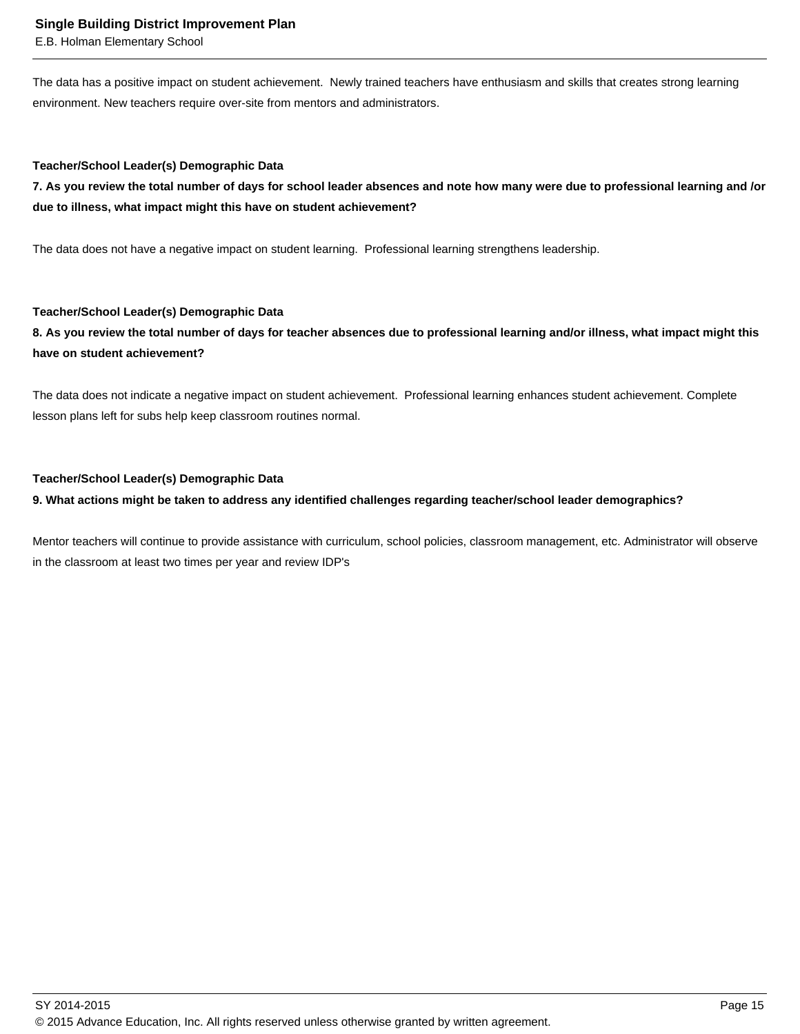The data has a positive impact on student achievement. Newly trained teachers have enthusiasm and skills that creates strong learning environment. New teachers require over-site from mentors and administrators.

**Teacher/School Leader(s) Demographic Data**

**7. As you review the total number of days for school leader absences and note how many were due to professional learning and /or due to illness, what impact might this have on student achievement?**

The data does not have a negative impact on student learning. Professional learning strengthens leadership.

**Teacher/School Leader(s) Demographic Data**

**8. As you review the total number of days for teacher absences due to professional learning and/or illness, what impact might this have on student achievement?**

The data does not indicate a negative impact on student achievement. Professional learning enhances student achievement. Complete lesson plans left for subs help keep classroom routines normal.

**Teacher/School Leader(s) Demographic Data**

**9. What actions might be taken to address any identified challenges regarding teacher/school leader demographics?**

Mentor teachers will continue to provide assistance with curriculum, school policies, classroom management, etc. Administrator will observe in the classroom at least two times per year and review IDP's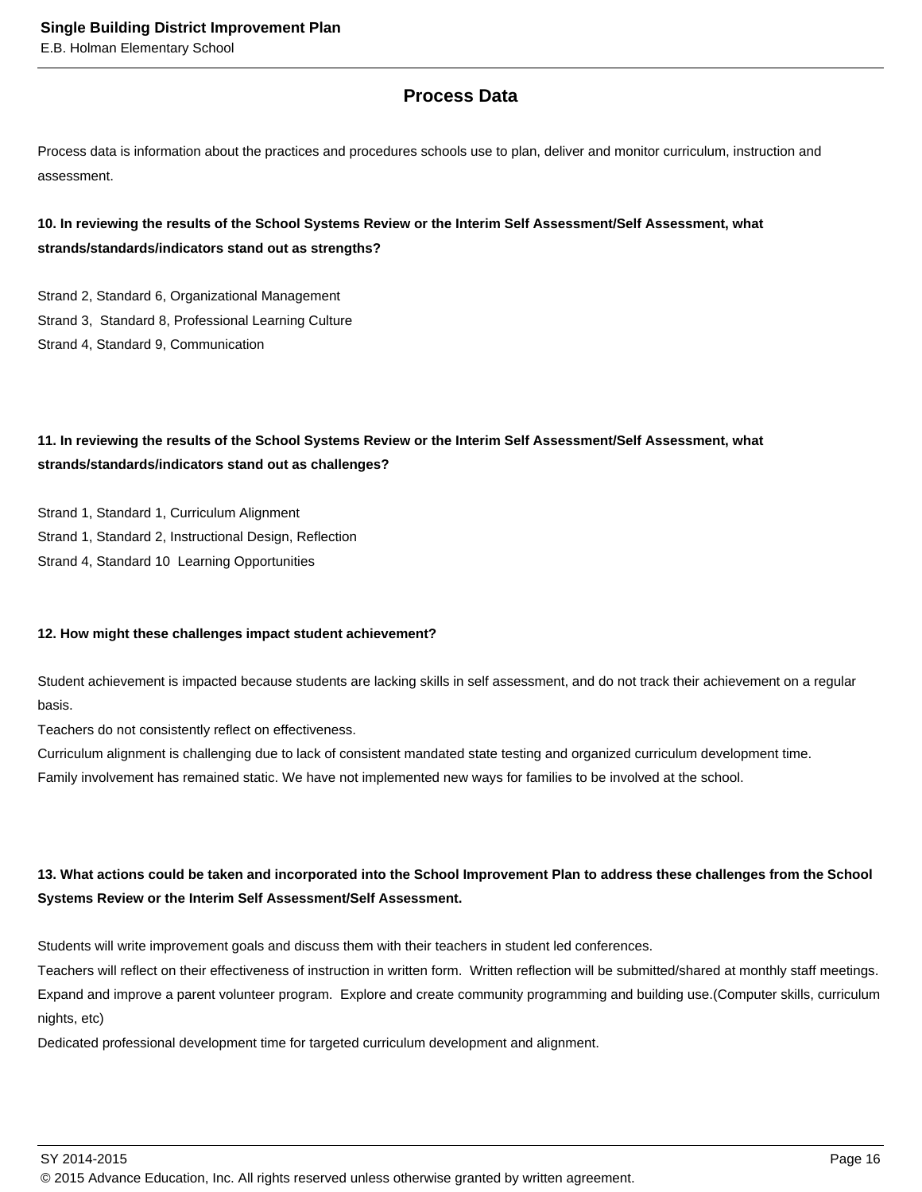## Process Data

Process data is information about the practices and procedures schools use to plan, deliver and monitor curriculum, instruction and assessment.

**10. In reviewing the results of the School Systems Review or the Interim Self Assessment/Self Assessment, what strands/standards/indicators stand out as strengths?**

Strand 2, Standard 6, Organizational Management
Strand 3, Standard 8, Professional Learning Culture
Strand 4, Standard 9, Communication

**11. In reviewing the results of the School Systems Review or the Interim Self Assessment/Self Assessment, what strands/standards/indicators stand out as challenges?**

Strand 1, Standard 1, Curriculum Alignment
Strand 1, Standard 2, Instructional Design, Reflection
Strand 4, Standard 10 Learning Opportunities

**12. How might these challenges impact student achievement?**

Student achievement is impacted because students are lacking skills in self assessment, and do not track their achievement on a regular basis.
Teachers do not consistently reflect on effectiveness.
Curriculum alignment is challenging due to lack of consistent mandated state testing and organized curriculum development time.
Family involvement has remained static. We have not implemented new ways for families to be involved at the school.

**13. What actions could be taken and incorporated into the School Improvement Plan to address these challenges from the School Systems Review or the Interim Self Assessment/Self Assessment.**

Students will write improvement goals and discuss them with their teachers in student led conferences.
Teachers will reflect on their effectiveness of instruction in written form. Written reflection will be submitted/shared at monthly staff meetings.
Expand and improve a parent volunteer program. Explore and create community programming and building use.(Computer skills, curriculum nights, etc)
Dedicated professional development time for targeted curriculum development and alignment.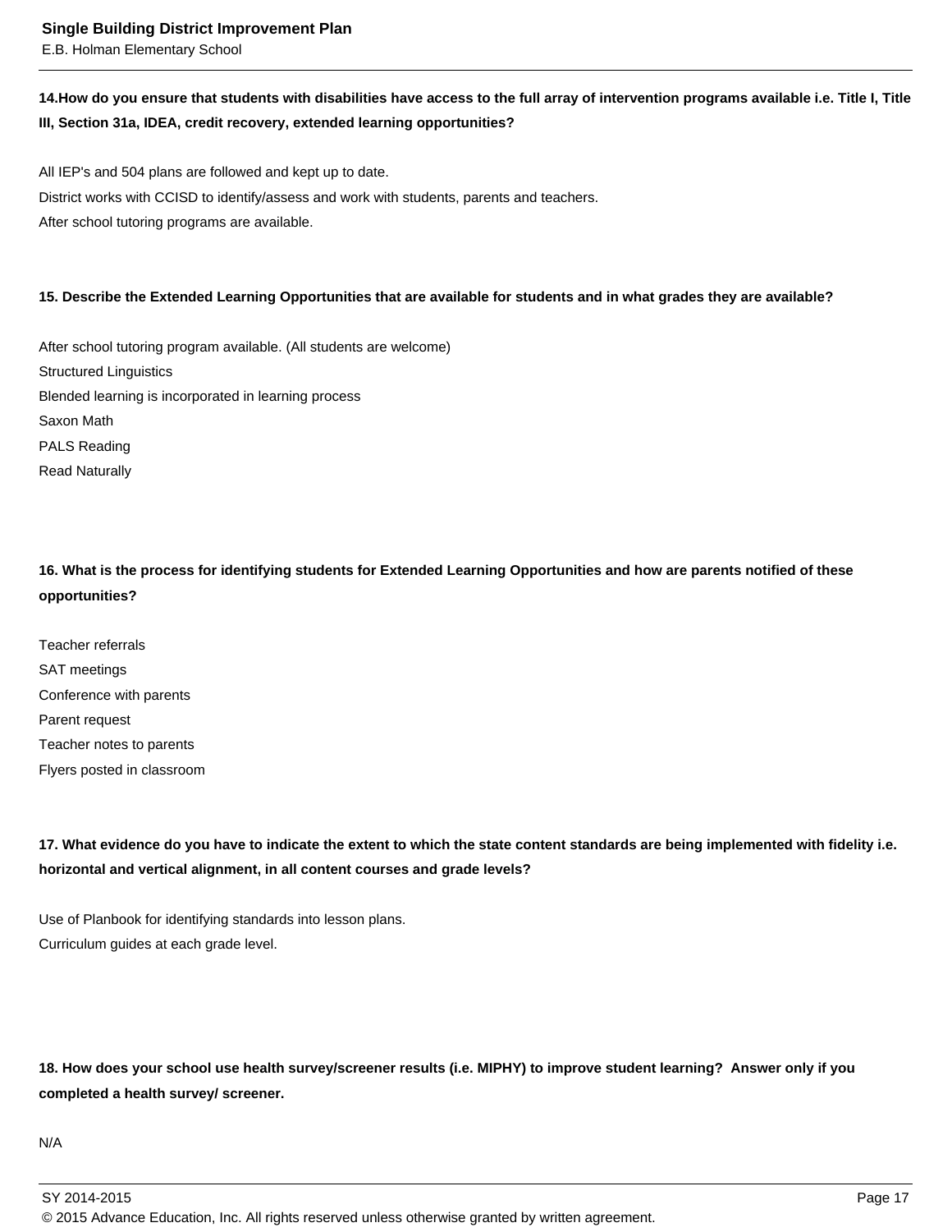**14.How do you ensure that students with disabilities have access to the full array of intervention programs available i.e. Title I, Title III, Section 31a, IDEA, credit recovery, extended learning opportunities?**

All IEP's and 504 plans are followed and kept up to date.
District works with CCISD to identify/assess and work with students, parents and teachers.
After school tutoring programs are available.

**15. Describe the Extended Learning Opportunities that are available for students and in what grades they are available?**

After school tutoring program available. (All students are welcome)
Structured Linguistics
Blended learning is incorporated in learning process
Saxon Math
PALS Reading
Read Naturally

**16. What is the process for identifying students for Extended Learning Opportunities and how are parents notified of these opportunities?**

Teacher referrals
SAT meetings
Conference with parents
Parent request
Teacher notes to parents
Flyers posted in classroom

**17. What evidence do you have to indicate the extent to which the state content standards are being implemented with fidelity i.e. horizontal and vertical alignment, in all content courses and grade levels?**

Use of Planbook for identifying standards into lesson plans.
Curriculum guides at each grade level.

**18. How does your school use health survey/screener results (i.e. MIPHY) to improve student learning? Answer only if you completed a health survey/ screener.**

N/A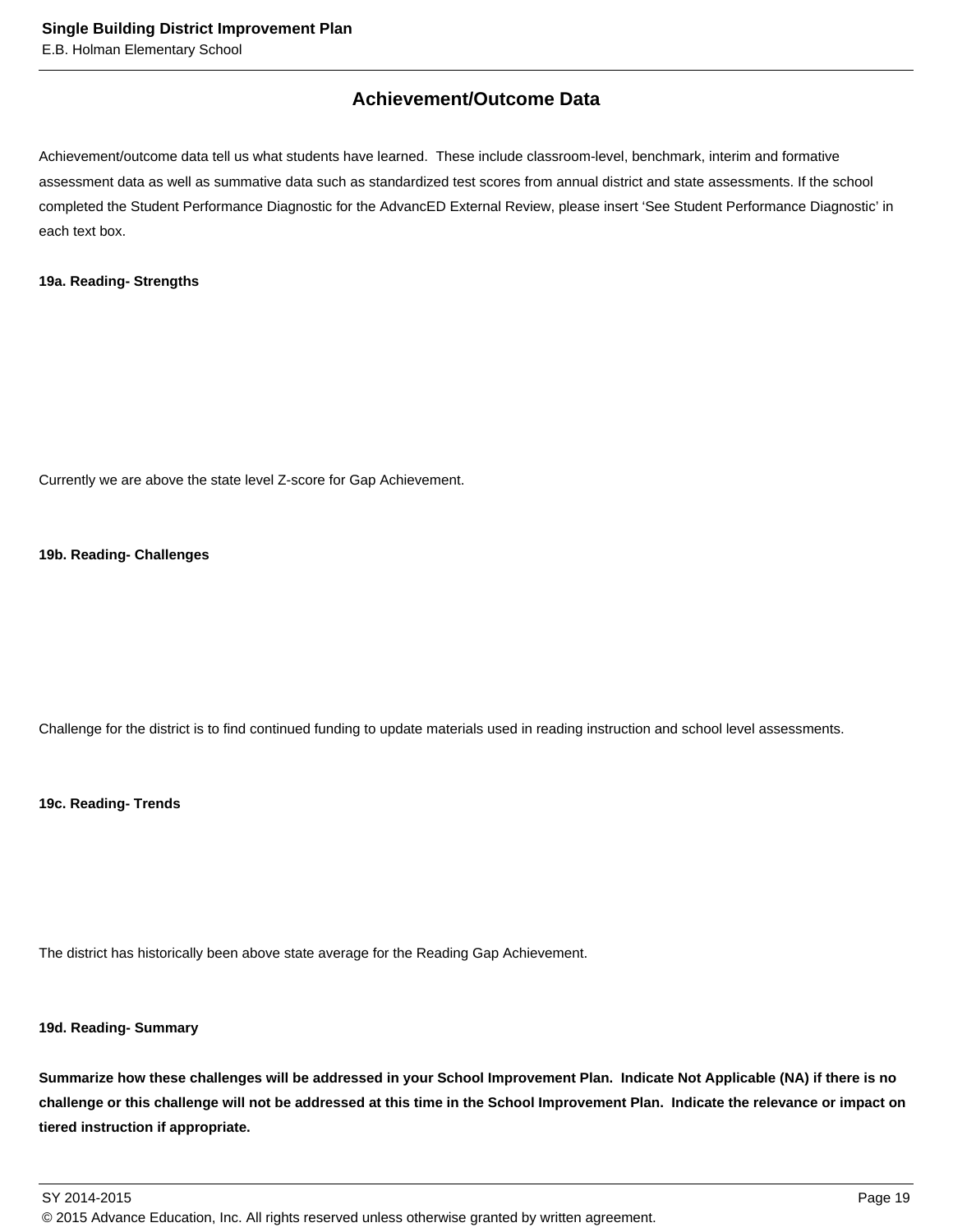## Achievement/Outcome Data

Achievement/outcome data tell us what students have learned. These include classroom-level, benchmark, interim and formative assessment data as well as summative data such as standardized test scores from annual district and state assessments. If the school completed the Student Performance Diagnostic for the AdvancED External Review, please insert 'See Student Performance Diagnostic' in each text box.

**19a. Reading- Strengths**

Currently we are above the state level Z-score for Gap Achievement.

**19b. Reading- Challenges**

Challenge for the district is to find continued funding to update materials used in reading instruction and school level assessments.

**19c. Reading- Trends**

The district has historically been above state average for the Reading Gap Achievement.

**19d. Reading- Summary**

**Summarize how these challenges will be addressed in your School Improvement Plan. Indicate Not Applicable (NA) if there is no challenge or this challenge will not be addressed at this time in the School Improvement Plan. Indicate the relevance or impact on tiered instruction if appropriate.**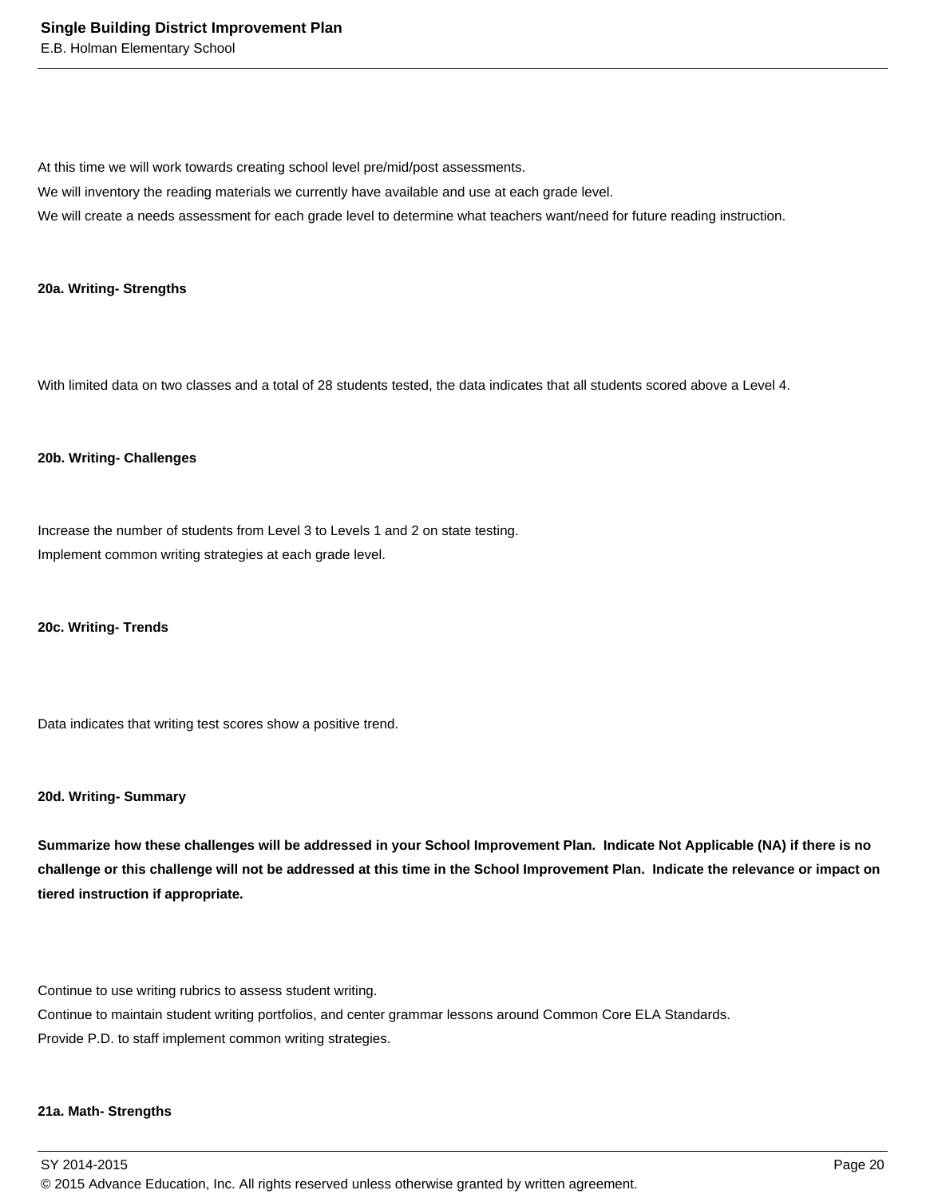At this time we will work towards creating school level pre/mid/post assessments.
We will inventory the reading materials we currently have available and use at each grade level.
We will create a needs assessment for each grade level to determine what teachers want/need for future reading instruction.

**20a. Writing- Strengths**

With limited data on two classes and a total of 28 students tested, the data indicates that all students scored above a Level 4.

**20b. Writing- Challenges**

Increase the number of students from Level 3 to Levels 1 and 2 on state testing.
Implement common writing strategies at each grade level.

**20c. Writing- Trends**

Data indicates that writing test scores show a positive trend.

**20d. Writing- Summary**

**Summarize how these challenges will be addressed in your School Improvement Plan. Indicate Not Applicable (NA) if there is no challenge or this challenge will not be addressed at this time in the School Improvement Plan. Indicate the relevance or impact on tiered instruction if appropriate.**

Continue to use writing rubrics to assess student writing.
Continue to maintain student writing portfolios, and center grammar lessons around Common Core ELA Standards.
Provide P.D. to staff implement common writing strategies.

**21a. Math- Strengths**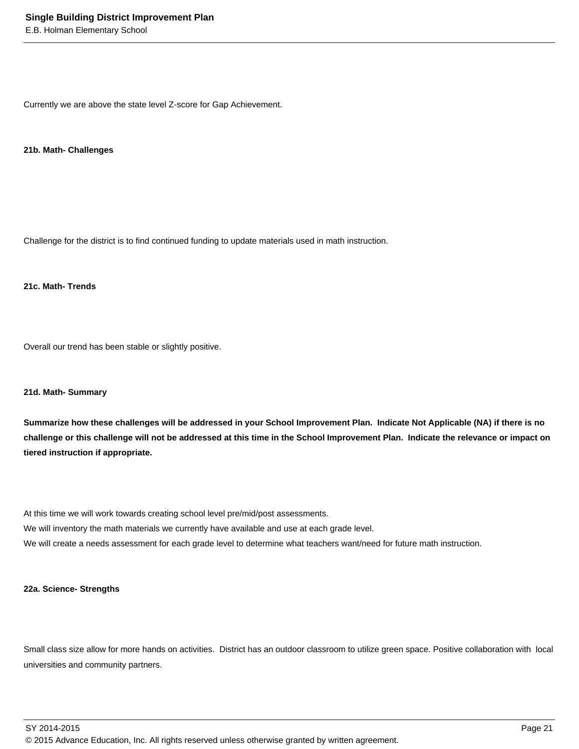Currently we are above the state level Z-score for Gap Achievement.

**21b. Math- Challenges**

Challenge for the district is to find continued funding to update materials used in math instruction.

**21c. Math- Trends**

Overall our trend has been stable or slightly positive.

**21d. Math- Summary**

**Summarize how these challenges will be addressed in your School Improvement Plan. Indicate Not Applicable (NA) if there is no challenge or this challenge will not be addressed at this time in the School Improvement Plan. Indicate the relevance or impact on tiered instruction if appropriate.**

At this time we will work towards creating school level pre/mid/post assessments.
We will inventory the math materials we currently have available and use at each grade level.
We will create a needs assessment for each grade level to determine what teachers want/need for future math instruction.

**22a. Science- Strengths**

Small class size allow for more hands on activities. District has an outdoor classroom to utilize green space. Positive collaboration with local universities and community partners.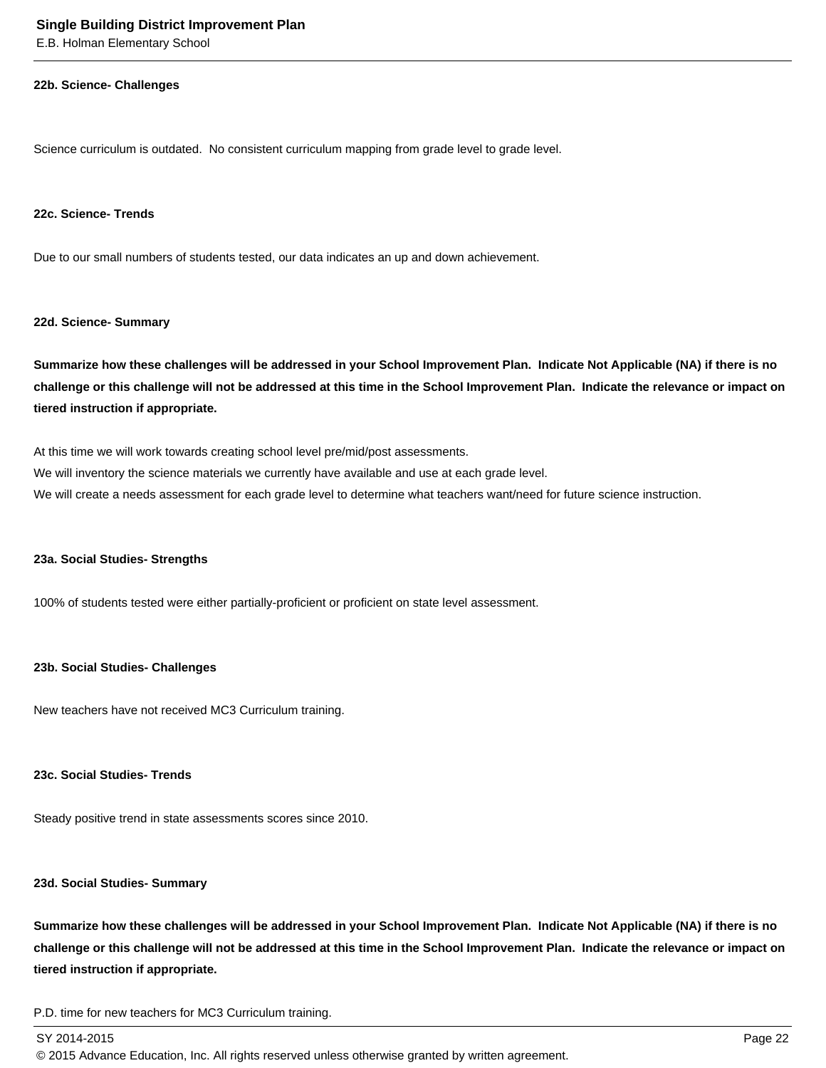### 22b. Science- Challenges

Science curriculum is outdated. No consistent curriculum mapping from grade level to grade level.

### 22c. Science- Trends

Due to our small numbers of students tested, our data indicates an up and down achievement.

### 22d. Science- Summary

**Summarize how these challenges will be addressed in your School Improvement Plan. Indicate Not Applicable (NA) if there is no challenge or this challenge will not be addressed at this time in the School Improvement Plan. Indicate the relevance or impact on tiered instruction if appropriate.**

At this time we will work towards creating school level pre/mid/post assessments.
We will inventory the science materials we currently have available and use at each grade level.
We will create a needs assessment for each grade level to determine what teachers want/need for future science instruction.

### 23a. Social Studies- Strengths

100% of students tested were either partially-proficient or proficient on state level assessment.

### 23b. Social Studies- Challenges

New teachers have not received MC3 Curriculum training.

### 23c. Social Studies- Trends

Steady positive trend in state assessments scores since 2010.

### 23d. Social Studies- Summary

**Summarize how these challenges will be addressed in your School Improvement Plan. Indicate Not Applicable (NA) if there is no challenge or this challenge will not be addressed at this time in the School Improvement Plan. Indicate the relevance or impact on tiered instruction if appropriate.**

P.D. time for new teachers for MC3 Curriculum training.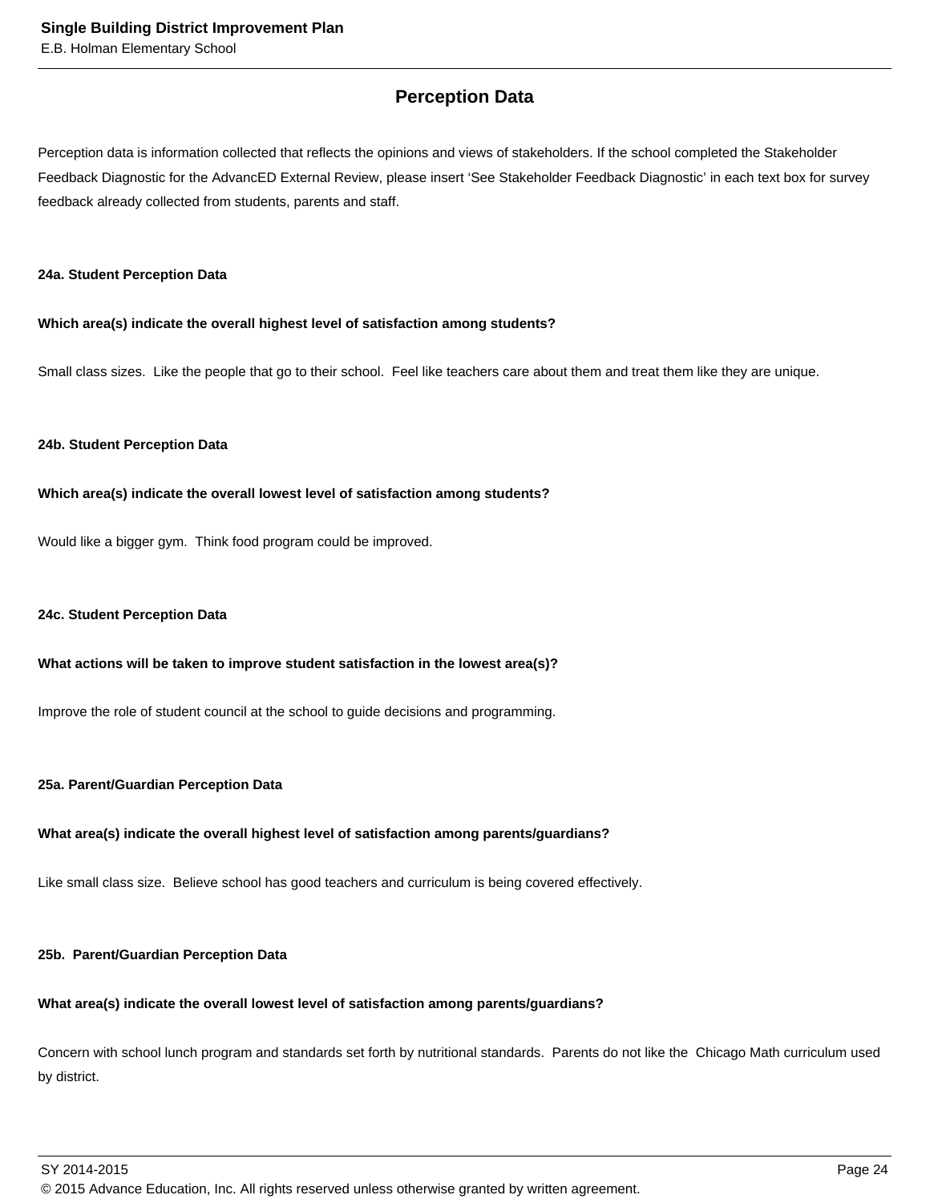## Perception Data

Perception data is information collected that reflects the opinions and views of stakeholders. If the school completed the Stakeholder Feedback Diagnostic for the AdvancED External Review, please insert 'See Stakeholder Feedback Diagnostic' in each text box for survey feedback already collected from students, parents and staff.

### 24a. Student Perception Data

**Which area(s) indicate the overall highest level of satisfaction among students?**

Small class sizes. Like the people that go to their school. Feel like teachers care about them and treat them like they are unique.

### 24b. Student Perception Data

**Which area(s) indicate the overall lowest level of satisfaction among students?**

Would like a bigger gym. Think food program could be improved.

### 24c. Student Perception Data

**What actions will be taken to improve student satisfaction in the lowest area(s)?**

Improve the role of student council at the school to guide decisions and programming.

### 25a. Parent/Guardian Perception Data

**What area(s) indicate the overall highest level of satisfaction among parents/guardians?**

Like small class size. Believe school has good teachers and curriculum is being covered effectively.

### 25b. Parent/Guardian Perception Data

**What area(s) indicate the overall lowest level of satisfaction among parents/guardians?**

Concern with school lunch program and standards set forth by nutritional standards. Parents do not like the Chicago Math curriculum used by district.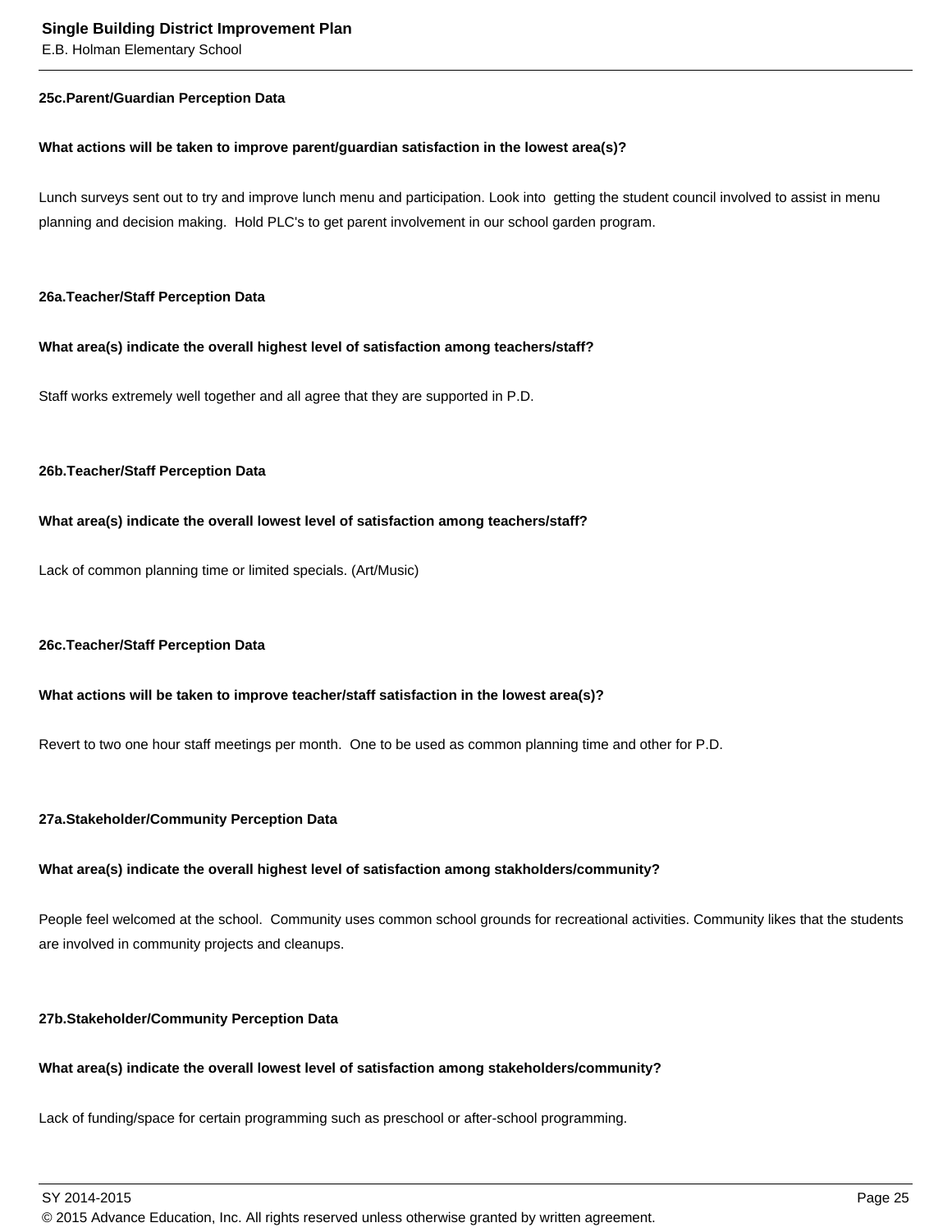**25c.Parent/Guardian Perception Data**

**What actions will be taken to improve parent/guardian satisfaction in the lowest area(s)?**

Lunch surveys sent out to try and improve lunch menu and participation. Look into getting the student council involved to assist in menu planning and decision making. Hold PLC's to get parent involvement in our school garden program.

**26a.Teacher/Staff Perception Data**

**What area(s) indicate the overall highest level of satisfaction among teachers/staff?**

Staff works extremely well together and all agree that they are supported in P.D.

**26b.Teacher/Staff Perception Data**

**What area(s) indicate the overall lowest level of satisfaction among teachers/staff?**

Lack of common planning time or limited specials. (Art/Music)

**26c.Teacher/Staff Perception Data**

**What actions will be taken to improve teacher/staff satisfaction in the lowest area(s)?**

Revert to two one hour staff meetings per month. One to be used as common planning time and other for P.D.

**27a.Stakeholder/Community Perception Data**

**What area(s) indicate the overall highest level of satisfaction among stakholders/community?**

People feel welcomed at the school. Community uses common school grounds for recreational activities. Community likes that the students are involved in community projects and cleanups.

**27b.Stakeholder/Community Perception Data**

**What area(s) indicate the overall lowest level of satisfaction among stakeholders/community?**

Lack of funding/space for certain programming such as preschool or after-school programming.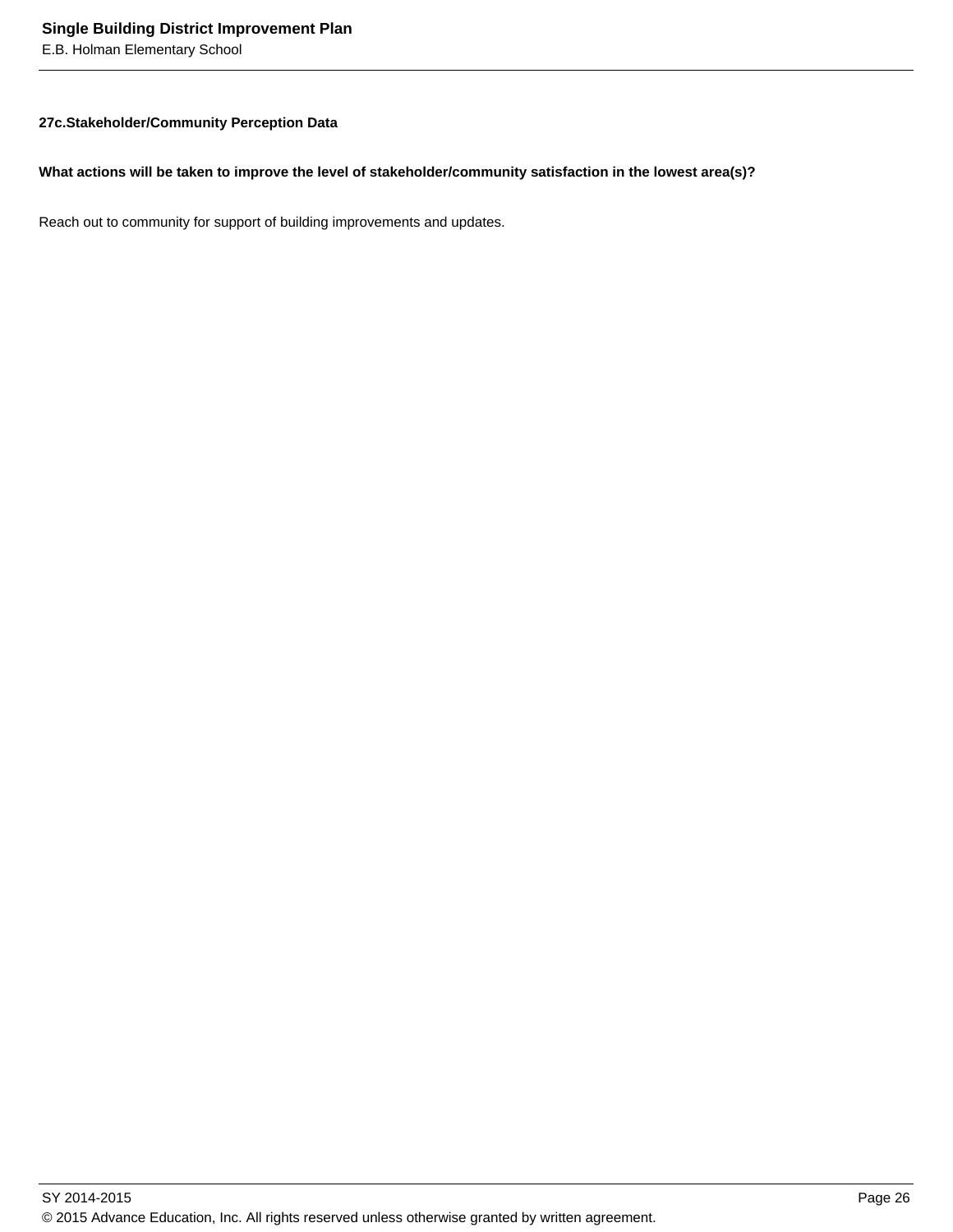### 27c.Stakeholder/Community Perception Data

**What actions will be taken to improve the level of stakeholder/community satisfaction in the lowest area(s)?**

Reach out to community for support of building improvements and updates.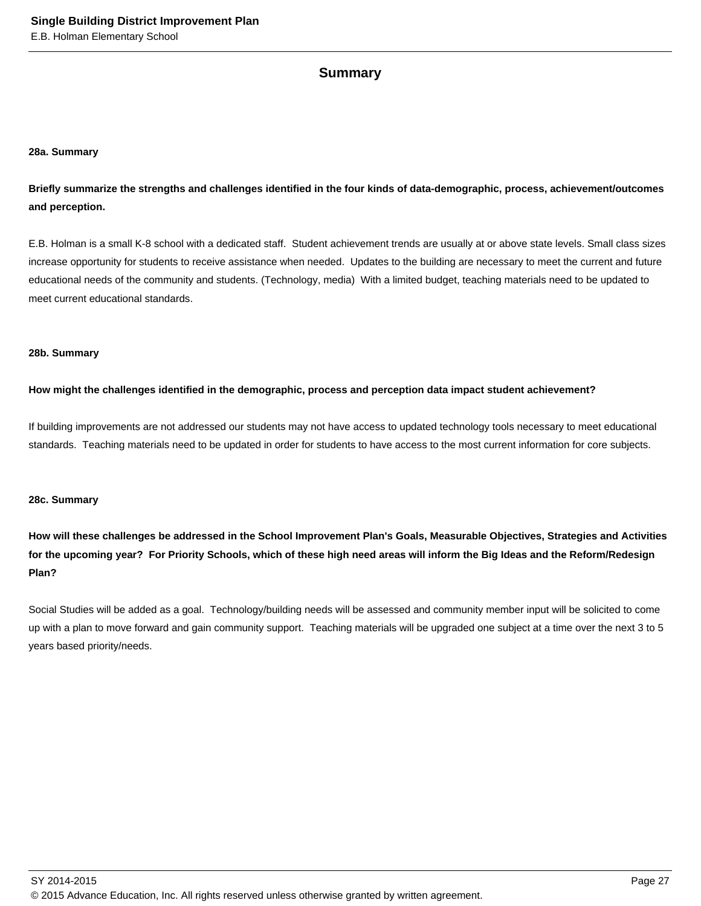## Summary

**28a. Summary**

**Briefly summarize the strengths and challenges identified in the four kinds of data-demographic, process, achievement/outcomes and perception.**

E.B. Holman is a small K-8 school with a dedicated staff. Student achievement trends are usually at or above state levels. Small class sizes increase opportunity for students to receive assistance when needed. Updates to the building are necessary to meet the current and future educational needs of the community and students. (Technology, media) With a limited budget, teaching materials need to be updated to meet current educational standards.

**28b. Summary**

**How might the challenges identified in the demographic, process and perception data impact student achievement?**

If building improvements are not addressed our students may not have access to updated technology tools necessary to meet educational standards. Teaching materials need to be updated in order for students to have access to the most current information for core subjects.

**28c. Summary**

**How will these challenges be addressed in the School Improvement Plan's Goals, Measurable Objectives, Strategies and Activities for the upcoming year? For Priority Schools, which of these high need areas will inform the Big Ideas and the Reform/Redesign Plan?**

Social Studies will be added as a goal. Technology/building needs will be assessed and community member input will be solicited to come up with a plan to move forward and gain community support. Teaching materials will be upgraded one subject at a time over the next 3 to 5 years based priority/needs.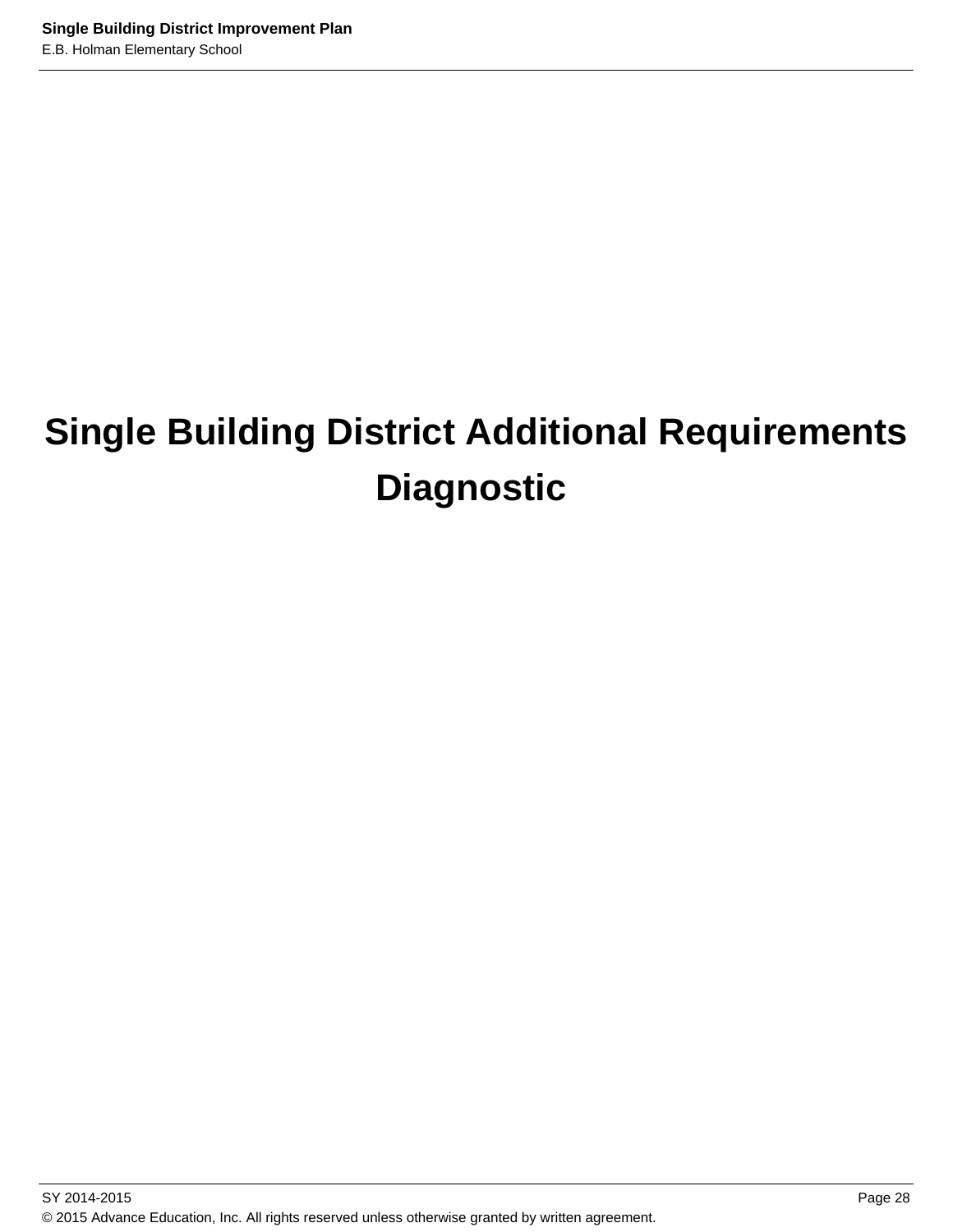# Single Building District Additional Requirements Diagnostic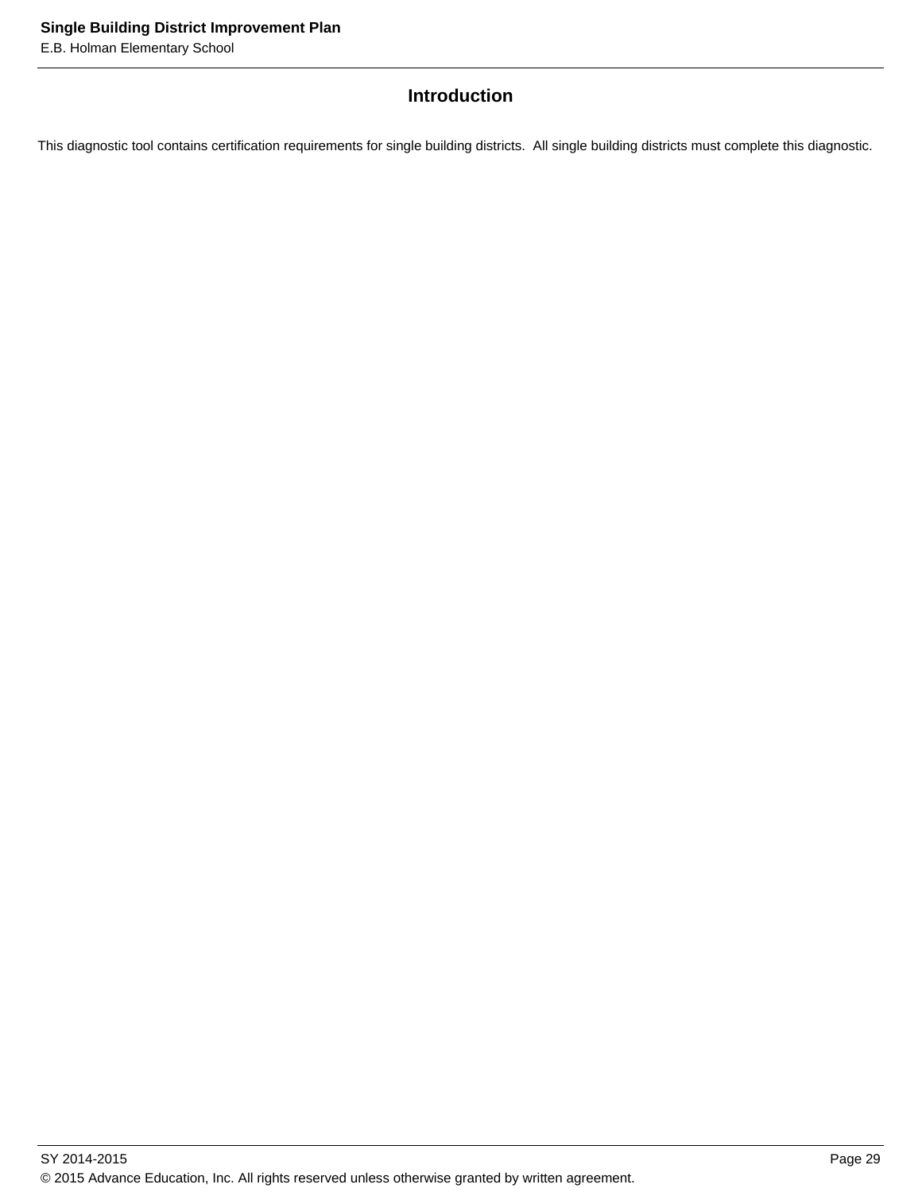## Introduction

This diagnostic tool contains certification requirements for single building districts. All single building districts must complete this diagnostic.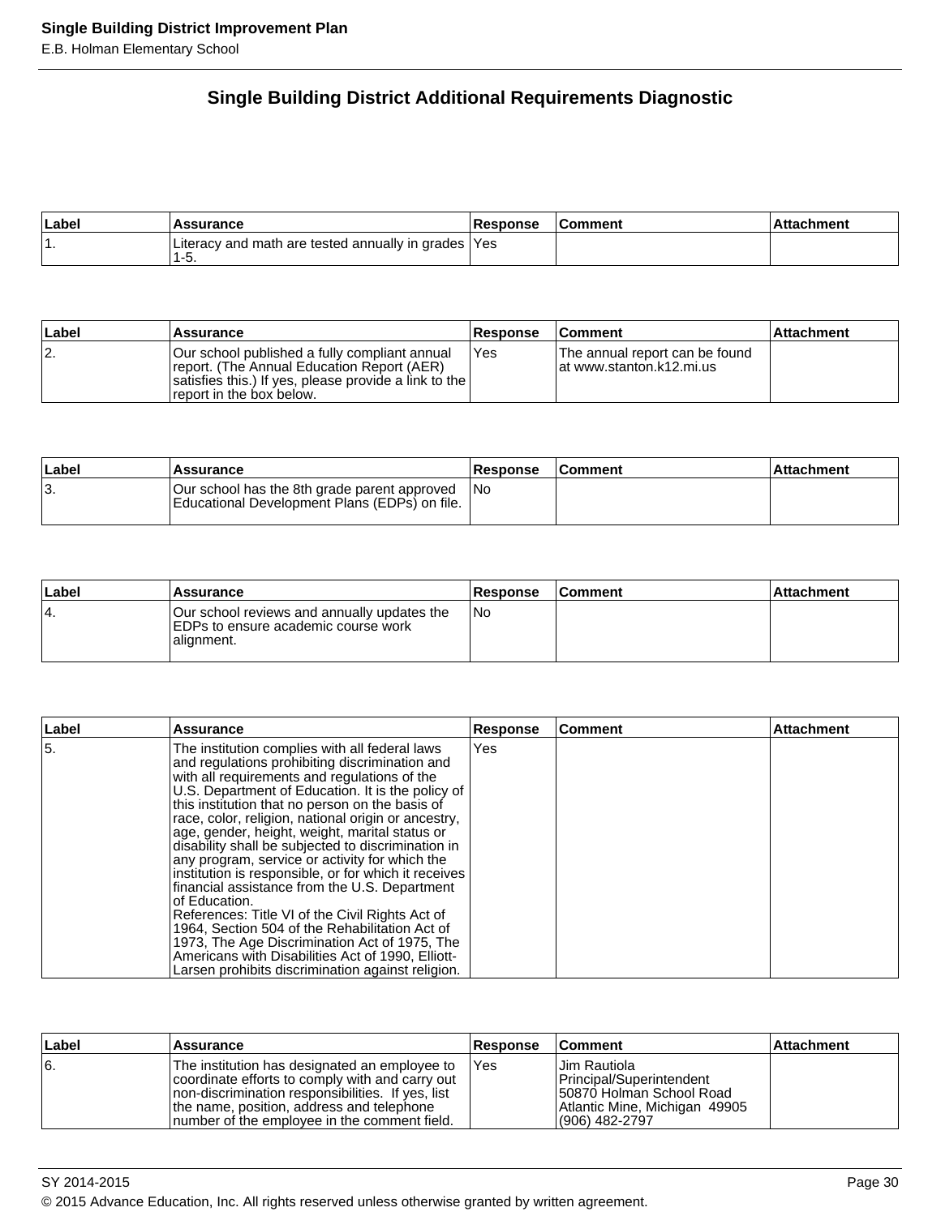## Single Building District Additional Requirements Diagnostic

| Label | Assurance | Response | Comment | Attachment |
|---|---|---|---|---|
| 1. | Literacy and math are tested annually in grades 1-5. | Yes | | |

| Label | Assurance | Response | Comment | Attachment |
|---|---|---|---|---|
| 2. | Our school published a fully compliant annual report. (The Annual Education Report (AER) satisfies this.) If yes, please provide a link to the report in the box below. | Yes | The annual report can be found at www.stanton.k12.mi.us | |

| Label | Assurance | Response | Comment | Attachment |
|---|---|---|---|---|
| 3. | Our school has the 8th grade parent approved Educational Development Plans (EDPs) on file. | No | | |

| Label | Assurance | Response | Comment | Attachment |
|---|---|---|---|---|
| 4. | Our school reviews and annually updates the EDPs to ensure academic course work alignment. | No | | |

| Label | Assurance | Response | Comment | Attachment |
|---|---|---|---|---|
| 5. | The institution complies with all federal laws and regulations prohibiting discrimination and with all requirements and regulations of the U.S. Department of Education. It is the policy of this institution that no person on the basis of race, color, religion, national origin or ancestry, age, gender, height, weight, marital status or disability shall be subjected to discrimination in any program, service or activity for which the institution is responsible, or for which it receives financial assistance from the U.S. Department of Education.<br>References: Title VI of the Civil Rights Act of 1964, Section 504 of the Rehabilitation Act of 1973, The Age Discrimination Act of 1975, The Americans with Disabilities Act of 1990, Elliott-Larsen prohibits discrimination against religion. | Yes | | |

| Label | Assurance | Response | Comment | Attachment |
|---|---|---|---|---|
| 6. | The institution has designated an employee to coordinate efforts to comply with and carry out non-discrimination responsibilities. If yes, list the name, position, address and telephone number of the employee in the comment field. | Yes | Jim Rautiola<br>Principal/Superintendent<br>50870 Holman School Road<br>Atlantic Mine, Michigan 49905<br>(906) 482-2797 | |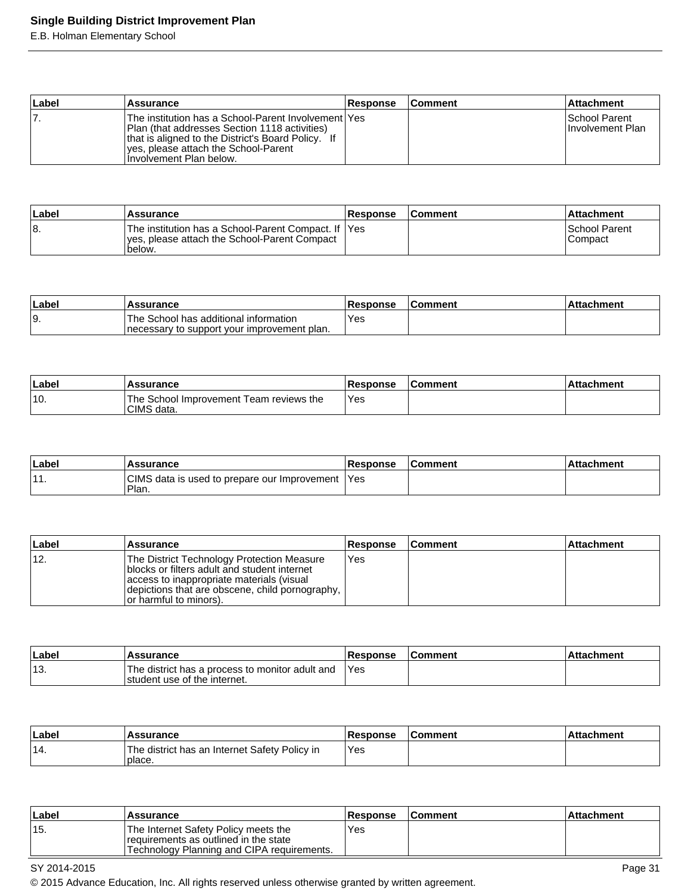| Label | Assurance | Response | Comment | Attachment |
|---|---|---|---|---|
| 7. | The institution has a School-Parent Involvement Plan (that addresses Section 1118 activities) that is aligned to the District's Board Policy. If yes, please attach the School-Parent Involvement Plan below. | Yes | | School Parent Involvement Plan |

| Label | Assurance | Response | Comment | Attachment |
|---|---|---|---|---|
| 8. | The institution has a School-Parent Compact. If yes, please attach the School-Parent Compact below. | Yes | | School Parent Compact |

| Label | Assurance | Response | Comment | Attachment |
|---|---|---|---|---|
| 9. | The School has additional information necessary to support your improvement plan. | Yes | | |

| Label | Assurance | Response | Comment | Attachment |
|---|---|---|---|---|
| 10. | The School Improvement Team reviews the CIMS data. | Yes | | |

| Label | Assurance | Response | Comment | Attachment |
|---|---|---|---|---|
| 11. | CIMS data is used to prepare our Improvement Plan. | Yes | | |

| Label | Assurance | Response | Comment | Attachment |
|---|---|---|---|---|
| 12. | The District Technology Protection Measure blocks or filters adult and student internet access to inappropriate materials (visual depictions that are obscene, child pornography, or harmful to minors). | Yes | | |

| Label | Assurance | Response | Comment | Attachment |
|---|---|---|---|---|
| 13. | The district has a process to monitor adult and student use of the internet. | Yes | | |

| Label | Assurance | Response | Comment | Attachment |
|---|---|---|---|---|
| 14. | The district has an Internet Safety Policy in place. | Yes | | |

| Label | Assurance | Response | Comment | Attachment |
|---|---|---|---|---|
| 15. | The Internet Safety Policy meets the requirements as outlined in the state Technology Planning and CIPA requirements. | Yes | | |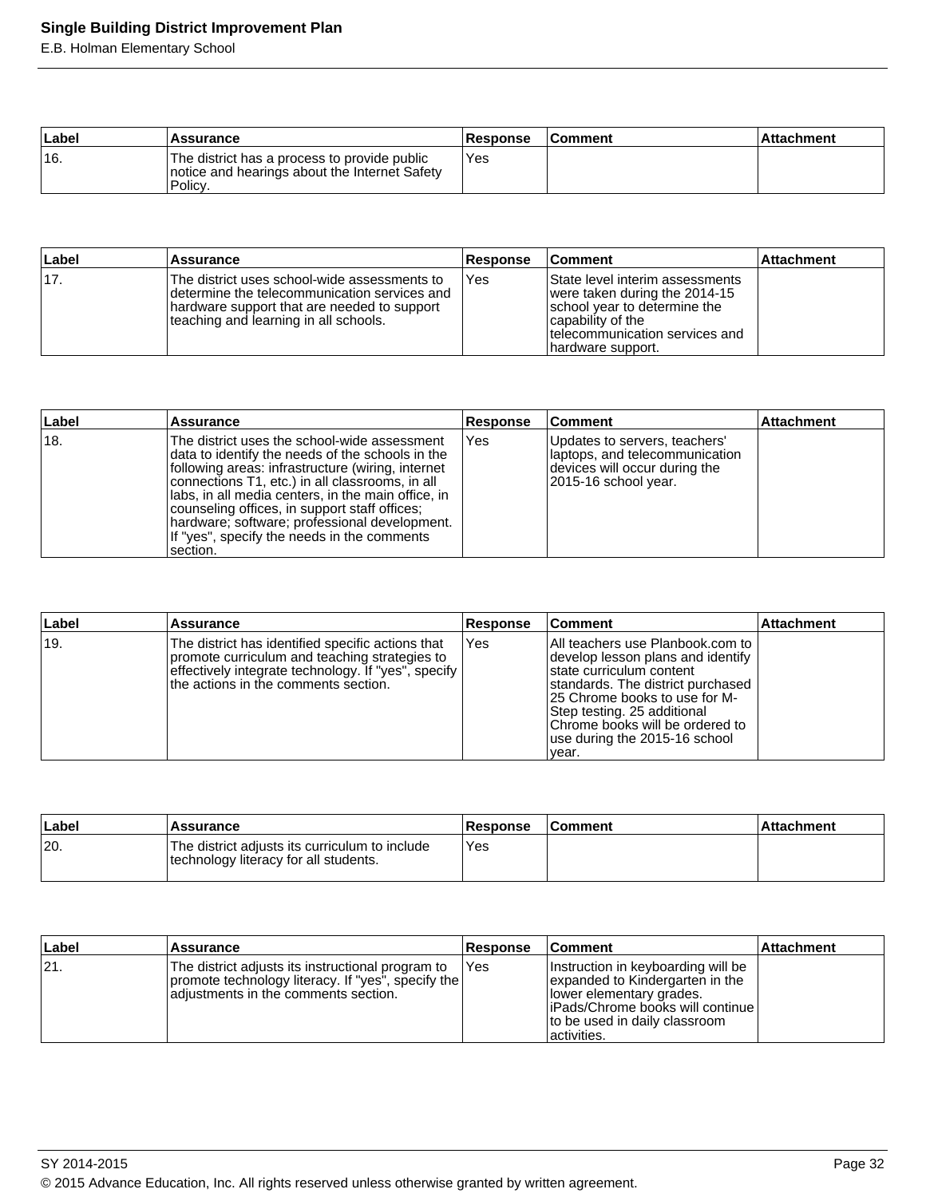| Label | Assurance | Response | Comment | Attachment |
|---|---|---|---|---|
| 16. | The district has a process to provide public notice and hearings about the Internet Safety Policy. | Yes | | |

| Label | Assurance | Response | Comment | Attachment |
|---|---|---|---|---|
| 17. | The district uses school-wide assessments to determine the telecommunication services and hardware support that are needed to support teaching and learning in all schools. | Yes | State level interim assessments were taken during the 2014-15 school year to determine the capability of the telecommunication services and hardware support. | |

| Label | Assurance | Response | Comment | Attachment |
|---|---|---|---|---|
| 18. | The district uses the school-wide assessment data to identify the needs of the schools in the following areas: infrastructure (wiring, internet connections T1, etc.) in all classrooms, in all labs, in all media centers, in the main office, in counseling offices, in support staff offices; hardware; software; professional development. If "yes", specify the needs in the comments section. | Yes | Updates to servers, teachers' laptops, and telecommunication devices will occur during the 2015-16 school year. | |

| Label | Assurance | Response | Comment | Attachment |
|---|---|---|---|---|
| 19. | The district has identified specific actions that promote curriculum and teaching strategies to effectively integrate technology. If "yes", specify the actions in the comments section. | Yes | All teachers use Planbook.com to develop lesson plans and identify state curriculum content standards. The district purchased 25 Chrome books to use for M-Step testing. 25 additional Chrome books will be ordered to use during the 2015-16 school year. | |

| Label | Assurance | Response | Comment | Attachment |
|---|---|---|---|---|
| 20. | The district adjusts its curriculum to include technology literacy for all students. | Yes | | |

| Label | Assurance | Response | Comment | Attachment |
|---|---|---|---|---|
| 21. | The district adjusts its instructional program to promote technology literacy. If "yes", specify the adjustments in the comments section. | Yes | Instruction in keyboarding will be expanded to Kindergarten in the lower elementary grades. iPads/Chrome books will continue to be used in daily classroom activities. | |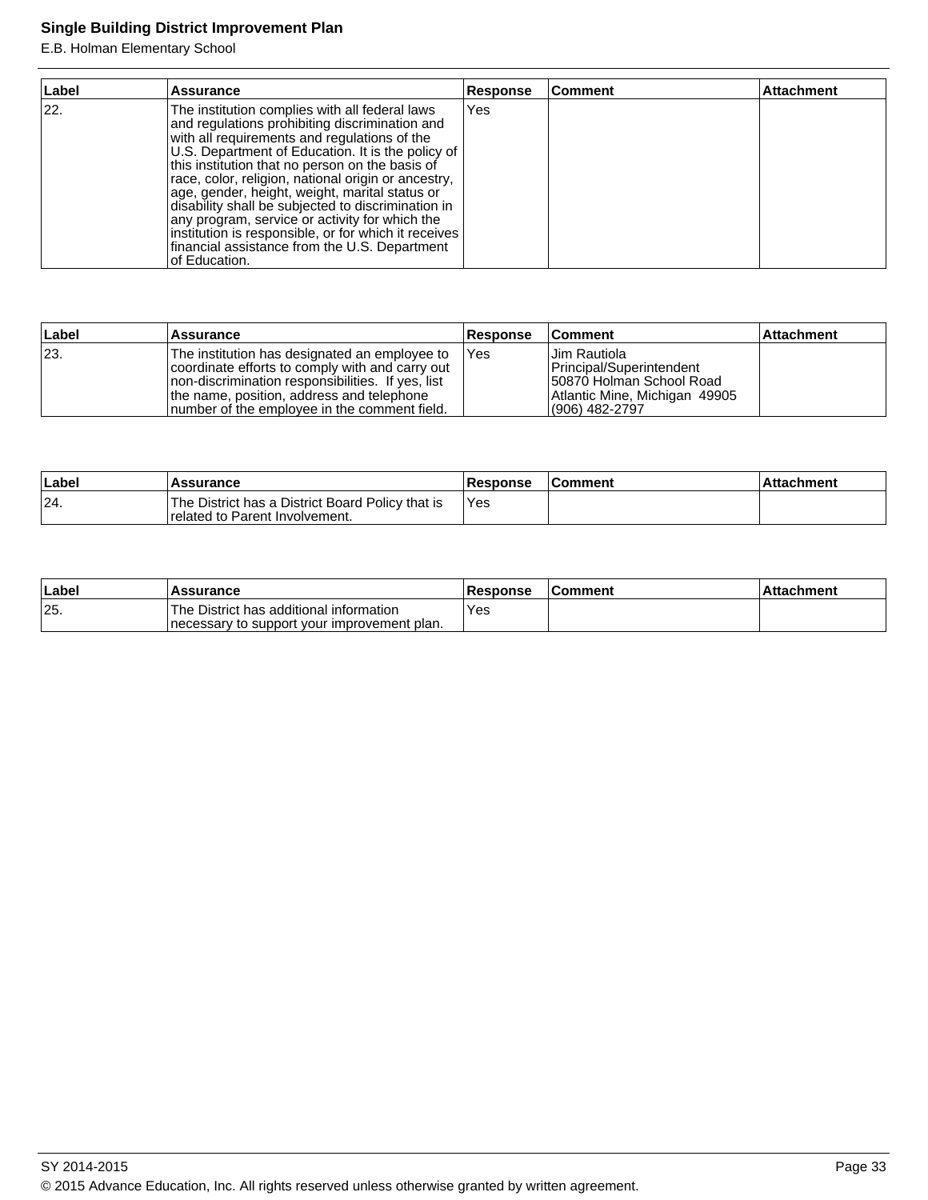| Label | Assurance | Response | Comment | Attachment |
|---|---|---|---|---|
| 22. | The institution complies with all federal laws and regulations prohibiting discrimination and with all requirements and regulations of the U.S. Department of Education. It is the policy of this institution that no person on the basis of race, color, religion, national origin or ancestry, age, gender, height, weight, marital status or disability shall be subjected to discrimination in any program, service or activity for which the institution is responsible, or for which it receives financial assistance from the U.S. Department of Education. | Yes | | |

| Label | Assurance | Response | Comment | Attachment |
|---|---|---|---|---|
| 23. | The institution has designated an employee to coordinate efforts to comply with and carry out non-discrimination responsibilities. If yes, list the name, position, address and telephone number of the employee in the comment field. | Yes | Jim Rautiola<br>Principal/Superintendent<br>50870 Holman School Road<br>Atlantic Mine, Michigan 49905<br>(906) 482-2797 | |

| Label | Assurance | Response | Comment | Attachment |
|---|---|---|---|---|
| 24. | The District has a District Board Policy that is related to Parent Involvement. | Yes | | |

| Label | Assurance | Response | Comment | Attachment |
|---|---|---|---|---|
| 25. | The District has additional information necessary to support your improvement plan. | Yes | | |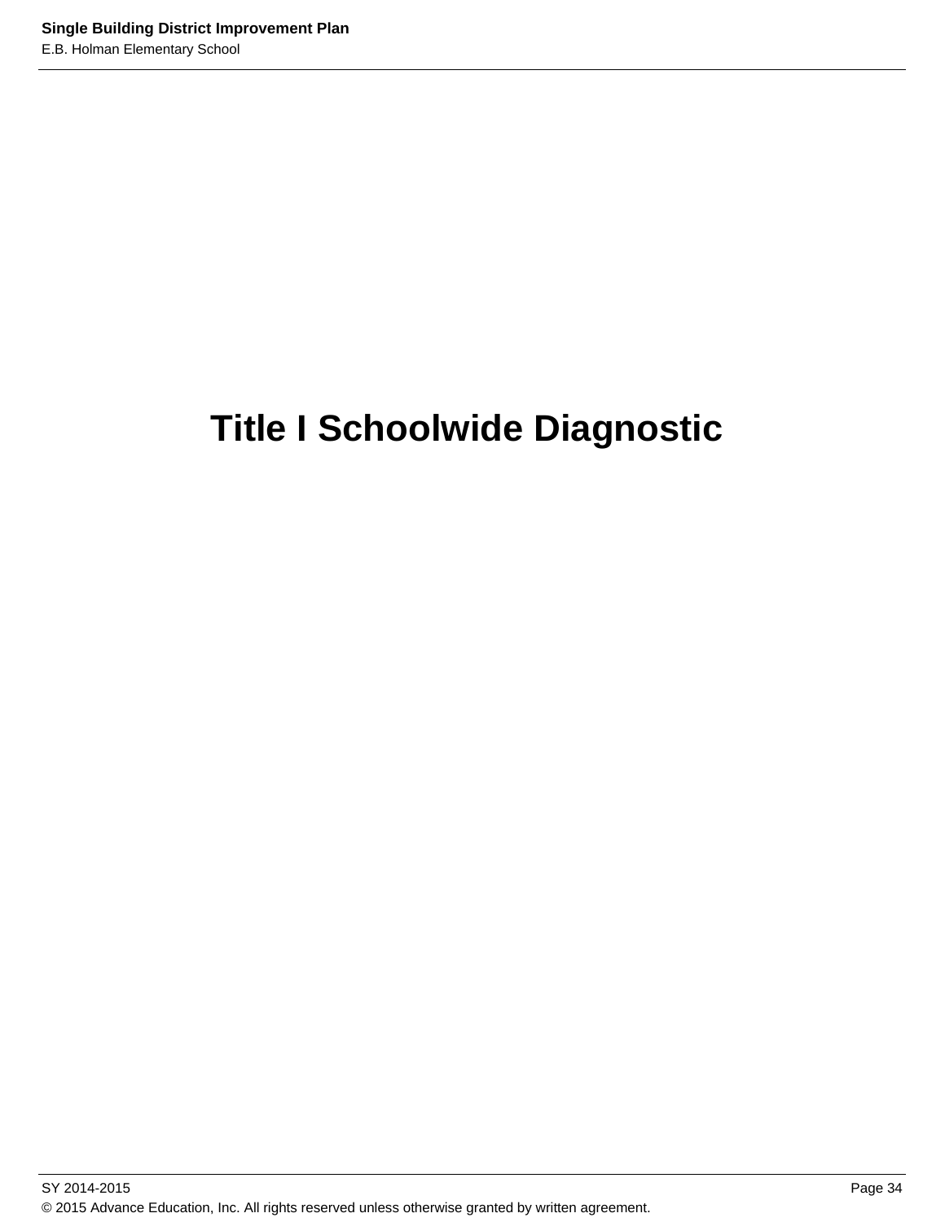# Title I Schoolwide Diagnostic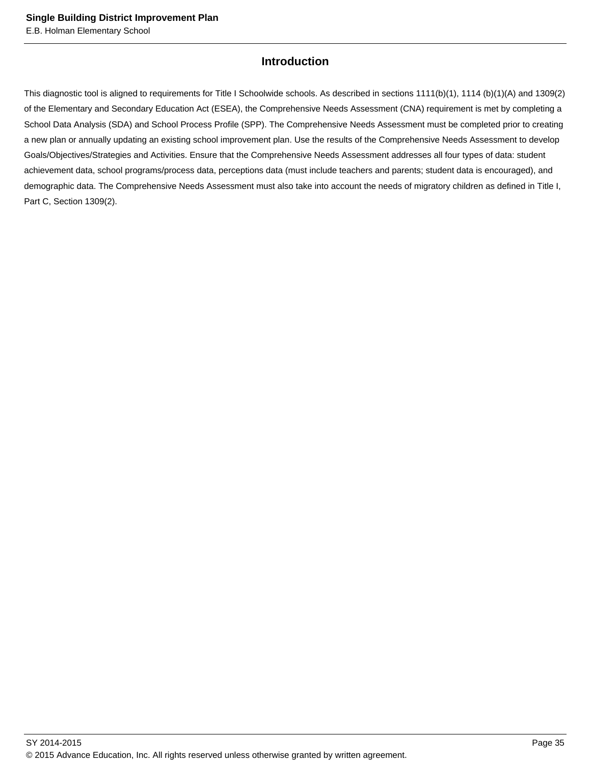## Introduction

This diagnostic tool is aligned to requirements for Title I Schoolwide schools. As described in sections 1111(b)(1), 1114 (b)(1)(A) and 1309(2) of the Elementary and Secondary Education Act (ESEA), the Comprehensive Needs Assessment (CNA) requirement is met by completing a School Data Analysis (SDA) and School Process Profile (SPP). The Comprehensive Needs Assessment must be completed prior to creating a new plan or annually updating an existing school improvement plan. Use the results of the Comprehensive Needs Assessment to develop Goals/Objectives/Strategies and Activities. Ensure that the Comprehensive Needs Assessment addresses all four types of data: student achievement data, school programs/process data, perceptions data (must include teachers and parents; student data is encouraged), and demographic data. The Comprehensive Needs Assessment must also take into account the needs of migratory children as defined in Title I, Part C, Section 1309(2).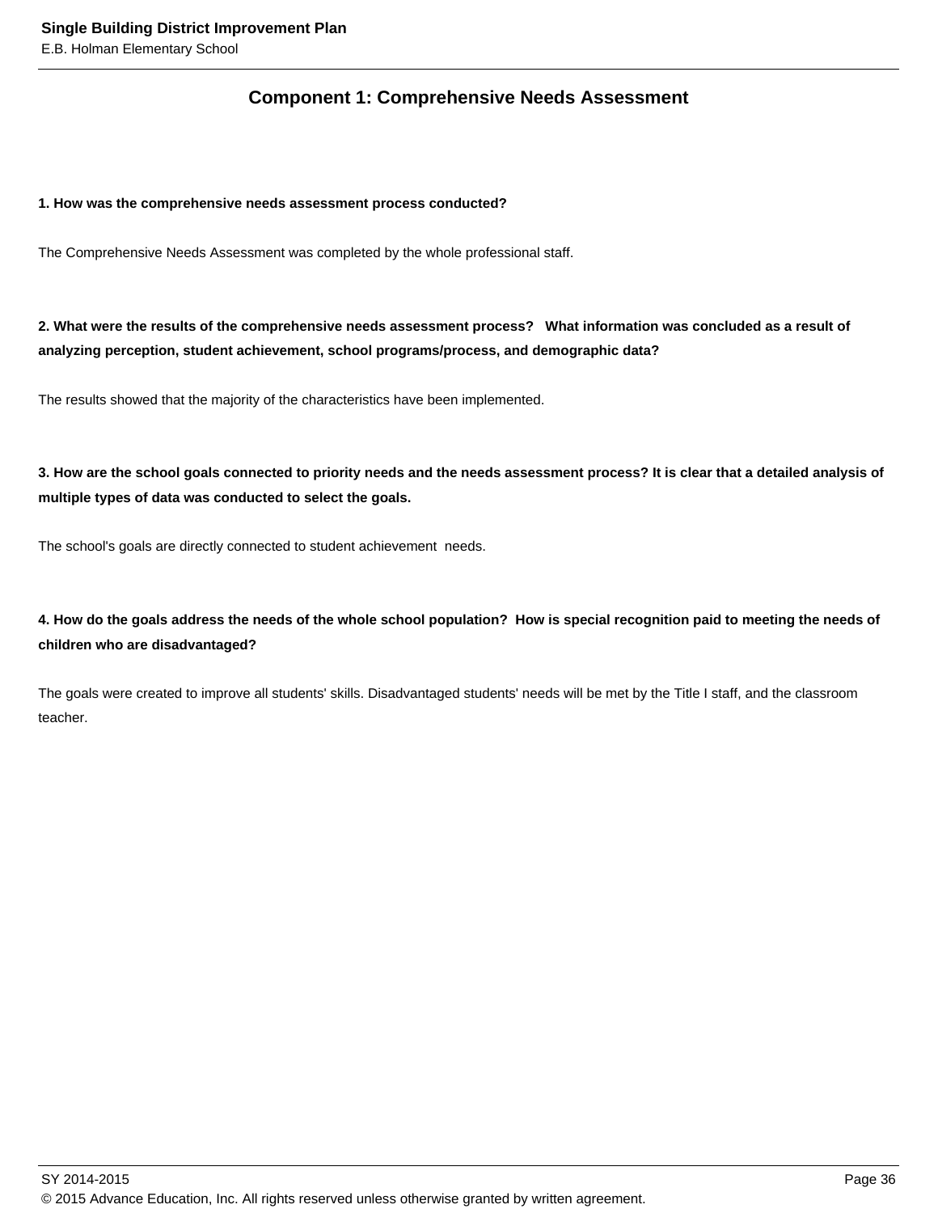## Component 1: Comprehensive Needs Assessment

**1. How was the comprehensive needs assessment process conducted?**

The Comprehensive Needs Assessment was completed by the whole professional staff.

**2. What were the results of the comprehensive needs assessment process? What information was concluded as a result of analyzing perception, student achievement, school programs/process, and demographic data?**

The results showed that the majority of the characteristics have been implemented.

**3. How are the school goals connected to priority needs and the needs assessment process? It is clear that a detailed analysis of multiple types of data was conducted to select the goals.**

The school's goals are directly connected to student achievement needs.

**4. How do the goals address the needs of the whole school population? How is special recognition paid to meeting the needs of children who are disadvantaged?**

The goals were created to improve all students' skills. Disadvantaged students' needs will be met by the Title I staff, and the classroom teacher.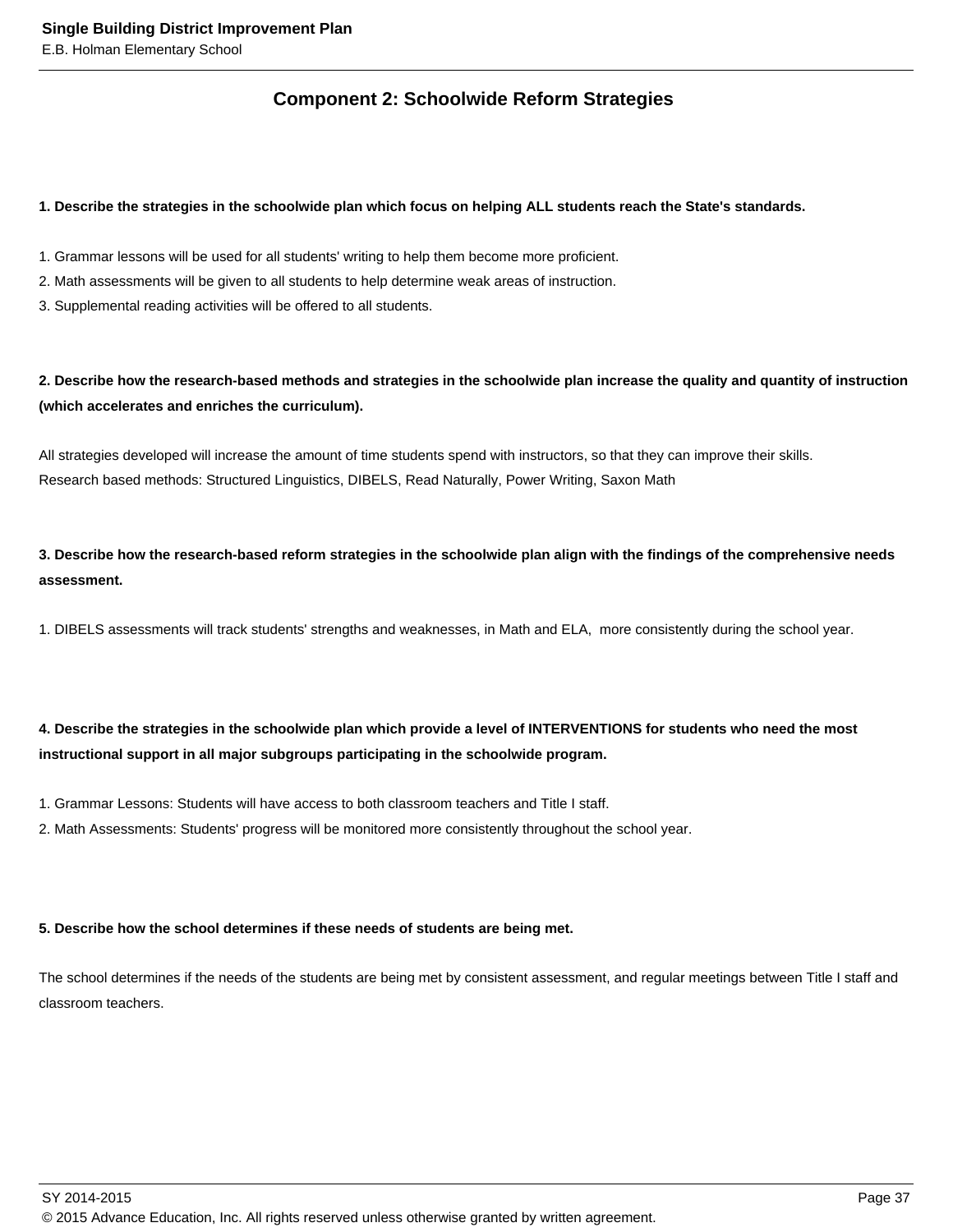## Component 2: Schoolwide Reform Strategies

**1. Describe the strategies in the schoolwide plan which focus on helping ALL students reach the State's standards.**

1. Grammar lessons will be used for all students' writing to help them become more proficient.
2. Math assessments will be given to all students to help determine weak areas of instruction.
3. Supplemental reading activities will be offered to all students.

**2. Describe how the research-based methods and strategies in the schoolwide plan increase the quality and quantity of instruction (which accelerates and enriches the curriculum).**

All strategies developed will increase the amount of time students spend with instructors, so that they can improve their skills.
Research based methods: Structured Linguistics, DIBELS, Read Naturally, Power Writing, Saxon Math

**3. Describe how the research-based reform strategies in the schoolwide plan align with the findings of the comprehensive needs assessment.**

1. DIBELS assessments will track students' strengths and weaknesses, in Math and ELA, more consistently during the school year.

**4. Describe the strategies in the schoolwide plan which provide a level of INTERVENTIONS for students who need the most instructional support in all major subgroups participating in the schoolwide program.**

1. Grammar Lessons: Students will have access to both classroom teachers and Title I staff.
2. Math Assessments: Students' progress will be monitored more consistently throughout the school year.

**5. Describe how the school determines if these needs of students are being met.**

The school determines if the needs of the students are being met by consistent assessment, and regular meetings between Title I staff and classroom teachers.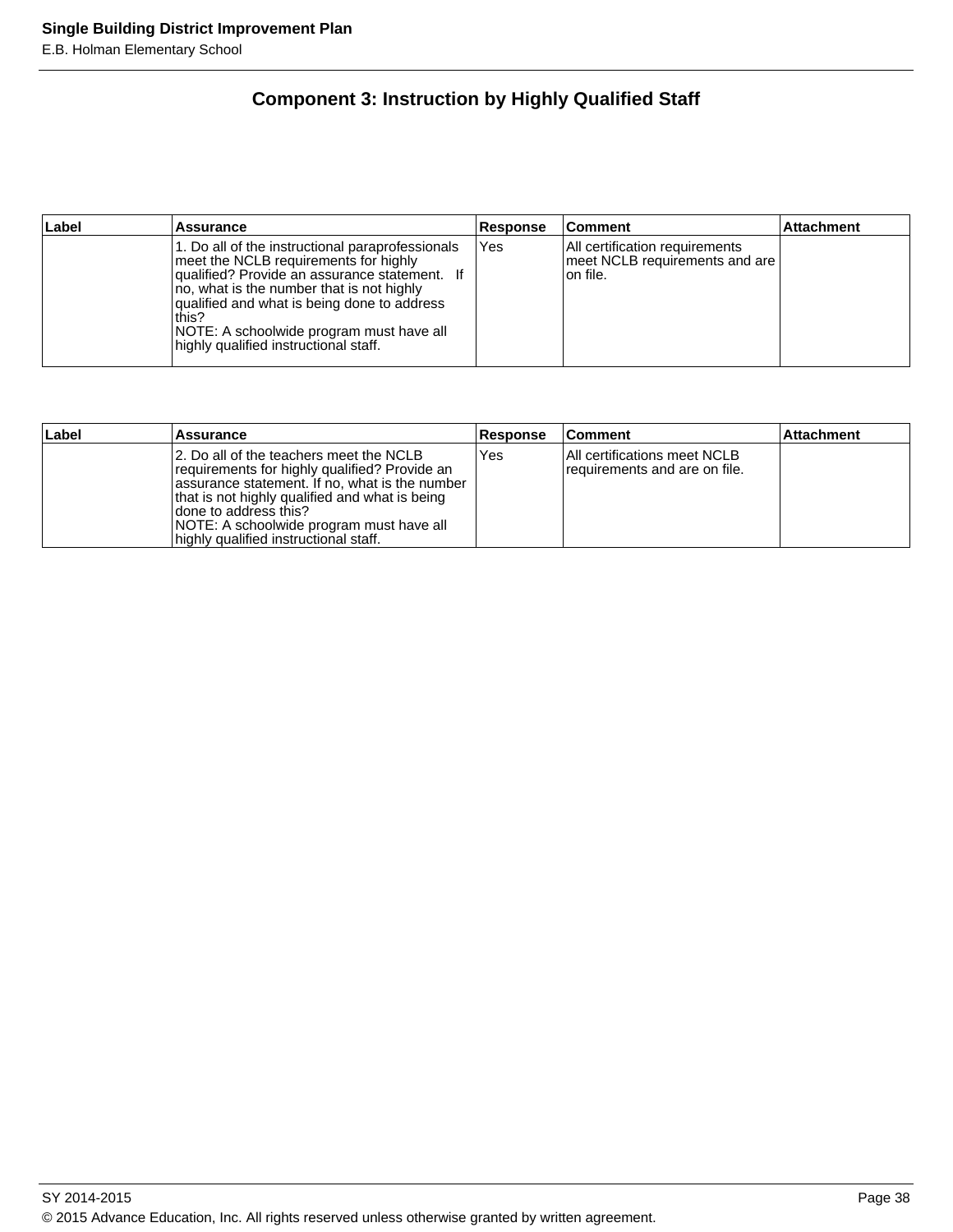## Component 3: Instruction by Highly Qualified Staff

| Label | Assurance | Response | Comment | Attachment |
|---|---|---|---|---|
| | 1. Do all of the instructional paraprofessionals meet the NCLB requirements for highly qualified? Provide an assurance statement. If no, what is the number that is not highly qualified and what is being done to address this?<br>NOTE: A schoolwide program must have all highly qualified instructional staff. | Yes | All certification requirements meet NCLB requirements and are on file. | |

| Label | Assurance | Response | Comment | Attachment |
|---|---|---|---|---|
| | 2. Do all of the teachers meet the NCLB requirements for highly qualified? Provide an assurance statement. If no, what is the number that is not highly qualified and what is being done to address this?<br>NOTE: A schoolwide program must have all highly qualified instructional staff. | Yes | All certifications meet NCLB requirements and are on file. | |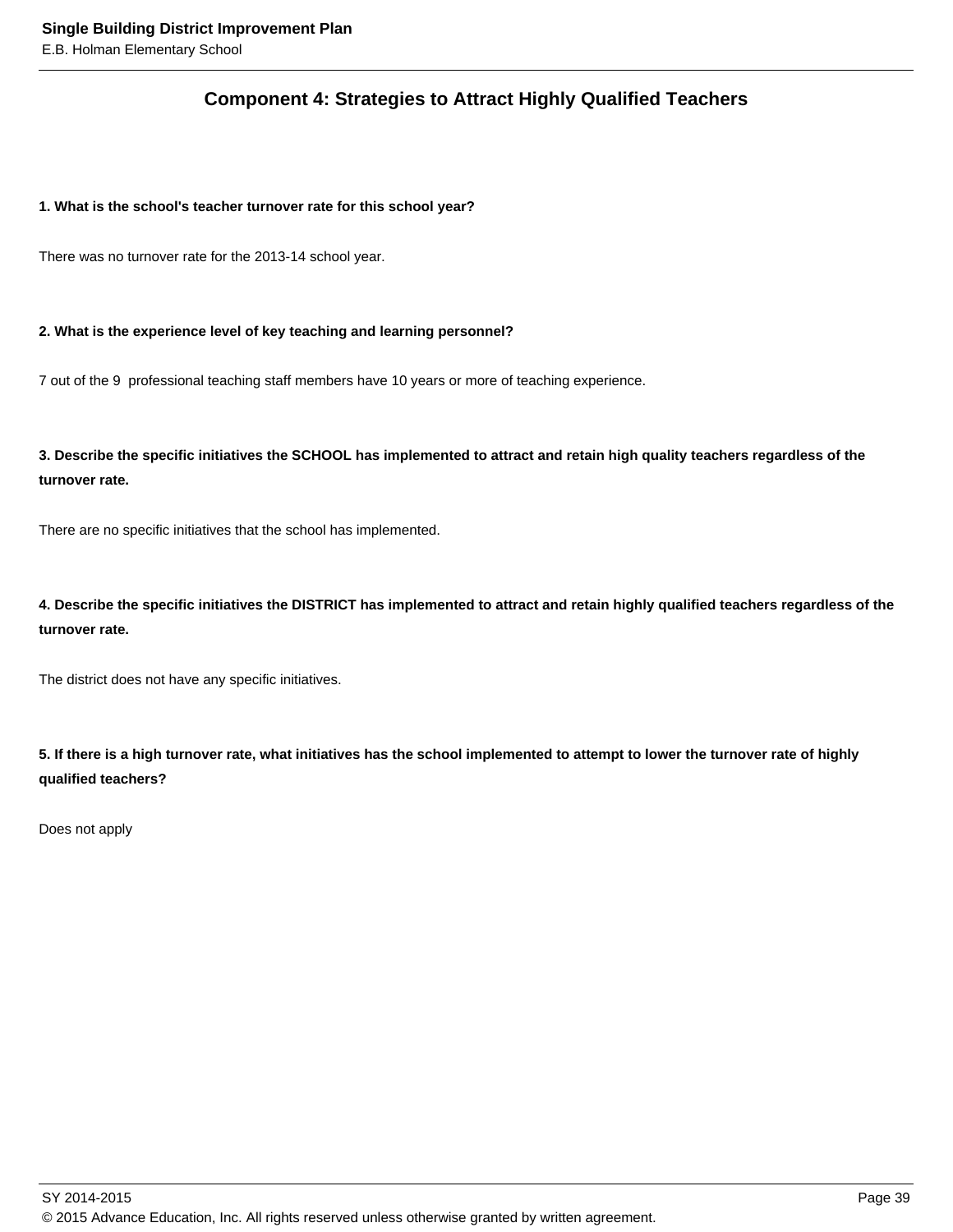## Component 4: Strategies to Attract Highly Qualified Teachers

**1. What is the school's teacher turnover rate for this school year?**

There was no turnover rate for the 2013-14 school year.

**2. What is the experience level of key teaching and learning personnel?**

7 out of the 9 professional teaching staff members have 10 years or more of teaching experience.

**3. Describe the specific initiatives the SCHOOL has implemented to attract and retain high quality teachers regardless of the turnover rate.**

There are no specific initiatives that the school has implemented.

**4. Describe the specific initiatives the DISTRICT has implemented to attract and retain highly qualified teachers regardless of the turnover rate.**

The district does not have any specific initiatives.

**5. If there is a high turnover rate, what initiatives has the school implemented to attempt to lower the turnover rate of highly qualified teachers?**

Does not apply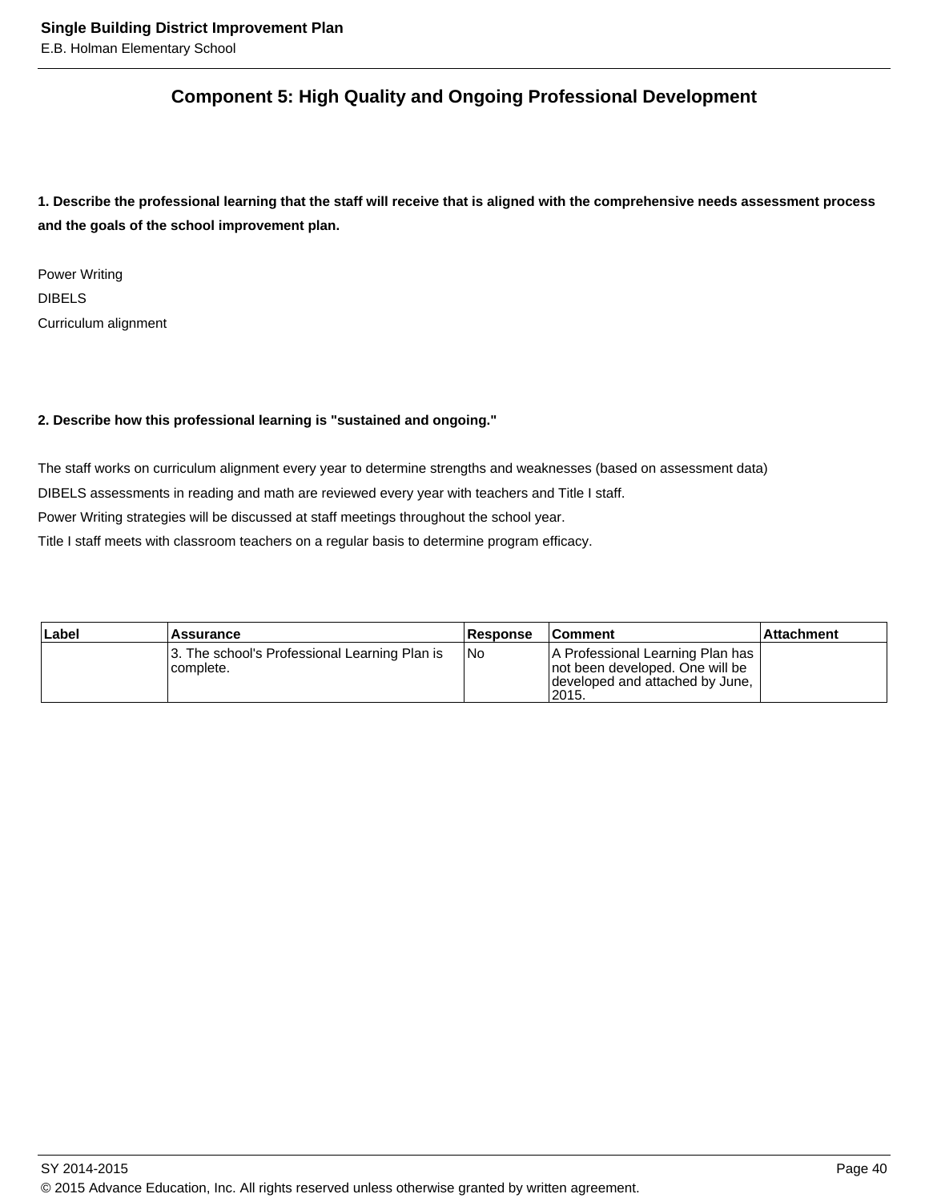## Component 5: High Quality and Ongoing Professional Development

**1. Describe the professional learning that the staff will receive that is aligned with the comprehensive needs assessment process and the goals of the school improvement plan.**

Power Writing
DIBELS
Curriculum alignment

**2. Describe how this professional learning is "sustained and ongoing."**

The staff works on curriculum alignment every year to determine strengths and weaknesses (based on assessment data)
DIBELS assessments in reading and math are reviewed every year with teachers and Title I staff.
Power Writing strategies will be discussed at staff meetings throughout the school year.
Title I staff meets with classroom teachers on a regular basis to determine program efficacy.

| Label | Assurance | Response | Comment | Attachment |
|---|---|---|---|---|
| | 3. The school's Professional Learning Plan is complete. | No | A Professional Learning Plan has not been developed. One will be developed and attached by June, 2015. | |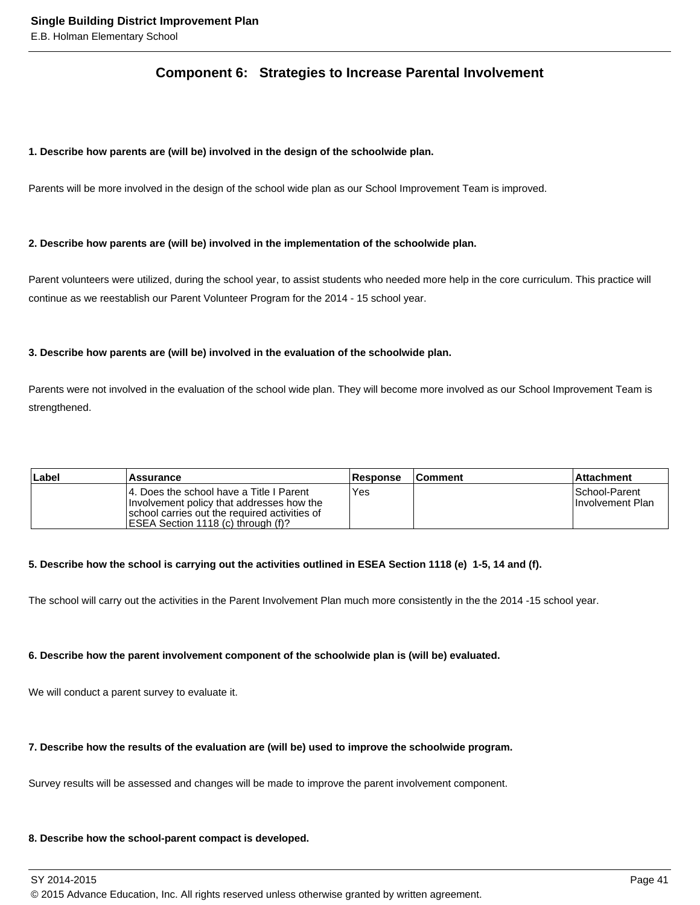## Component 6: Strategies to Increase Parental Involvement

**1. Describe how parents are (will be) involved in the design of the schoolwide plan.**

Parents will be more involved in the design of the school wide plan as our School Improvement Team is improved.

**2. Describe how parents are (will be) involved in the implementation of the schoolwide plan.**

Parent volunteers were utilized, during the school year, to assist students who needed more help in the core curriculum. This practice will continue as we reestablish our Parent Volunteer Program for the 2014 - 15 school year.

**3. Describe how parents are (will be) involved in the evaluation of the schoolwide plan.**

Parents were not involved in the evaluation of the school wide plan. They will become more involved as our School Improvement Team is strengthened.

| Label | Assurance | Response | Comment | Attachment |
|---|---|---|---|---|
| | 4. Does the school have a Title I Parent Involvement policy that addresses how the school carries out the required activities of ESEA Section 1118 (c) through (f)? | Yes | | School-Parent Involvement Plan |

**5. Describe how the school is carrying out the activities outlined in ESEA Section 1118 (e) 1-5, 14 and (f).**

The school will carry out the activities in the Parent Involvement Plan much more consistently in the the 2014 -15 school year.

**6. Describe how the parent involvement component of the schoolwide plan is (will be) evaluated.**

We will conduct a parent survey to evaluate it.

**7. Describe how the results of the evaluation are (will be) used to improve the schoolwide program.**

Survey results will be assessed and changes will be made to improve the parent involvement component.

**8. Describe how the school-parent compact is developed.**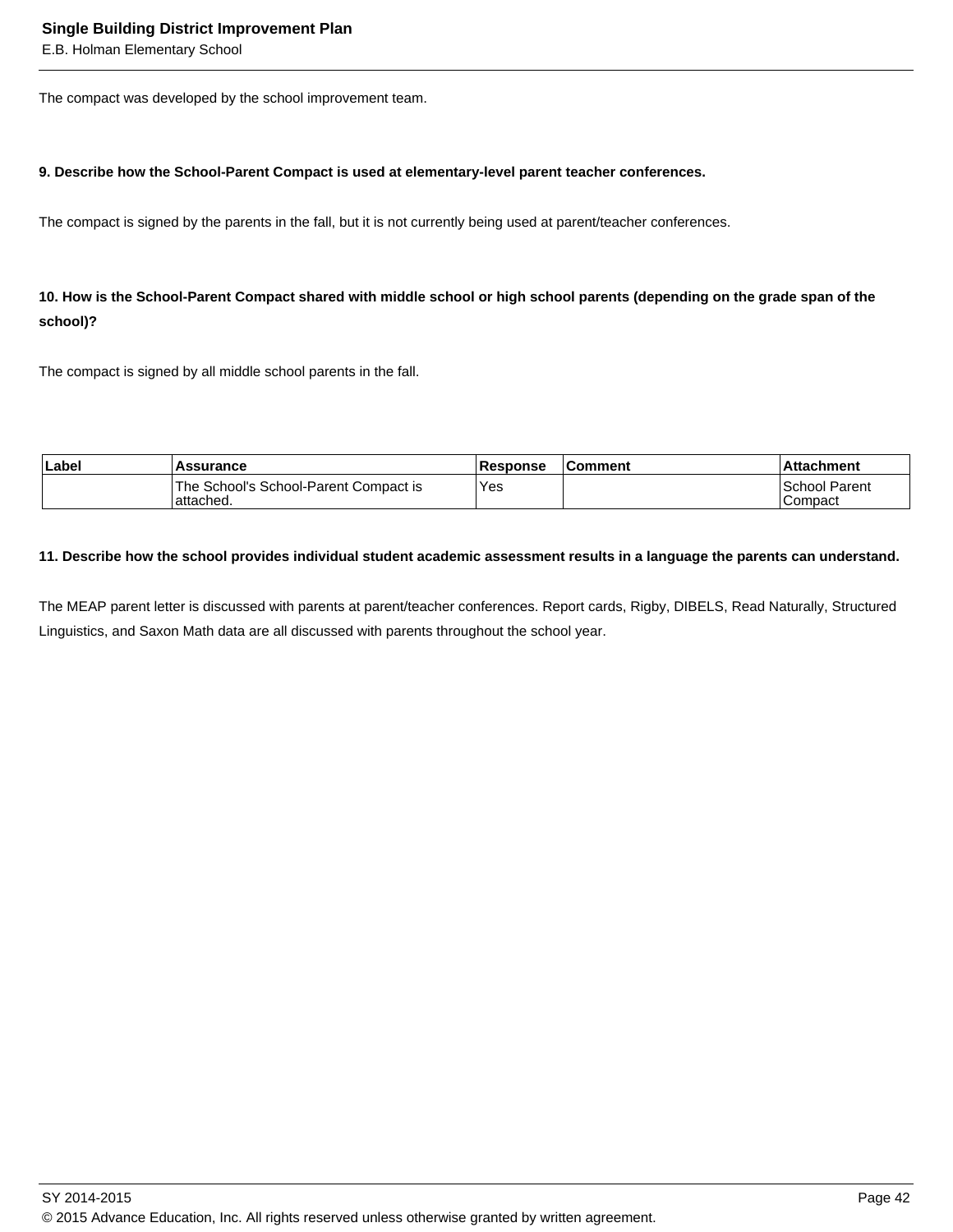The compact was developed by the school improvement team.

**9. Describe how the School-Parent Compact is used at elementary-level parent teacher conferences.**

The compact is signed by the parents in the fall, but it is not currently being used at parent/teacher conferences.

**10. How is the School-Parent Compact shared with middle school or high school parents (depending on the grade span of the school)?**

The compact is signed by all middle school parents in the fall.

| Label | Assurance | Response | Comment | Attachment |
|---|---|---|---|---|
| | The School's School-Parent Compact is attached. | Yes | | School Parent Compact |

**11. Describe how the school provides individual student academic assessment results in a language the parents can understand.**

The MEAP parent letter is discussed with parents at parent/teacher conferences. Report cards, Rigby, DIBELS, Read Naturally, Structured Linguistics, and Saxon Math data are all discussed with parents throughout the school year.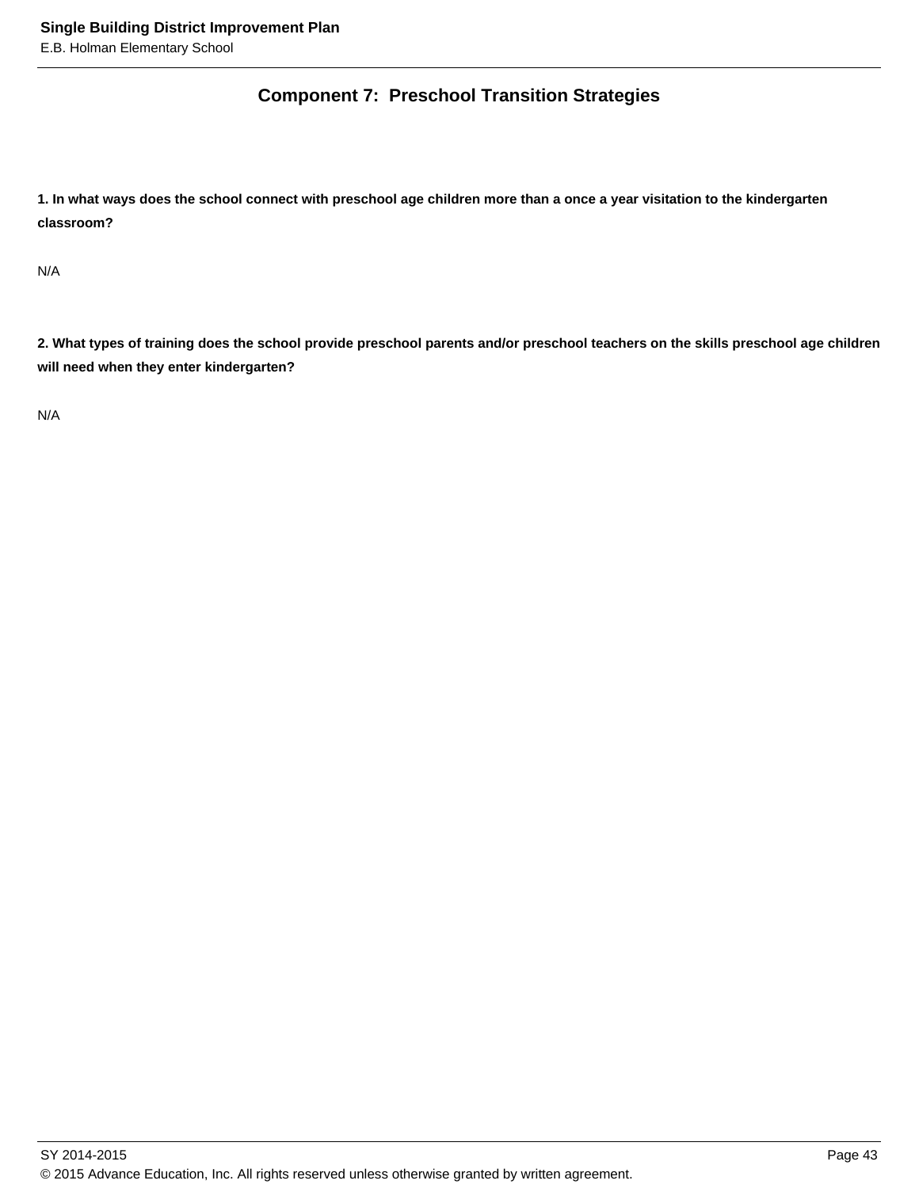## Component 7: Preschool Transition Strategies

**1. In what ways does the school connect with preschool age children more than a once a year visitation to the kindergarten classroom?**

N/A

**2. What types of training does the school provide preschool parents and/or preschool teachers on the skills preschool age children will need when they enter kindergarten?**

N/A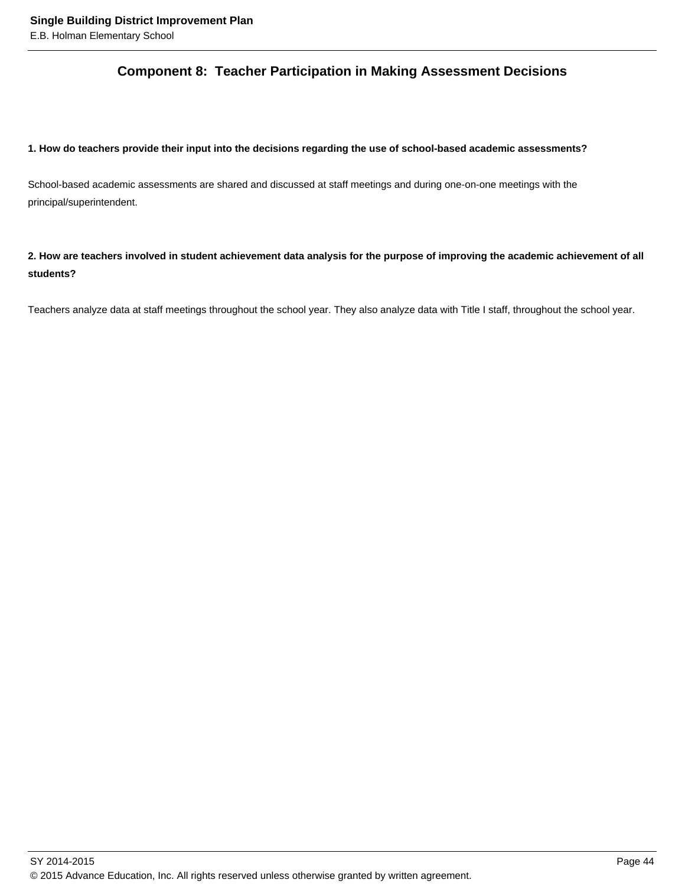## Component 8: Teacher Participation in Making Assessment Decisions

**1. How do teachers provide their input into the decisions regarding the use of school-based academic assessments?**

School-based academic assessments are shared and discussed at staff meetings and during one-on-one meetings with the principal/superintendent.

**2. How are teachers involved in student achievement data analysis for the purpose of improving the academic achievement of all students?**

Teachers analyze data at staff meetings throughout the school year. They also analyze data with Title I staff, throughout the school year.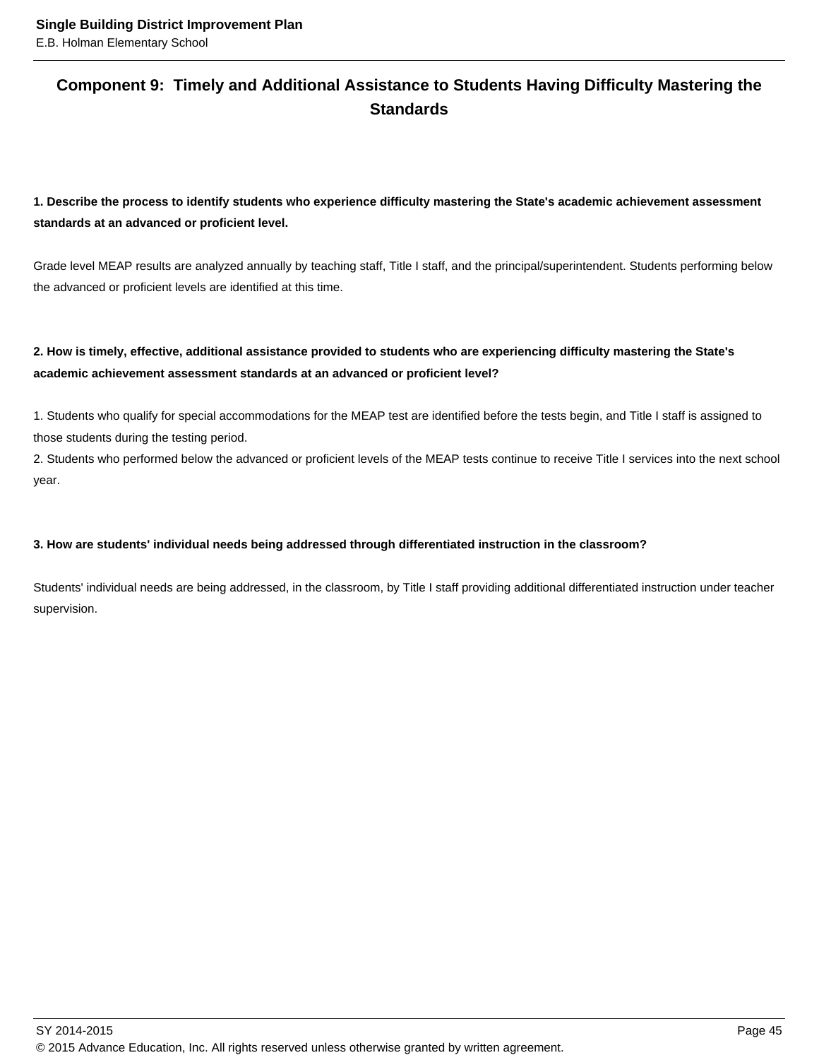## Component 9: Timely and Additional Assistance to Students Having Difficulty Mastering the Standards

**1. Describe the process to identify students who experience difficulty mastering the State's academic achievement assessment standards at an advanced or proficient level.**

Grade level MEAP results are analyzed annually by teaching staff, Title I staff, and the principal/superintendent. Students performing below the advanced or proficient levels are identified at this time.

**2. How is timely, effective, additional assistance provided to students who are experiencing difficulty mastering the State's academic achievement assessment standards at an advanced or proficient level?**

1. Students who qualify for special accommodations for the MEAP test are identified before the tests begin, and Title I staff is assigned to those students during the testing period.
2. Students who performed below the advanced or proficient levels of the MEAP tests continue to receive Title I services into the next school year.

**3. How are students' individual needs being addressed through differentiated instruction in the classroom?**

Students' individual needs are being addressed, in the classroom, by Title I staff providing additional differentiated instruction under teacher supervision.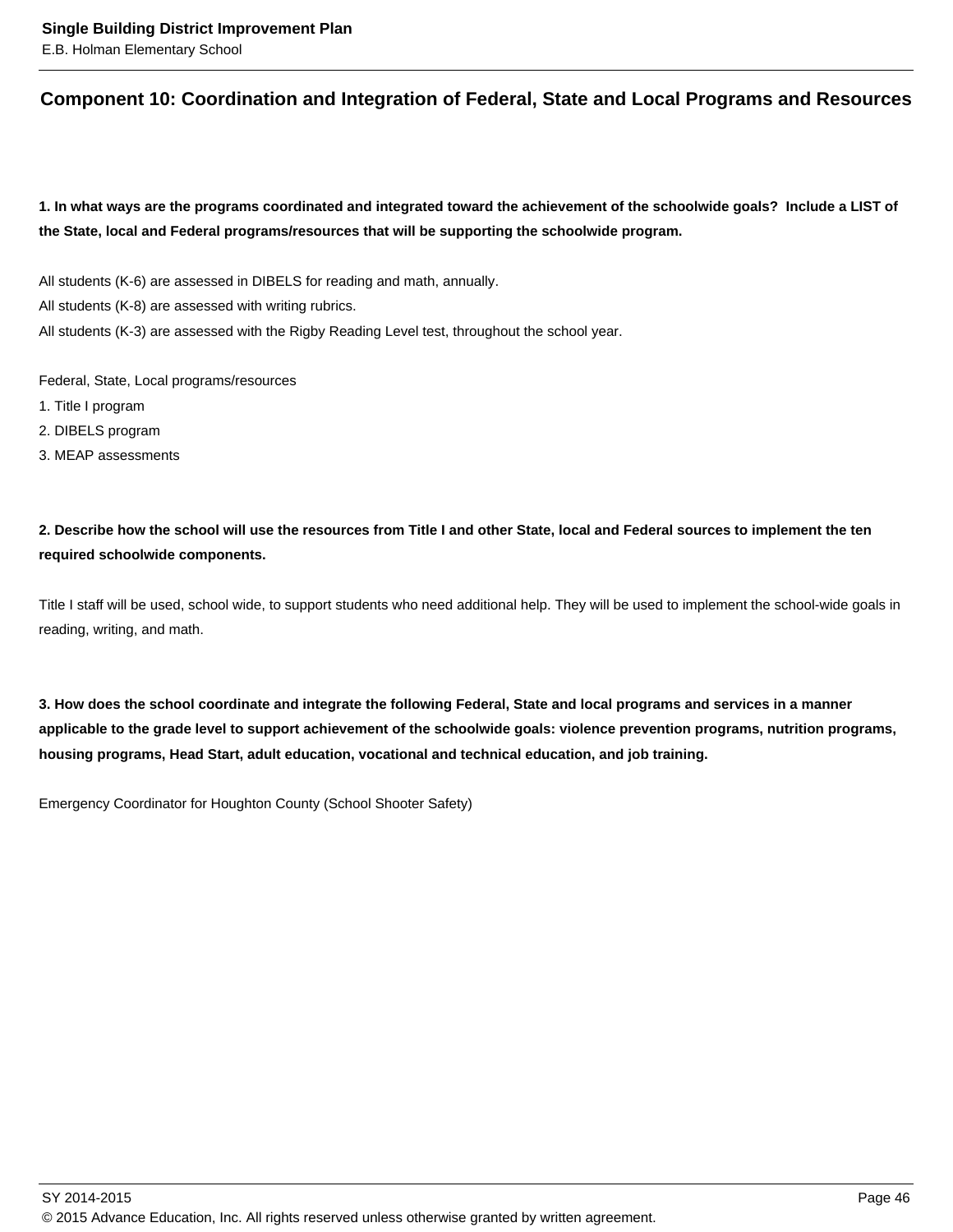## Component 10: Coordination and Integration of Federal, State and Local Programs and Resources

**1. In what ways are the programs coordinated and integrated toward the achievement of the schoolwide goals? Include a LIST of the State, local and Federal programs/resources that will be supporting the schoolwide program.**

All students (K-6) are assessed in DIBELS for reading and math, annually.
All students (K-8) are assessed with writing rubrics.
All students (K-3) are assessed with the Rigby Reading Level test, throughout the school year.

Federal, State, Local programs/resources
1. Title I program
2. DIBELS program
3. MEAP assessments

**2. Describe how the school will use the resources from Title I and other State, local and Federal sources to implement the ten required schoolwide components.**

Title I staff will be used, school wide, to support students who need additional help. They will be used to implement the school-wide goals in reading, writing, and math.

**3. How does the school coordinate and integrate the following Federal, State and local programs and services in a manner applicable to the grade level to support achievement of the schoolwide goals: violence prevention programs, nutrition programs, housing programs, Head Start, adult education, vocational and technical education, and job training.**

Emergency Coordinator for Houghton County (School Shooter Safety)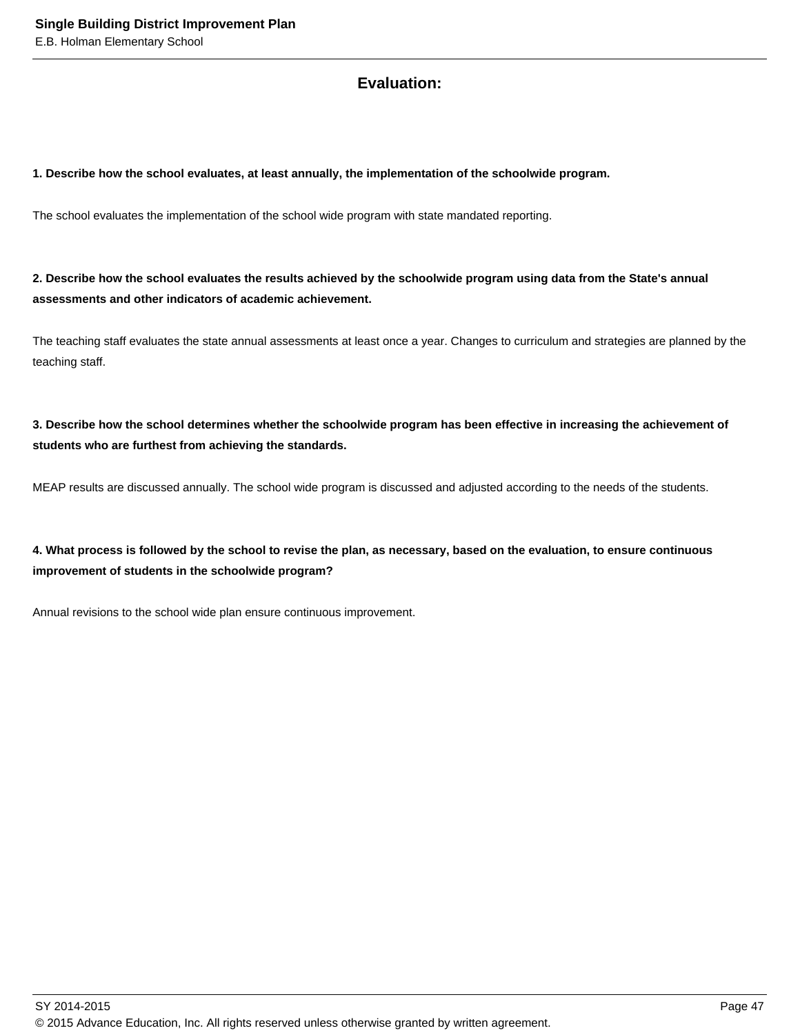## Evaluation:

**1. Describe how the school evaluates, at least annually, the implementation of the schoolwide program.**

The school evaluates the implementation of the school wide program with state mandated reporting.

**2. Describe how the school evaluates the results achieved by the schoolwide program using data from the State's annual assessments and other indicators of academic achievement.**

The teaching staff evaluates the state annual assessments at least once a year. Changes to curriculum and strategies are planned by the teaching staff.

**3. Describe how the school determines whether the schoolwide program has been effective in increasing the achievement of students who are furthest from achieving the standards.**

MEAP results are discussed annually. The school wide program is discussed and adjusted according to the needs of the students.

**4. What process is followed by the school to revise the plan, as necessary, based on the evaluation, to ensure continuous improvement of students in the schoolwide program?**

Annual revisions to the school wide plan ensure continuous improvement.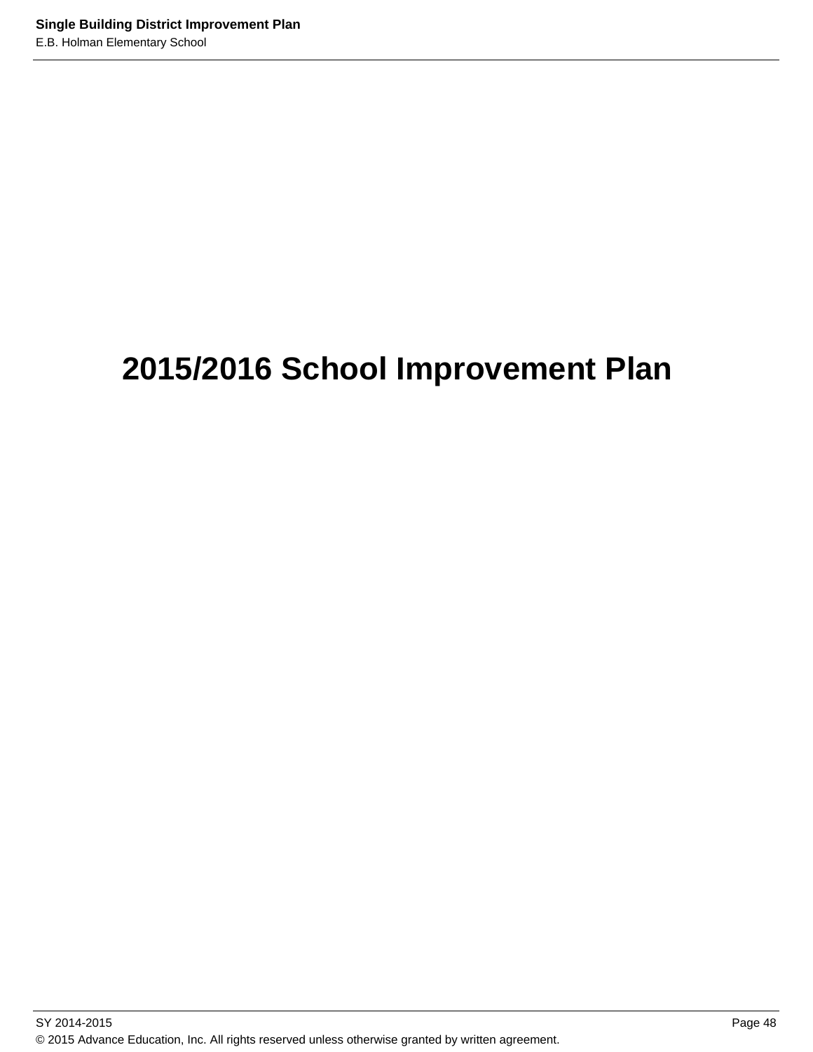# 2015/2016 School Improvement Plan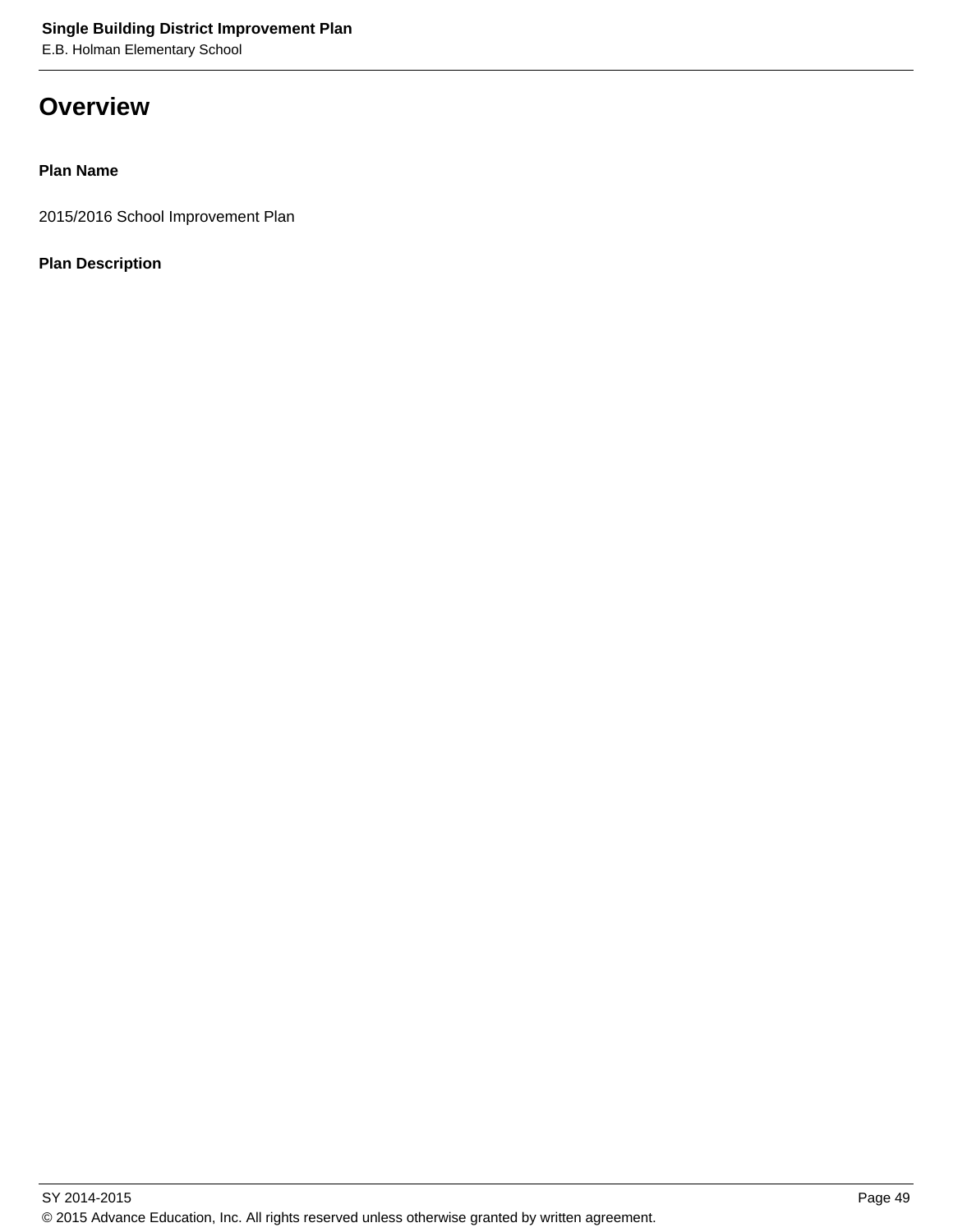# Overview

**Plan Name**

2015/2016 School Improvement Plan

**Plan Description**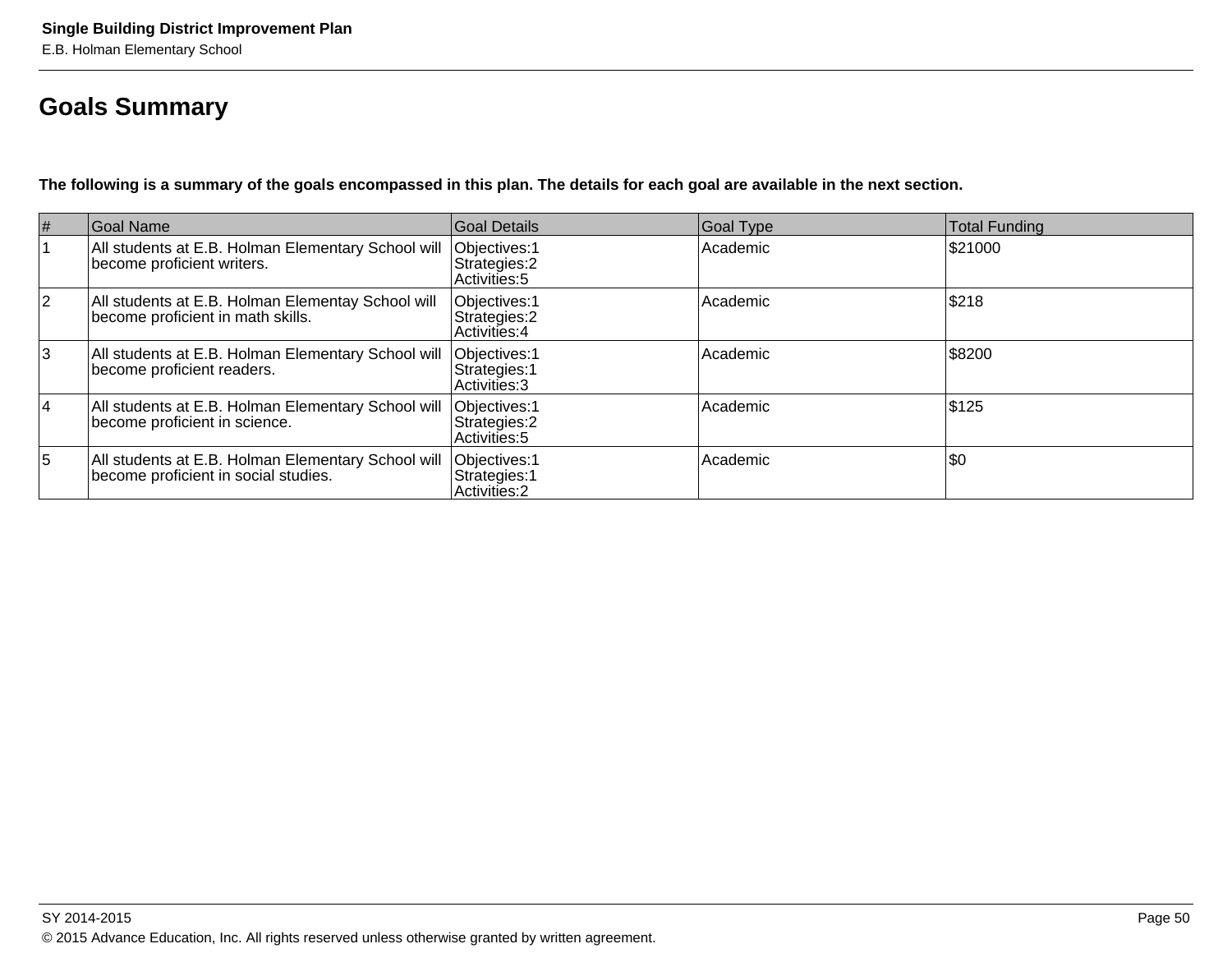## Goals Summary

**The following is a summary of the goals encompassed in this plan. The details for each goal are available in the next section.**

| # | Goal Name | Goal Details | Goal Type | Total Funding |
|---|---|---|---|---|
| 1 | All students at E.B. Holman Elementary School will become proficient writers. | Objectives:1<br>Strategies:2<br>Activities:5 | Academic | $21000 |
| 2 | All students at E.B. Holman Elementay School will become proficient in math skills. | Objectives:1<br>Strategies:2<br>Activities:4 | Academic | $218 |
| 3 | All students at E.B. Holman Elementary School will become proficient readers. | Objectives:1<br>Strategies:1<br>Activities:3 | Academic | $8200 |
| 4 | All students at E.B. Holman Elementary School will become proficient in science. | Objectives:1<br>Strategies:2<br>Activities:5 | Academic | $125 |
| 5 | All students at E.B. Holman Elementary School will become proficient in social studies. | Objectives:1<br>Strategies:1<br>Activities:2 | Academic | $0 |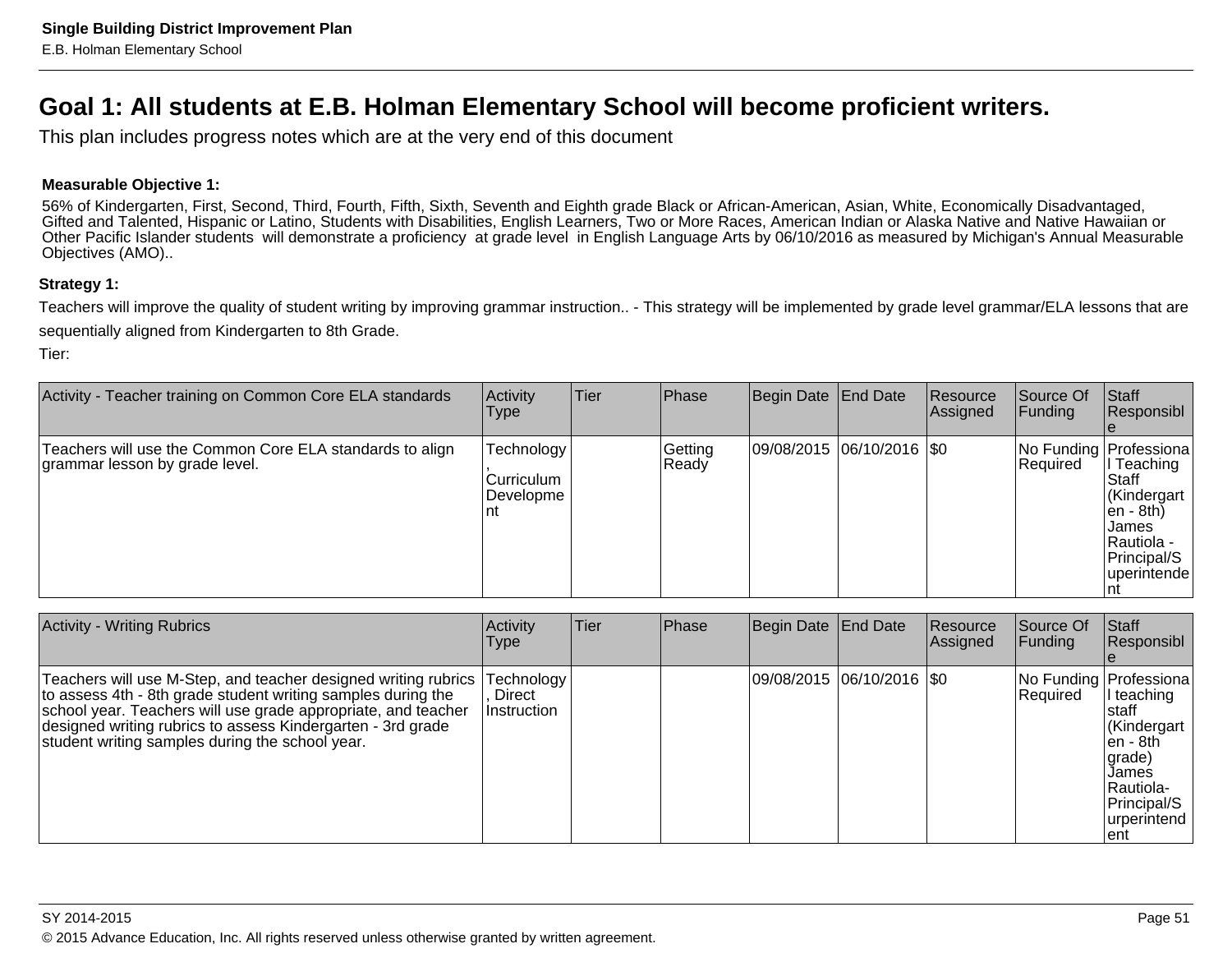## Goal 1: All students at E.B. Holman Elementary School will become proficient writers.

This plan includes progress notes which are at the very end of this document

**Measurable Objective 1:**

56% of Kindergarten, First, Second, Third, Fourth, Fifth, Sixth, Seventh and Eighth grade Black or African-American, Asian, White, Economically Disadvantaged, Gifted and Talented, Hispanic or Latino, Students with Disabilities, English Learners, Two or More Races, American Indian or Alaska Native and Native Hawaiian or Other Pacific Islander students will demonstrate a proficiency at grade level in English Language Arts by 06/10/2016 as measured by Michigan's Annual Measurable Objectives (AMO)..

**Strategy 1:**

Teachers will improve the quality of student writing by improving grammar instruction.. - This strategy will be implemented by grade level grammar/ELA lessons that are sequentially aligned from Kindergarten to 8th Grade.

Tier:

| Activity - Teacher training on Common Core ELA standards | Activity Type | Tier | Phase | Begin Date | End Date | Resource Assigned | Source Of Funding | Staff Responsible |
|---|---|---|---|---|---|---|---|---|
| Teachers will use the Common Core ELA standards to align grammar lesson by grade level. | Technology, Curriculum Development | | Getting Ready | 09/08/2015 | 06/10/2016 | $0 | No Funding Required | Professional Teaching Staff (Kindergarten - 8th) James Rautiola - Principal/Superintendent |

| Activity - Writing Rubrics | Activity Type | Tier | Phase | Begin Date | End Date | Resource Assigned | Source Of Funding | Staff Responsible |
|---|---|---|---|---|---|---|---|---|
| Teachers will use M-Step, and teacher designed writing rubrics to assess 4th - 8th grade student writing samples during the school year. Teachers will use grade appropriate, and teacher designed writing rubrics to assess Kindergarten - 3rd grade student writing samples during the school year. | Technology, Direct Instruction | | | 09/08/2015 | 06/10/2016 | $0 | No Funding Required | Professional teaching staff (Kindergarten - 8th grade) James Rautiola- Principal/Superintendent |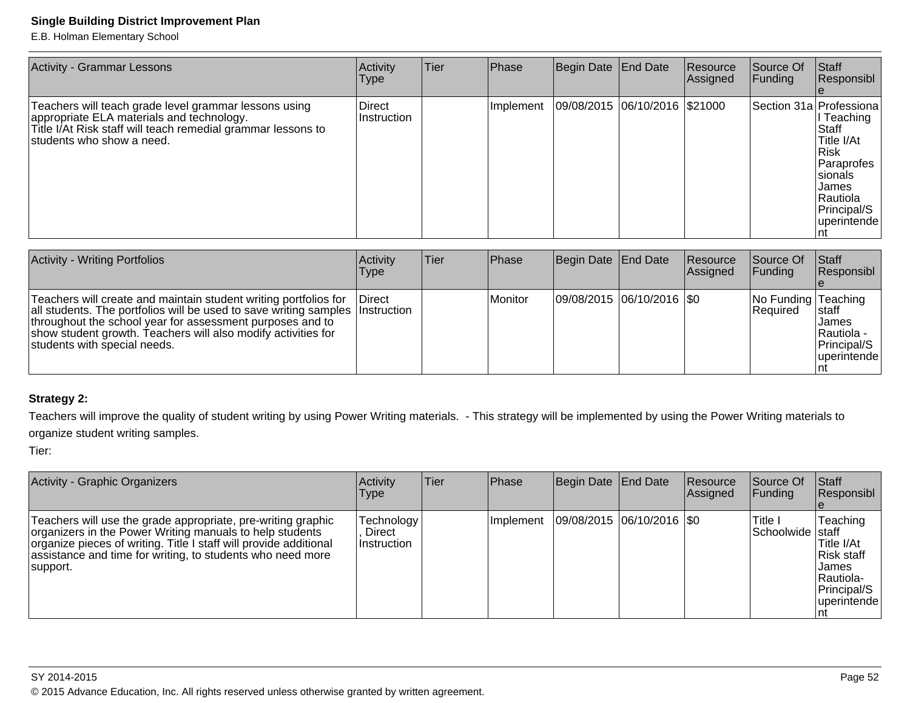| Activity - Grammar Lessons | Activity Type | Tier | Phase | Begin Date | End Date | Resource Assigned | Source Of Funding | Staff Responsible |
|---|---|---|---|---|---|---|---|---|
| Teachers will teach grade level grammar lessons using appropriate ELA materials and technology.<br>Title I/At Risk staff will teach remedial grammar lessons to students who show a need. | Direct Instruction | | Implement | 09/08/2015 | 06/10/2016 | $21000 | Section 31a | Professional Teaching Staff<br>Title I/At Risk Paraprofessionals<br>James Rautiola Principal/Superintendent |

| Activity - Writing Portfolios | Activity Type | Tier | Phase | Begin Date | End Date | Resource Assigned | Source Of Funding | Staff Responsible |
|---|---|---|---|---|---|---|---|---|
| Teachers will create and maintain student writing portfolios for all students. The portfolios will be used to save writing samples throughout the school year for assessment purposes and to show student growth. Teachers will also modify activities for students with special needs. | Direct Instruction | | Monitor | 09/08/2015 | 06/10/2016 | $0 | No Funding Required | Teaching staff<br>James Rautiola - Principal/Superintendent |

**Strategy 2:**

Teachers will improve the quality of student writing by using Power Writing materials.  - This strategy will be implemented by using the Power Writing materials to organize student writing samples.

Tier:

| Activity - Graphic Organizers | Activity Type | Tier | Phase | Begin Date | End Date | Resource Assigned | Source Of Funding | Staff Responsible |
|---|---|---|---|---|---|---|---|---|
| Teachers will use the grade appropriate, pre-writing graphic organizers in the Power Writing manuals to help students organize pieces of writing. Title I staff will provide additional assistance and time for writing, to students who need more support. | Technology, Direct Instruction | | Implement | 09/08/2015 | 06/10/2016 | $0 | Title I Schoolwide | Teaching staff<br>Title I/At Risk staff<br>James Rautiola-Principal/Superintendent |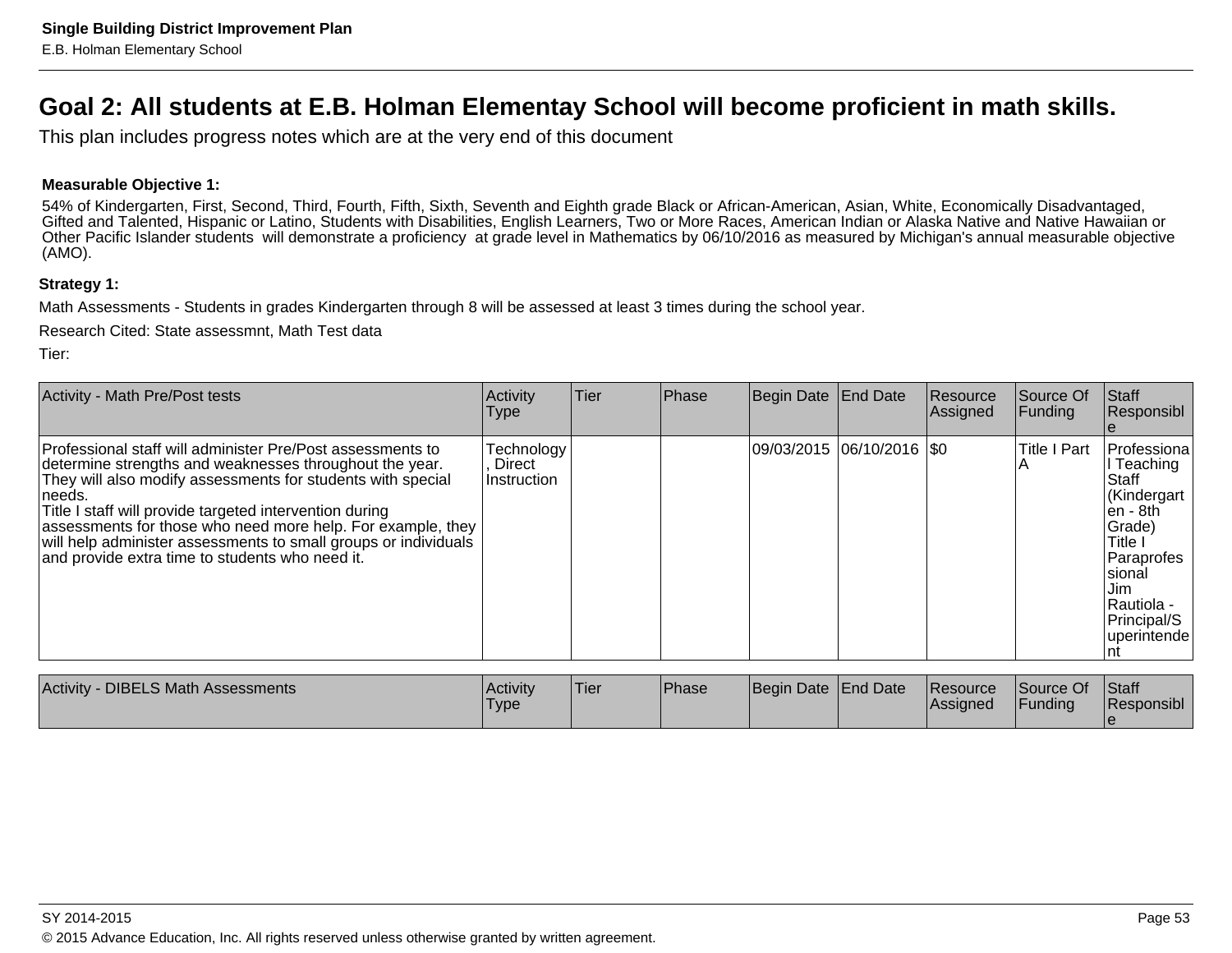# Goal 2: All students at E.B. Holman Elementay School will become proficient in math skills.

This plan includes progress notes which are at the very end of this document

**Measurable Objective 1:**

54% of Kindergarten, First, Second, Third, Fourth, Fifth, Sixth, Seventh and Eighth grade Black or African-American, Asian, White, Economically Disadvantaged, Gifted and Talented, Hispanic or Latino, Students with Disabilities, English Learners, Two or More Races, American Indian or Alaska Native and Native Hawaiian or Other Pacific Islander students will demonstrate a proficiency at grade level in Mathematics by 06/10/2016 as measured by Michigan's annual measurable objective (AMO).

**Strategy 1:**

Math Assessments - Students in grades Kindergarten through 8 will be assessed at least 3 times during the school year.

Research Cited: State assessmnt, Math Test data

Tier:

| Activity - Math Pre/Post tests | Activity Type | Tier | Phase | Begin Date | End Date | Resource Assigned | Source Of Funding | Staff Responsible |
|---|---|---|---|---|---|---|---|---|
| Professional staff will administer Pre/Post assessments to determine strengths and weaknesses throughout the year. They will also modify assessments for students with special needs.<br>Title I staff will provide targeted intervention during assessments for those who need more help. For example, they will help administer assessments to small groups or individuals and provide extra time to students who need it. | Technology, Direct Instruction | | | 09/03/2015 | 06/10/2016 | $0 | Title I Part A | Professional Teaching Staff (Kindergarten - 8th Grade)<br>Title I Paraprofessional<br>Jim Rautiola - Principal/Superintendent |

| Activity - DIBELS Math Assessments | Activity Type | Tier | Phase | Begin Date | End Date | Resource Assigned | Source Of Funding | Staff Responsible |
|---|---|---|---|---|---|---|---|---|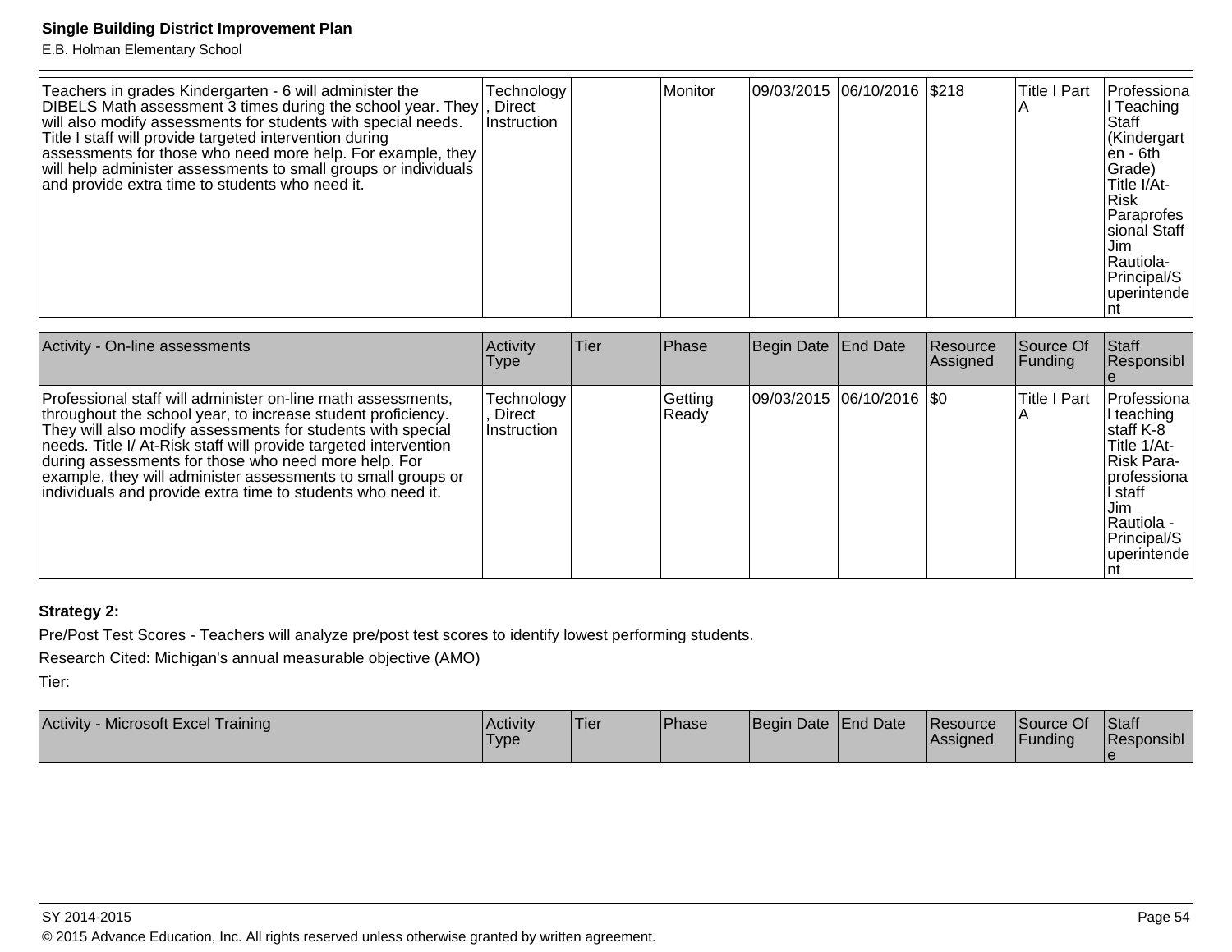| | | | | | | | | |
|---|---|---|---|---|---|---|---|---|
| Teachers in grades Kindergarten - 6 will administer the DIBELS Math assessment 3 times during the school year. They will also modify assessments for students with special needs. Title I staff will provide targeted intervention during assessments for those who need more help. For example, they will help administer assessments to small groups or individuals and provide extra time to students who need it. | Technology, Direct Instruction | | Monitor | 09/03/2015 | 06/10/2016 | $218 | Title I Part A | Professional Teaching Staff (Kindergarten - 6th Grade) Title I/At-Risk Paraprofessional Staff Jim Rautiola-Principal/Superintendent |

| Activity - On-line assessments | Activity Type | Tier | Phase | Begin Date | End Date | Resource Assigned | Source Of Funding | Staff Responsible |
|---|---|---|---|---|---|---|---|---|
| Professional staff will administer on-line math assessments, throughout the school year, to increase student proficiency. They will also modify assessments for students with special needs. Title I/ At-Risk staff will provide targeted intervention during assessments for those who need more help. For example, they will administer assessments to small groups or individuals and provide extra time to students who need it. | Technology, Direct Instruction | | Getting Ready | 09/03/2015 | 06/10/2016 | $0 | Title I Part A | Professional teaching staff K-8 Title 1/At-Risk Para-professional staff Jim Rautiola - Principal/Superintendent |

**Strategy 2:**

Pre/Post Test Scores - Teachers will analyze pre/post test scores to identify lowest performing students.

Research Cited: Michigan's annual measurable objective (AMO)

Tier:

| Activity - Microsoft Excel Training | Activity Type | Tier | Phase | Begin Date | End Date | Resource Assigned | Source Of Funding | Staff Responsible |
|---|---|---|---|---|---|---|---|---|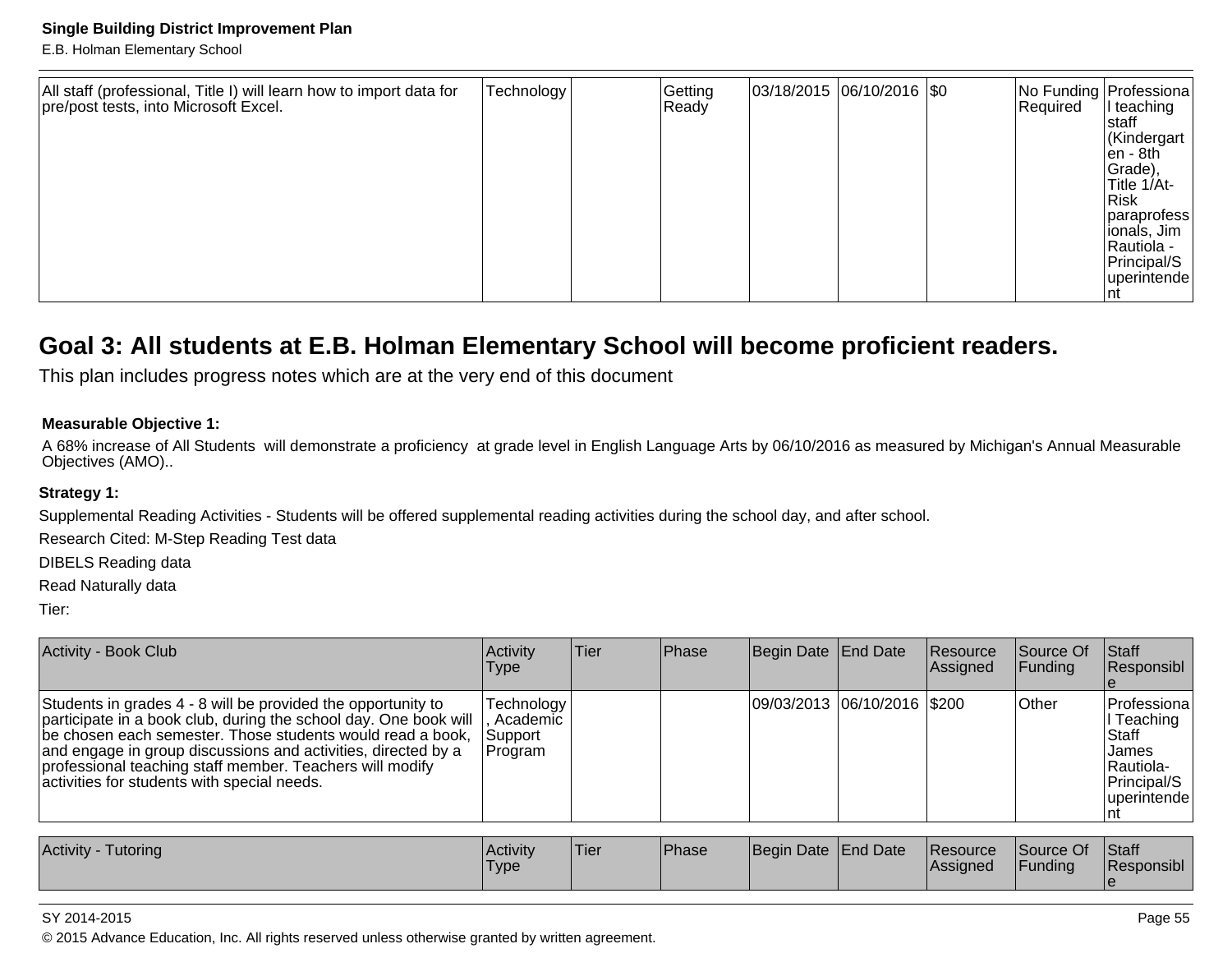| All staff (professional, Title I) will learn how to import data for pre/post tests, into Microsoft Excel. | Technology | | Getting Ready | 03/18/2015 | 06/10/2016 | $0 | No Funding Required | Professional teaching staff (Kindergarten - 8th Grade), Title 1/At-Risk paraprofessionals, Jim Rautiola - Principal/Superintendent |
|---|---|---|---|---|---|---|---|---|

## Goal 3: All students at E.B. Holman Elementary School will become proficient readers.

This plan includes progress notes which are at the very end of this document

**Measurable Objective 1:**

A 68% increase of All Students will demonstrate a proficiency at grade level in English Language Arts by 06/10/2016 as measured by Michigan's Annual Measurable Objectives (AMO)..

**Strategy 1:**

Supplemental Reading Activities - Students will be offered supplemental reading activities during the school day, and after school.

Research Cited: M-Step Reading Test data

DIBELS Reading data

Read Naturally data

Tier:

| Activity - Book Club | Activity Type | Tier | Phase | Begin Date | End Date | Resource Assigned | Source Of Funding | Staff Responsible |
|---|---|---|---|---|---|---|---|---|
| Students in grades 4 - 8 will be provided the opportunity to participate in a book club, during the school day. One book will be chosen each semester. Those students would read a book, and engage in group discussions and activities, directed by a professional teaching staff member. Teachers will modify activities for students with special needs. | Technology, Academic Support Program | | | 09/03/2013 | 06/10/2016 | $200 | Other | Professional Teaching Staff James Rautiola-Principal/Superintendent |

| Activity - Tutoring | Activity Type | Tier | Phase | Begin Date | End Date | Resource Assigned | Source Of Funding | Staff Responsible |
|---|---|---|---|---|---|---|---|---|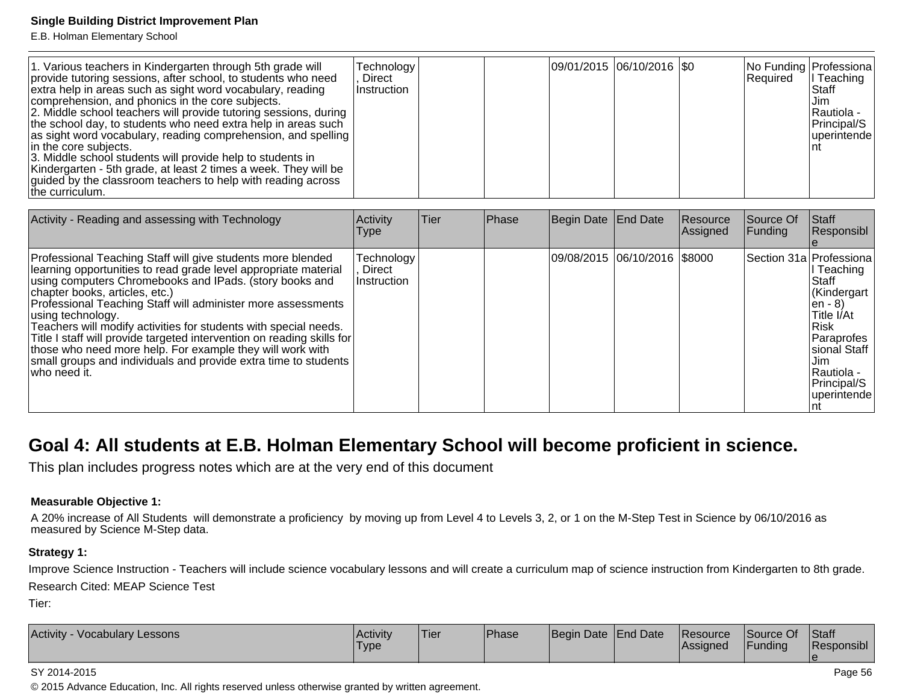| | | | | | | | | |
|---|---|---|---|---|---|---|---|---|
| 1. Various teachers in Kindergarten through 5th grade will provide tutoring sessions, after school, to students who need extra help in areas such as sight word vocabulary, reading comprehension, and phonics in the core subjects.<br>2. Middle school teachers will provide tutoring sessions, during the school day, to students who need extra help in areas such as sight word vocabulary, reading comprehension, and spelling in the core subjects.<br>3. Middle school students will provide help to students in Kindergarten - 5th grade, at least 2 times a week. They will be guided by the classroom teachers to help with reading across the curriculum. | Technology, Direct Instruction | | | 09/01/2015 | 06/10/2016 | $0 | No Funding Required | Professional Teaching Staff<br>Jim Rautiola - Principal/Superintendent |

| Activity - Reading and assessing with Technology | Activity Type | Tier | Phase | Begin Date | End Date | Resource Assigned | Source Of Funding | Staff Responsible |
|---|---|---|---|---|---|---|---|---|
| Professional Teaching Staff will give students more blended learning opportunities to read grade level appropriate material using computers Chromebooks and IPads. (story books and chapter books, articles, etc.)<br>Professional Teaching Staff will administer more assessments using technology.<br>Teachers will modify activities for students with special needs.<br>Title I staff will provide targeted intervention on reading skills for those who need more help. For example they will work with small groups and individuals and provide extra time to students who need it. | Technology, Direct Instruction | | | 09/08/2015 | 06/10/2016 | $8000 | Section 31a | Professional Teaching Staff (Kindergarten - 8)<br>Title I/At Risk Paraprofessional Staff<br>Jim Rautiola - Principal/Superintendent |

## Goal 4: All students at E.B. Holman Elementary School will become proficient in science.

This plan includes progress notes which are at the very end of this document

**Measurable Objective 1:**

A 20% increase of All Students will demonstrate a proficiency by moving up from Level 4 to Levels 3, 2, or 1 on the M-Step Test in Science by 06/10/2016 as measured by Science M-Step data.

**Strategy 1:**

Improve Science Instruction - Teachers will include science vocabulary lessons and will create a curriculum map of science instruction from Kindergarten to 8th grade.

Research Cited: MEAP Science Test

Tier:

| Activity - Vocabulary Lessons | Activity Type | Tier | Phase | Begin Date | End Date | Resource Assigned | Source Of Funding | Staff Responsible |
|---|---|---|---|---|---|---|---|---|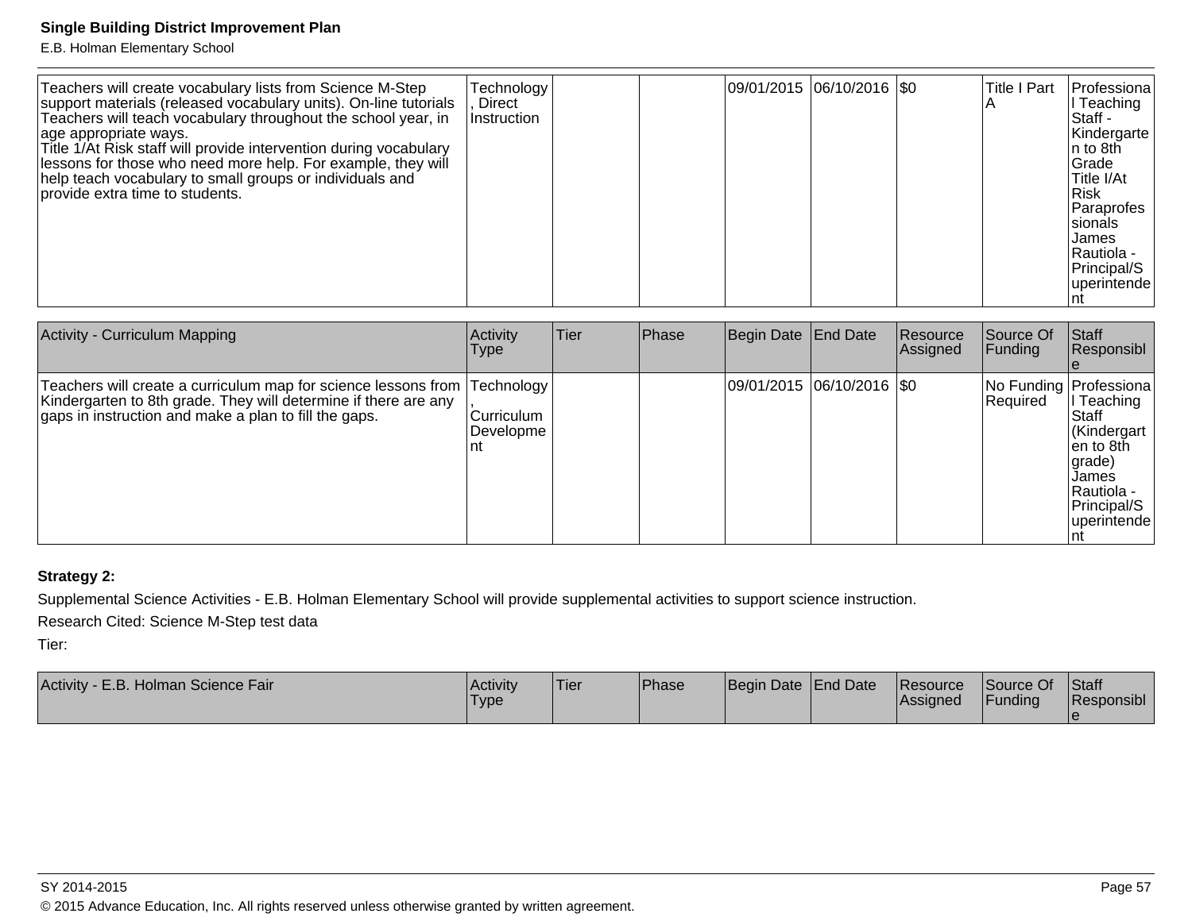| | | | | | | | | |
|---|---|---|---|---|---|---|---|---|
| Teachers will create vocabulary lists from Science M-Step support materials (released vocabulary units). On-line tutorials Teachers will teach vocabulary throughout the school year, in age appropriate ways.<br>Title 1/At Risk staff will provide intervention during vocabulary lessons for those who need more help. For example, they will help teach vocabulary to small groups or individuals and provide extra time to students. | Technology, Direct Instruction | | | 09/01/2015 | 06/10/2016 | $0 | Title I Part A | Professional Teaching Staff - Kindergarten to 8th Grade<br>Title I/At Risk Paraprofessionals<br>James Rautiola - Principal/Superintendent |

| Activity - Curriculum Mapping | Activity Type | Tier | Phase | Begin Date | End Date | Resource Assigned | Source Of Funding | Staff Responsible |
|---|---|---|---|---|---|---|---|---|
| Teachers will create a curriculum map for science lessons from Kindergarten to 8th grade. They will determine if there are any gaps in instruction and make a plan to fill the gaps. | Technology, Curriculum Development | | | 09/01/2015 | 06/10/2016 | $0 | No Funding Required | Professional Teaching Staff (Kindergarten to 8th grade)<br>James Rautiola - Principal/Superintendent |

**Strategy 2:**

Supplemental Science Activities - E.B. Holman Elementary School will provide supplemental activities to support science instruction.

Research Cited: Science M-Step test data

Tier:

| Activity - E.B. Holman Science Fair | Activity Type | Tier | Phase | Begin Date | End Date | Resource Assigned | Source Of Funding | Staff Responsible |
|---|---|---|---|---|---|---|---|---|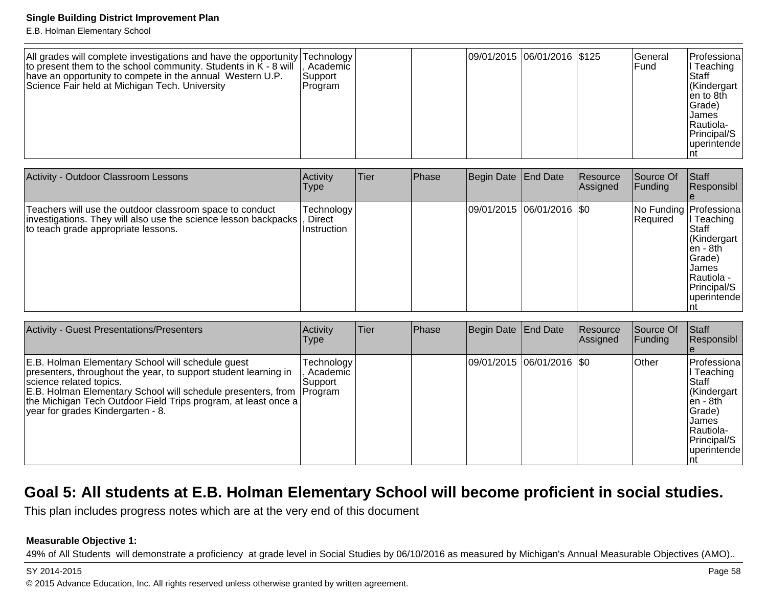| | | | | | | | | |
|---|---|---|---|---|---|---|---|---|
| All grades will complete investigations and have the opportunity to present them to the school community. Students in K - 8 will have an opportunity to compete in the annual Western U.P. Science Fair held at Michigan Tech. University | Technology, Academic Support Program | | | 09/01/2015 | 06/01/2016 | $125 | General Fund | Professional Teaching Staff (Kindergarten to 8th Grade) James Rautiola- Principal/Superintendent |

| Activity - Outdoor Classroom Lessons | Activity Type | Tier | Phase | Begin Date | End Date | Resource Assigned | Source Of Funding | Staff Responsible |
|---|---|---|---|---|---|---|---|---|
| Teachers will use the outdoor classroom space to conduct investigations. They will also use the science lesson backpacks to teach grade appropriate lessons. | Technology, Direct Instruction | | | 09/01/2015 | 06/01/2016 | $0 | No Funding Required | Professional Teaching Staff (Kindergarten - 8th Grade) James Rautiola - Principal/Superintendent |

| Activity - Guest Presentations/Presenters | Activity Type | Tier | Phase | Begin Date | End Date | Resource Assigned | Source Of Funding | Staff Responsible |
|---|---|---|---|---|---|---|---|---|
| E.B. Holman Elementary School will schedule guest presenters, throughout the year, to support student learning in science related topics.<br>E.B. Holman Elementary School will schedule presenters, from the Michigan Tech Outdoor Field Trips program, at least once a year for grades Kindergarten - 8. | Technology, Academic Support Program | | | 09/01/2015 | 06/01/2016 | $0 | Other | Professional Teaching Staff (Kindergarten - 8th Grade) James Rautiola- Principal/Superintendent |

## Goal 5: All students at E.B. Holman Elementary School will become proficient in social studies.

This plan includes progress notes which are at the very end of this document

**Measurable Objective 1:**

49% of All Students will demonstrate a proficiency at grade level in Social Studies by 06/10/2016 as measured by Michigan's Annual Measurable Objectives (AMO)..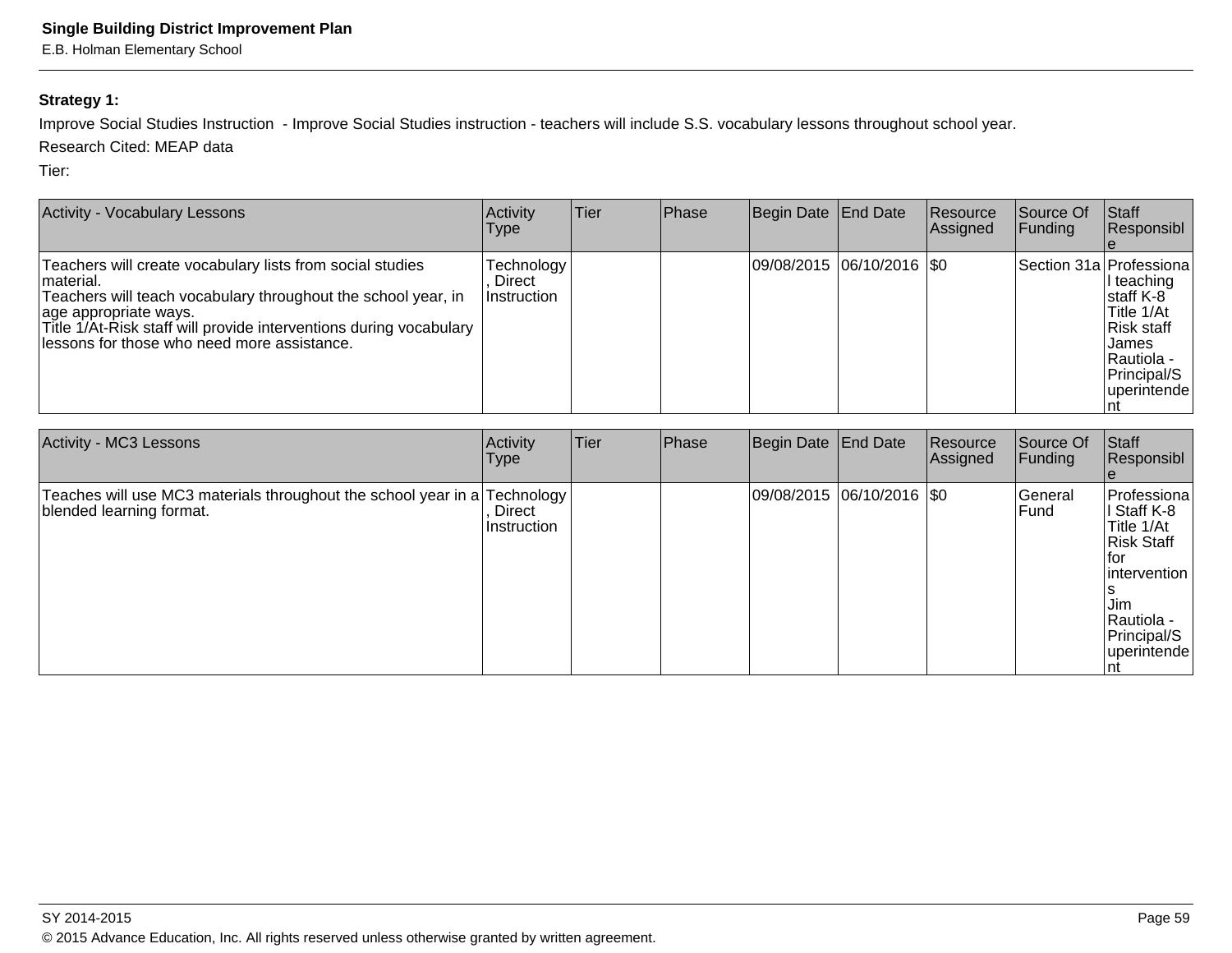**Strategy 1:**

Improve Social Studies Instruction - Improve Social Studies instruction - teachers will include S.S. vocabulary lessons throughout school year.

Research Cited: MEAP data

Tier:

| Activity - Vocabulary Lessons | Activity Type | Tier | Phase | Begin Date | End Date | Resource Assigned | Source Of Funding | Staff Responsible |
|---|---|---|---|---|---|---|---|---|
| Teachers will create vocabulary lists from social studies material.<br>Teachers will teach vocabulary throughout the school year, in age appropriate ways.<br>Title 1/At-Risk staff will provide interventions during vocabulary lessons for those who need more assistance. | Technology, Direct Instruction | | | 09/08/2015 | 06/10/2016 | $0 | Section 31a | Professional teaching staff K-8<br>Title 1/At Risk staff<br>James Rautiola - Principal/Superintendent |

| Activity - MC3 Lessons | Activity Type | Tier | Phase | Begin Date | End Date | Resource Assigned | Source Of Funding | Staff Responsible |
|---|---|---|---|---|---|---|---|---|
| Teaches will use MC3 materials throughout the school year in a blended learning format. | Technology, Direct Instruction | | | 09/08/2015 | 06/10/2016 | $0 | General Fund | Professional Staff K-8<br>Title 1/At Risk Staff for interventions<br>Jim Rautiola - Principal/Superintendent |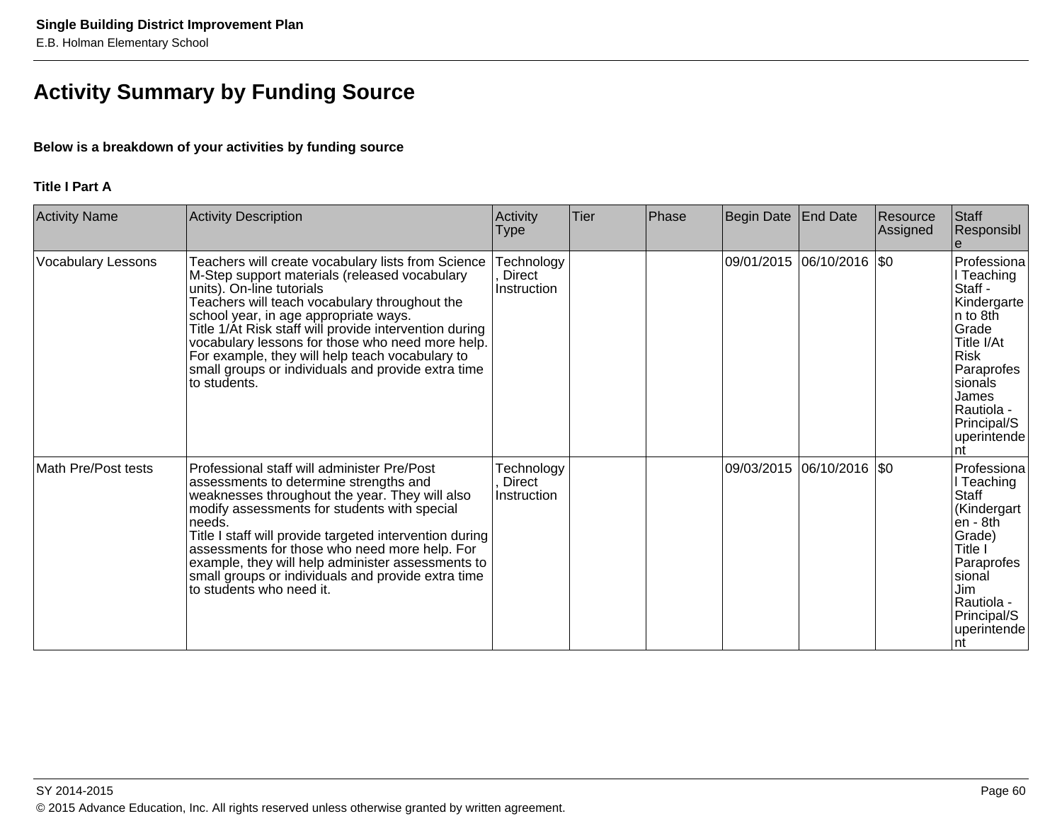## Activity Summary by Funding Source

**Below is a breakdown of your activities by funding source**

**Title I Part A**

| Activity Name | Activity Description | Activity Type | Tier | Phase | Begin Date | End Date | Resource Assigned | Staff Responsible |
|---|---|---|---|---|---|---|---|---|
| Vocabulary Lessons | Teachers will create vocabulary lists from Science M-Step support materials (released vocabulary units). On-line tutorials<br>Teachers will teach vocabulary throughout the school year, in age appropriate ways.<br>Title 1/At Risk staff will provide intervention during vocabulary lessons for those who need more help. For example, they will help teach vocabulary to small groups or individuals and provide extra time to students. | Technology, Direct Instruction | | | 09/01/2015 | 06/10/2016 | $0 | Professional Teaching Staff - Kindergarten to 8th Grade<br>Title I/At Risk Paraprofessionals<br>James Rautiola - Principal/Superintendent |
| Math Pre/Post tests | Professional staff will administer Pre/Post assessments to determine strengths and weaknesses throughout the year. They will also modify assessments for students with special needs.<br>Title I staff will provide targeted intervention during assessments for those who need more help. For example, they will help administer assessments to small groups or individuals and provide extra time to students who need it. | Technology, Direct Instruction | | | 09/03/2015 | 06/10/2016 | $0 | Professional Teaching Staff (Kindergarten - 8th Grade)<br>Title I Paraprofessional<br>Jim Rautiola - Principal/Superintendent |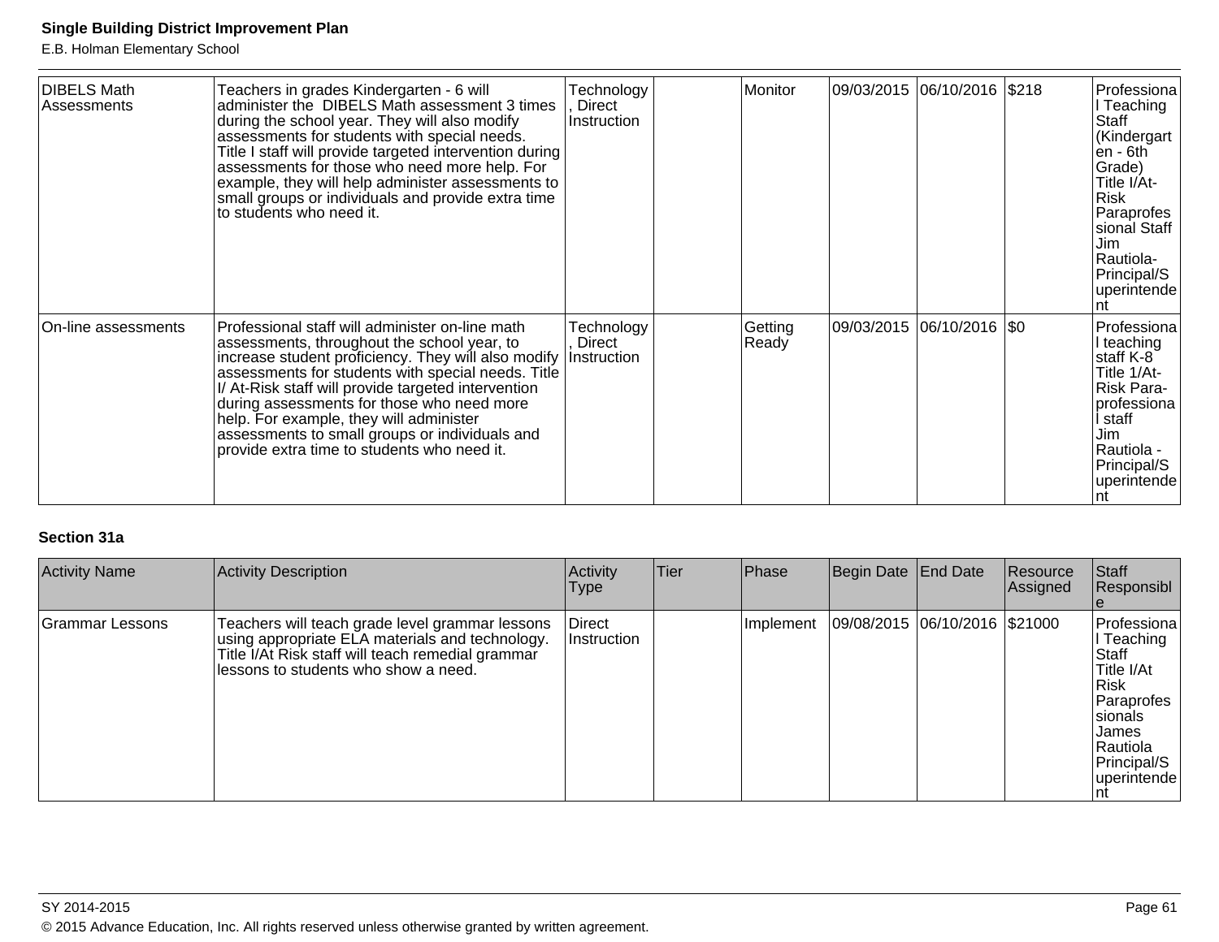| Activity Name | Activity Description | Activity Type | Tier | Phase | Begin Date | End Date | Resource Assigned | Staff Responsible |
|---|---|---|---|---|---|---|---|---|
| DIBELS Math Assessments | Teachers in grades Kindergarten - 6 will administer the DIBELS Math assessment 3 times during the school year. They will also modify assessments for students with special needs. Title I staff will provide targeted intervention during assessments for those who need more help. For example, they will help administer assessments to small groups or individuals and provide extra time to students who need it. | Technology, Direct Instruction | | Monitor | 09/03/2015 | 06/10/2016 | $218 | Professional Teaching Staff (Kindergarten - 6th Grade) Title I/At-Risk Paraprofessional Staff Jim Rautiola-Principal/Superintendent |
| On-line assessments | Professional staff will administer on-line math assessments, throughout the school year, to increase student proficiency. They will also modify assessments for students with special needs. Title I/ At-Risk staff will provide targeted intervention during assessments for those who need more help. For example, they will administer assessments to small groups or individuals and provide extra time to students who need it. | Technology, Direct Instruction | | Getting Ready | 09/03/2015 | 06/10/2016 | $0 | Professional teaching staff K-8 Title 1/At-Risk Para-professional staff Jim Rautiola - Principal/Superintendent |

**Section 31a**

| Activity Name | Activity Description | Activity Type | Tier | Phase | Begin Date | End Date | Resource Assigned | Staff Responsible |
|---|---|---|---|---|---|---|---|---|
| Grammar Lessons | Teachers will teach grade level grammar lessons using appropriate ELA materials and technology. Title I/At Risk staff will teach remedial grammar lessons to students who show a need. | Direct Instruction | | Implement | 09/08/2015 | 06/10/2016 | $21000 | Professional Teaching Staff Title I/At Risk Paraprofessionals James Rautiola Principal/Superintendent |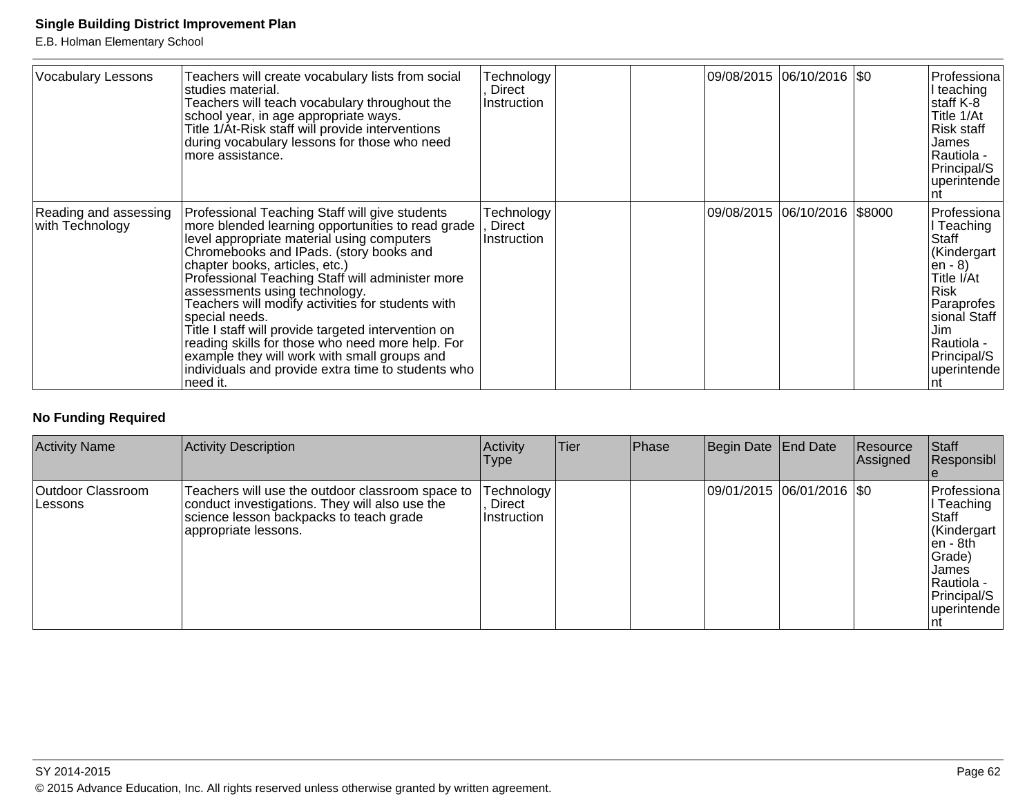| Vocabulary Lessons | Teachers will create vocabulary lists from social studies material.<br>Teachers will teach vocabulary throughout the school year, in age appropriate ways.<br>Title 1/At-Risk staff will provide interventions during vocabulary lessons for those who need more assistance. | Technology, Direct Instruction | | | 09/08/2015 | 06/10/2016 | $0 | Professional teaching staff K-8<br>Title 1/At Risk staff<br>James Rautiola - Principal/Superintendent |
|---|---|---|---|---|---|---|---|---|
| Reading and assessing with Technology | Professional Teaching Staff will give students more blended learning opportunities to read grade level appropriate material using computers Chromebooks and IPads. (story books and chapter books, articles, etc.)<br>Professional Teaching Staff will administer more assessments using technology.<br>Teachers will modify activities for students with special needs.<br>Title I staff will provide targeted intervention on reading skills for those who need more help. For example they will work with small groups and individuals and provide extra time to students who need it. | Technology, Direct Instruction | | | 09/08/2015 | 06/10/2016 | $8000 | Professional Teaching Staff (Kindergarten - 8)<br>Title I/At Risk Paraprofessional Staff<br>Jim Rautiola - Principal/Superintendent |

**No Funding Required**

| Activity Name | Activity Description | Activity Type | Tier | Phase | Begin Date | End Date | Resource Assigned | Staff Responsible |
|---|---|---|---|---|---|---|---|---|
| Outdoor Classroom Lessons | Teachers will use the outdoor classroom space to conduct investigations. They will also use the science lesson backpacks to teach grade appropriate lessons. | Technology, Direct Instruction | | | 09/01/2015 | 06/01/2016 | $0 | Professional Teaching Staff (Kindergarten - 8th Grade)<br>James Rautiola - Principal/Superintendent |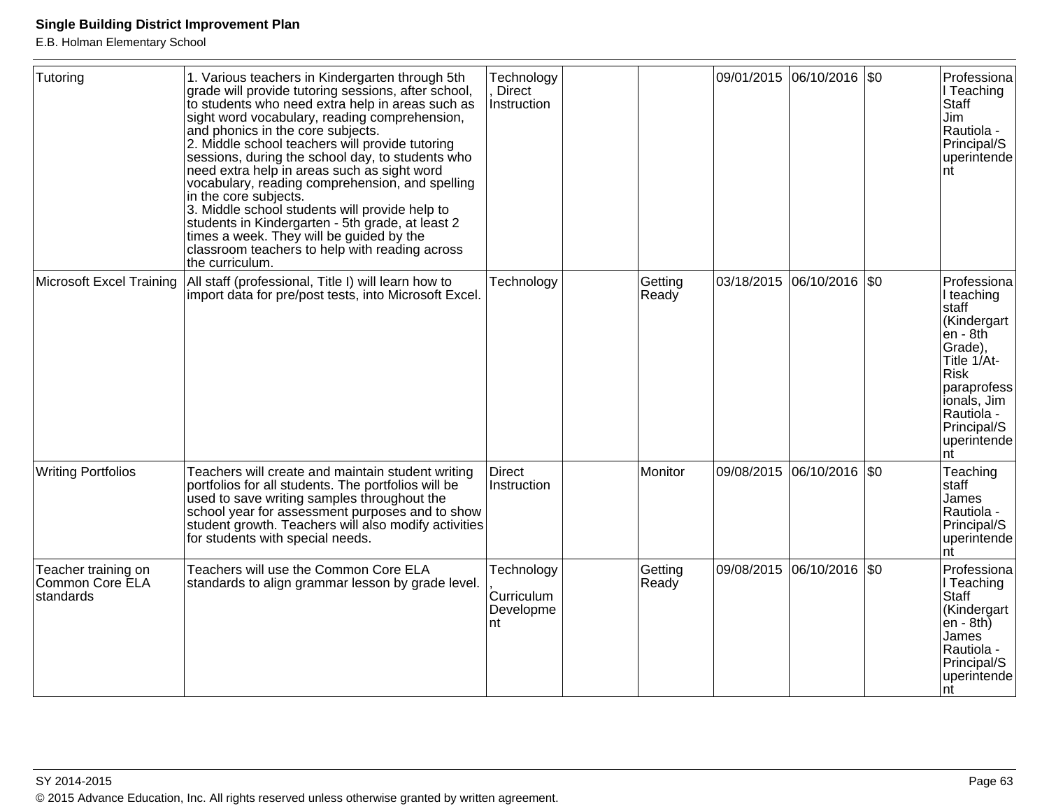| Tutoring | 1. Various teachers in Kindergarten through 5th grade will provide tutoring sessions, after school, to students who need extra help in areas such as sight word vocabulary, reading comprehension, and phonics in the core subjects.<br>2. Middle school teachers will provide tutoring sessions, during the school day, to students who need extra help in areas such as sight word vocabulary, reading comprehension, and spelling in the core subjects.<br>3. Middle school students will provide help to students in Kindergarten - 5th grade, at least 2 times a week. They will be guided by the classroom teachers to help with reading across the curriculum. | Technology, Direct Instruction | | | 09/01/2015 | 06/10/2016 | $0 | Professional Teaching Staff<br>Jim Rautiola - Principal/Superintendent |
|---|---|---|---|---|---|---|---|---|
| Microsoft Excel Training | All staff (professional, Title I) will learn how to import data for pre/post tests, into Microsoft Excel. | Technology | | Getting Ready | 03/18/2015 | 06/10/2016 | $0 | Professional teaching staff (Kindergarten - 8th Grade), Title 1/At-Risk paraprofessionals, Jim Rautiola - Principal/Superintendent |
| Writing Portfolios | Teachers will create and maintain student writing portfolios for all students. The portfolios will be used to save writing samples throughout the school year for assessment purposes and to show student growth. Teachers will also modify activities for students with special needs. | Direct Instruction | | Monitor | 09/08/2015 | 06/10/2016 | $0 | Teaching staff<br>James Rautiola - Principal/Superintendent |
| Teacher training on Common Core ELA standards | Teachers will use the Common Core ELA standards to align grammar lesson by grade level. | Technology, Curriculum Development | | Getting Ready | 09/08/2015 | 06/10/2016 | $0 | Professional Teaching Staff (Kindergarten - 8th)<br>James Rautiola - Principal/Superintendent |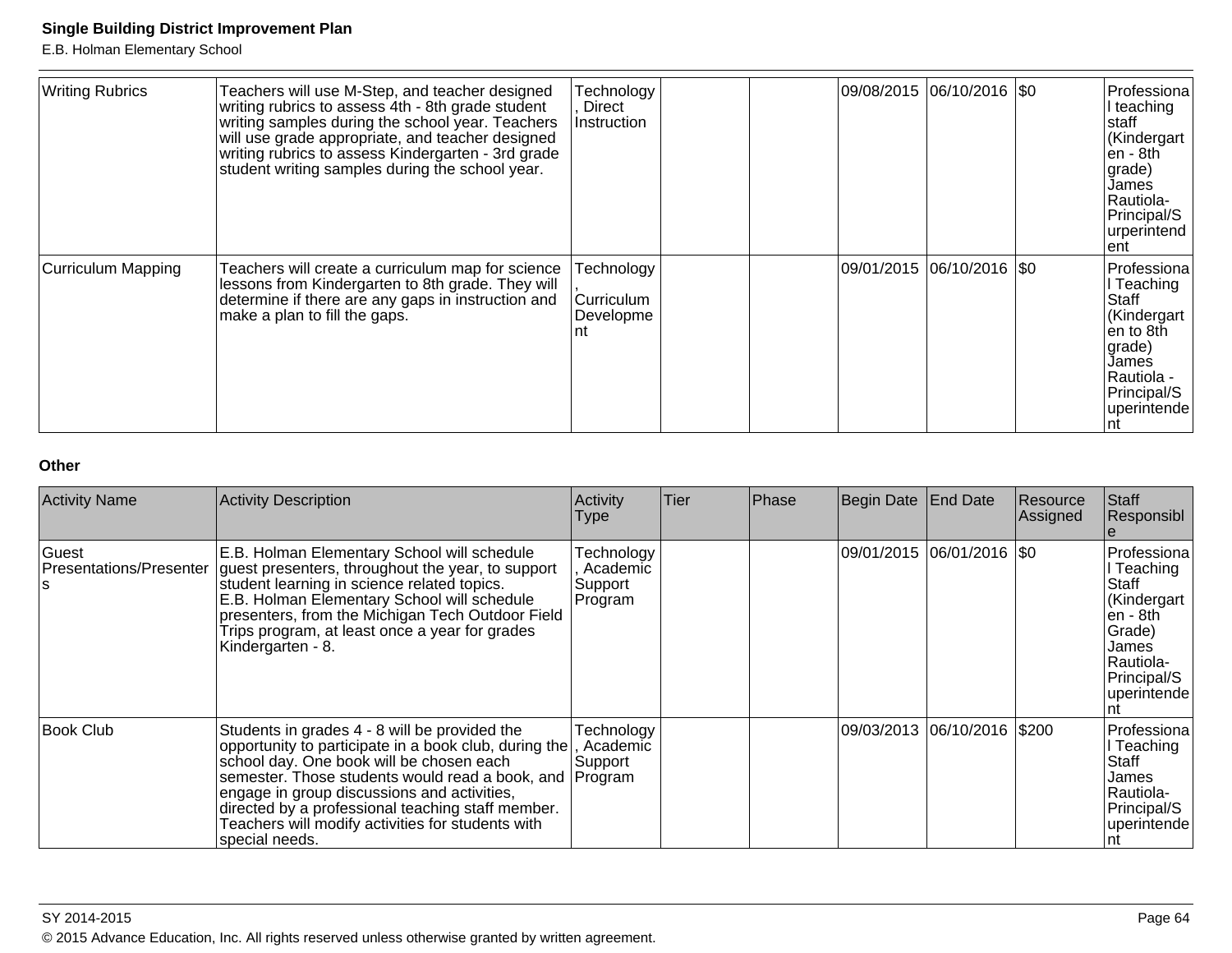| | | | | | | | | |
|---|---|---|---|---|---|---|---|---|
| Writing Rubrics | Teachers will use M-Step, and teacher designed writing rubrics to assess 4th - 8th grade student writing samples during the school year. Teachers will use grade appropriate, and teacher designed writing rubrics to assess Kindergarten - 3rd grade student writing samples during the school year. | Technology, Direct Instruction | | | 09/08/2015 | 06/10/2016 | $0 | Professional teaching staff (Kindergarten - 8th grade) James Rautiola-Principal/Surperintendent |
| Curriculum Mapping | Teachers will create a curriculum map for science lessons from Kindergarten to 8th grade. They will determine if there are any gaps in instruction and make a plan to fill the gaps. | Technology, Curriculum Development | | | 09/01/2015 | 06/10/2016 | $0 | Professional Teaching Staff (Kindergarten to 8th grade) James Rautiola - Principal/Superintendent |

**Other**

| Activity Name | Activity Description | Activity Type | Tier | Phase | Begin Date | End Date | Resource Assigned | Staff Responsible |
|---|---|---|---|---|---|---|---|---|
| Guest Presentations/Presenters | E.B. Holman Elementary School will schedule guest presenters, throughout the year, to support student learning in science related topics.<br>E.B. Holman Elementary School will schedule presenters, from the Michigan Tech Outdoor Field Trips program, at least once a year for grades Kindergarten - 8. | Technology, Academic Support Program | | | 09/01/2015 | 06/01/2016 | $0 | Professional Teaching Staff (Kindergarten - 8th Grade) James Rautiola-Principal/Superintendent |
| Book Club | Students in grades 4 - 8 will be provided the opportunity to participate in a book club, during the school day. One book will be chosen each semester. Those students would read a book, and engage in group discussions and activities, directed by a professional teaching staff member. Teachers will modify activities for students with special needs. | Technology, Academic Support Program | | | 09/03/2013 | 06/10/2016 | $200 | Professional Teaching Staff James Rautiola-Principal/Superintendent |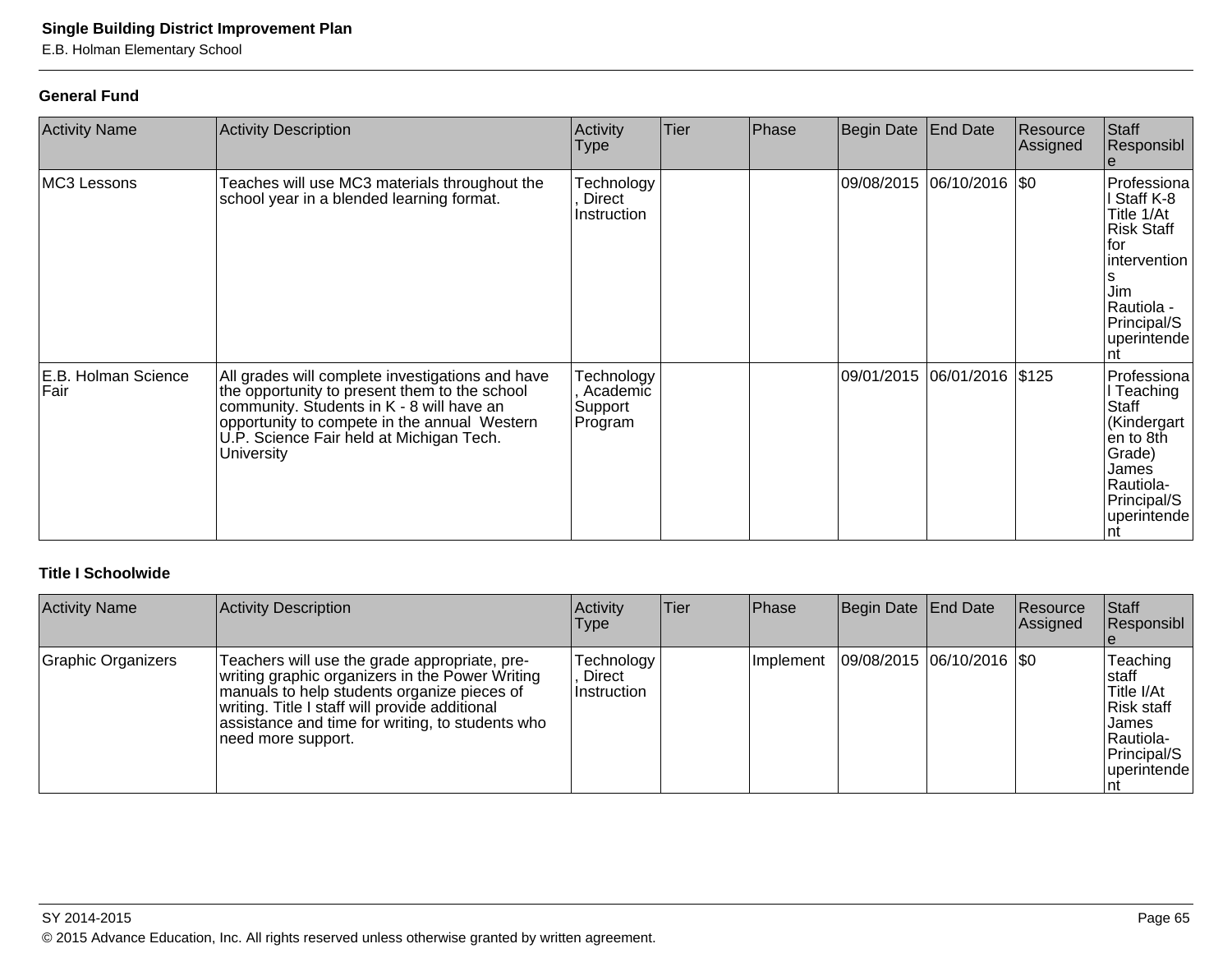### General Fund

| Activity Name | Activity Description | Activity Type | Tier | Phase | Begin Date | End Date | Resource Assigned | Staff Responsible |
|---|---|---|---|---|---|---|---|---|
| MC3 Lessons | Teaches will use MC3 materials throughout the school year in a blended learning format. | Technology, Direct Instruction | | | 09/08/2015 | 06/10/2016 | $0 | Professional Staff K-8 Title 1/At Risk Staff for interventions Jim Rautiola - Principal/Superintendent |
| E.B. Holman Science Fair | All grades will complete investigations and have the opportunity to present them to the school community. Students in K - 8 will have an opportunity to compete in the annual Western U.P. Science Fair held at Michigan Tech. University | Technology, Academic Support Program | | | 09/01/2015 | 06/01/2016 | $125 | Professional Teaching Staff (Kindergarten to 8th Grade) James Rautiola- Principal/Superintendent |

### Title I Schoolwide

| Activity Name | Activity Description | Activity Type | Tier | Phase | Begin Date | End Date | Resource Assigned | Staff Responsible |
|---|---|---|---|---|---|---|---|---|
| Graphic Organizers | Teachers will use the grade appropriate, pre-writing graphic organizers in the Power Writing manuals to help students organize pieces of writing. Title I staff will provide additional assistance and time for writing, to students who need more support. | Technology, Direct Instruction | | Implement | 09/08/2015 | 06/10/2016 | $0 | Teaching staff Title I/At Risk staff James Rautiola- Principal/Superintendent |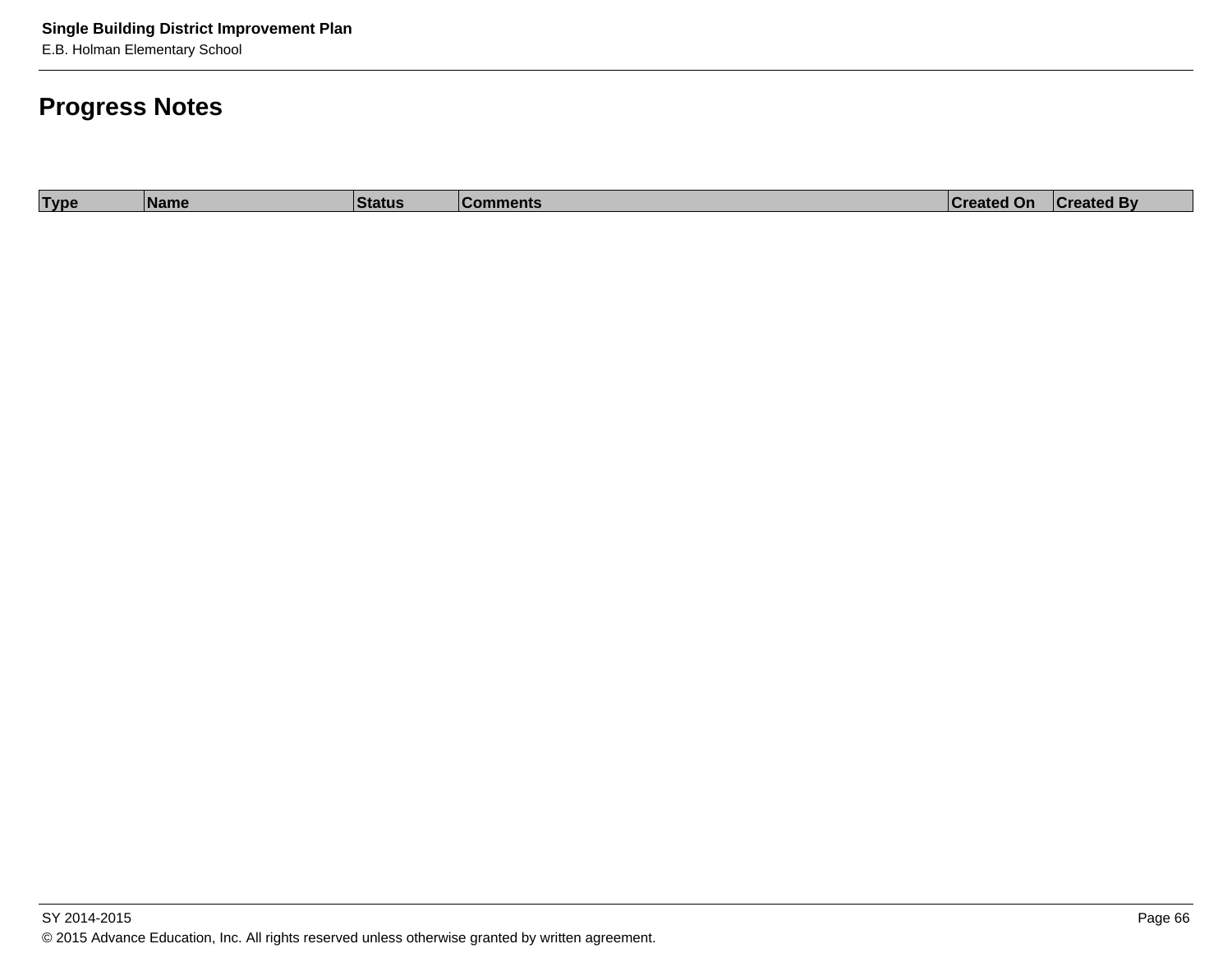## Progress Notes

| Type | Name | Status | Comments | Created On | Created By |
|---|---|---|---|---|---|